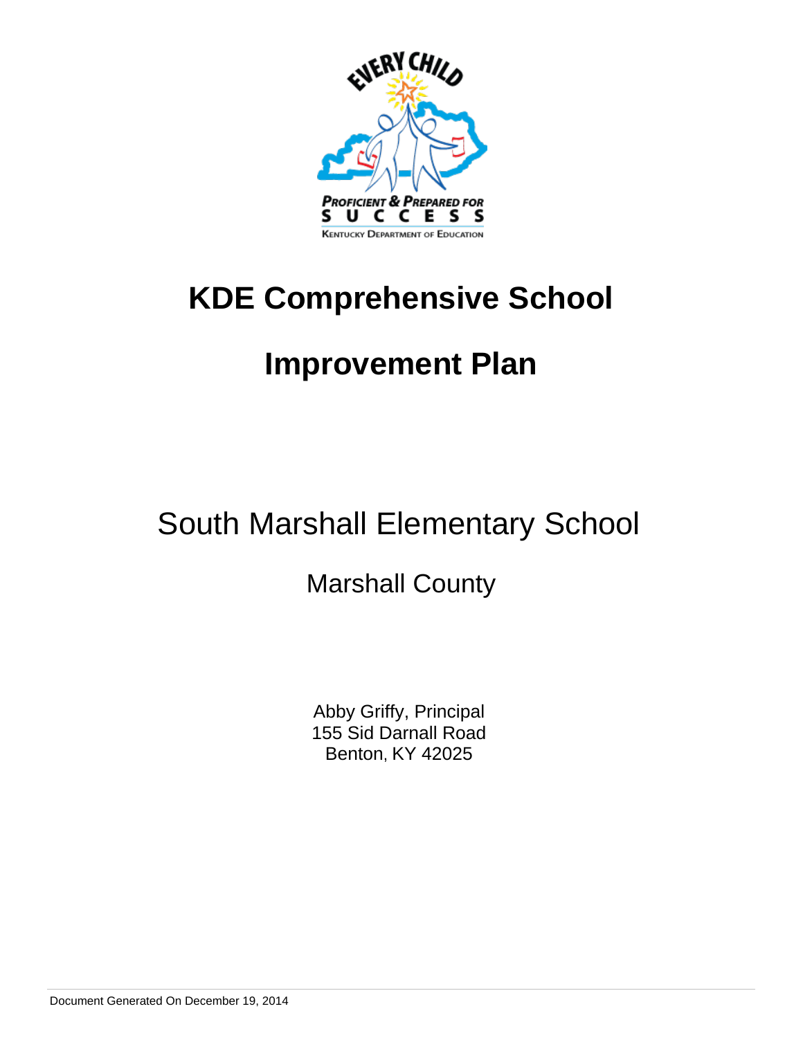# KDE Comprehensive School Improvement Plan

## South Marshall Elementary School

### Marshall County

Abby Griffy, Principal
155 Sid Darnall Road
Benton, KY 42025

Document Generated On December 19, 2014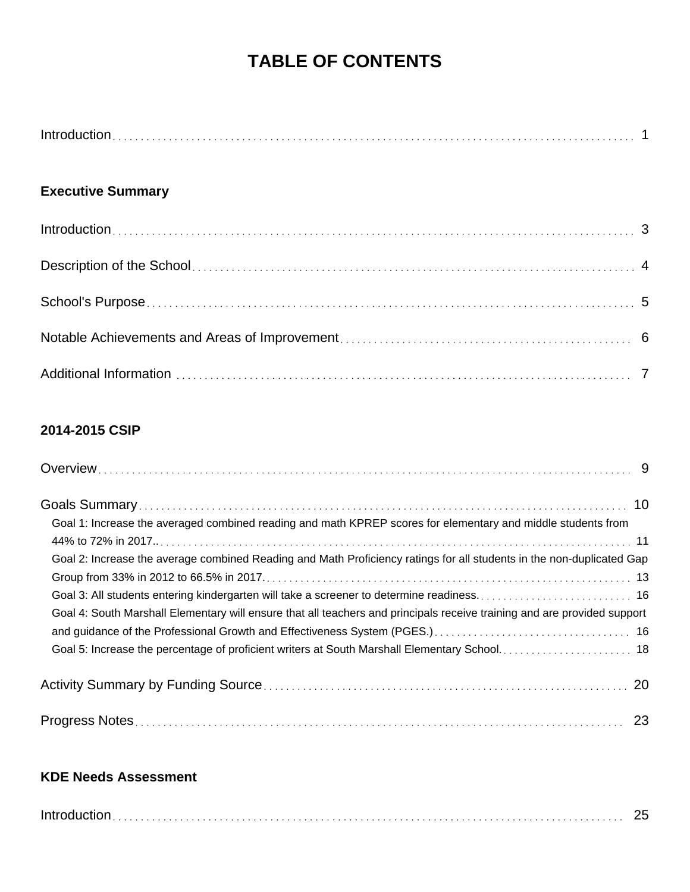# TABLE OF CONTENTS

Introduction . . . . . . . . . . 1

**Executive Summary**

Introduction . . . . . . . . . . 3

Description of the School . . . . . . . . . . 4

School's Purpose . . . . . . . . . . 5

Notable Achievements and Areas of Improvement . . . . . . . . . . 6

Additional Information . . . . . . . . . . 7

**2014-2015 CSIP**

Overview . . . . . . . . . . 9

Goals Summary . . . . . . . . . . 10

- Goal 1: Increase the averaged combined reading and math KPREP scores for elementary and middle students from 44% to 72% in 2017.. . . . . . . . . . . 11
- Goal 2: Increase the average combined Reading and Math Proficiency ratings for all students in the non-duplicated Gap Group from 33% in 2012 to 66.5% in 2017. . . . . . . . . . . 13
- Goal 3: All students entering kindergarten will take a screener to determine readiness. . . . . . . . . . . 16
- Goal 4: South Marshall Elementary will ensure that all teachers and principals receive training and are provided support and guidance of the Professional Growth and Effectiveness System (PGES.) . . . . . . . . . . 16
- Goal 5: Increase the percentage of proficient writers at South Marshall Elementary School. . . . . . . . . . . 18

Activity Summary by Funding Source . . . . . . . . . . 20

Progress Notes . . . . . . . . . . 23

**KDE Needs Assessment**

Introduction . . . . . . . . . . 25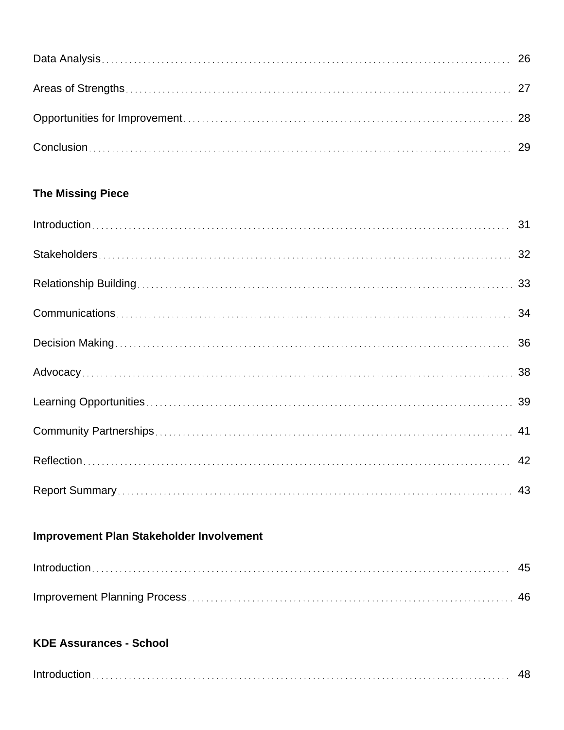Data Analysis . . . . . . . . . . 26

Areas of Strengths . . . . . . . . . . 27

Opportunities for Improvement . . . . . . . . . . 28

Conclusion . . . . . . . . . . 29

**The Missing Piece**

Introduction . . . . . . . . . . 31

Stakeholders . . . . . . . . . . 32

Relationship Building . . . . . . . . . . 33

Communications . . . . . . . . . . 34

Decision Making . . . . . . . . . . 36

Advocacy . . . . . . . . . . 38

Learning Opportunities . . . . . . . . . . 39

Community Partnerships . . . . . . . . . . 41

Reflection . . . . . . . . . . 42

Report Summary . . . . . . . . . . 43

**Improvement Plan Stakeholder Involvement**

Introduction . . . . . . . . . . 45

Improvement Planning Process . . . . . . . . . . 46

**KDE Assurances - School**

Introduction . . . . . . . . . . 48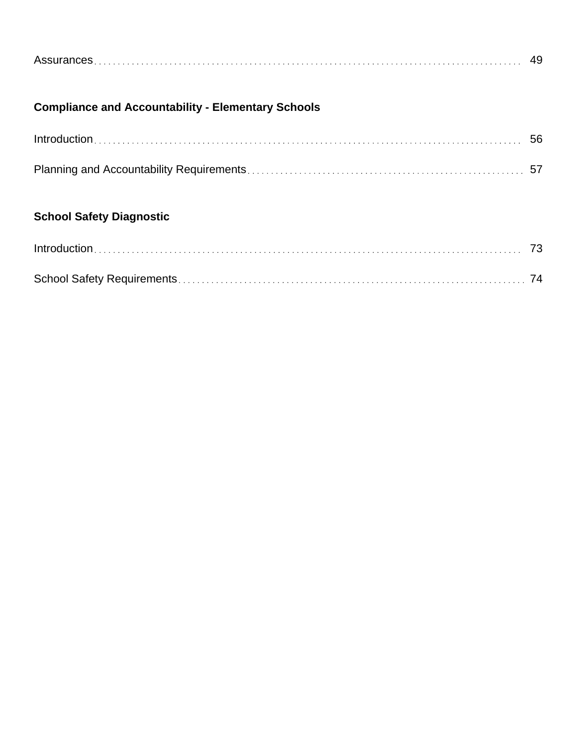Assurances . . . . . . . . . . . . . . . . . . . . . . . . . . . . . . . . . . . . . . . . . . . . . . . . . . . . . . . . . . . . . . . . . . . . . . . . . . . . . . . . . . . . . 49

**Compliance and Accountability - Elementary Schools**

Introduction . . . . . . . . . . . . . . . . . . . . . . . . . . . . . . . . . . . . . . . . . . . . . . . . . . . . . . . . . . . . . . . . . . . . . . . . . . . . . . . . . . . . . 56

Planning and Accountability Requirements . . . . . . . . . . . . . . . . . . . . . . . . . . . . . . . . . . . . . . . . . . . . . . . . . . . . . . 57

**School Safety Diagnostic**

Introduction . . . . . . . . . . . . . . . . . . . . . . . . . . . . . . . . . . . . . . . . . . . . . . . . . . . . . . . . . . . . . . . . . . . . . . . . . . . . . . . . . . . . . 73

School Safety Requirements . . . . . . . . . . . . . . . . . . . . . . . . . . . . . . . . . . . . . . . . . . . . . . . . . . . . . . . . . . . . . . . . . . . . . 74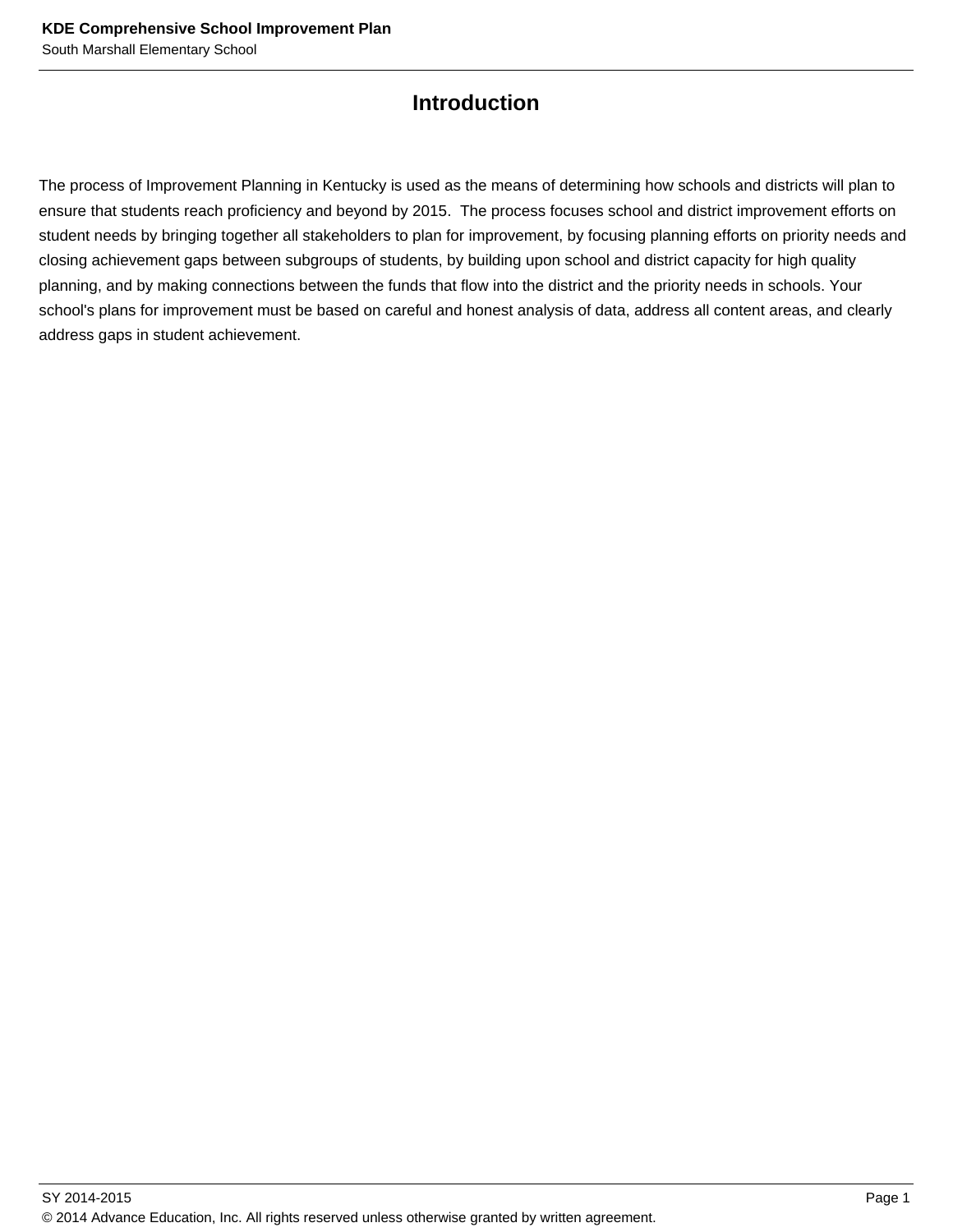# Introduction

The process of Improvement Planning in Kentucky is used as the means of determining how schools and districts will plan to ensure that students reach proficiency and beyond by 2015. The process focuses school and district improvement efforts on student needs by bringing together all stakeholders to plan for improvement, by focusing planning efforts on priority needs and closing achievement gaps between subgroups of students, by building upon school and district capacity for high quality planning, and by making connections between the funds that flow into the district and the priority needs in schools. Your school's plans for improvement must be based on careful and honest analysis of data, address all content areas, and clearly address gaps in student achievement.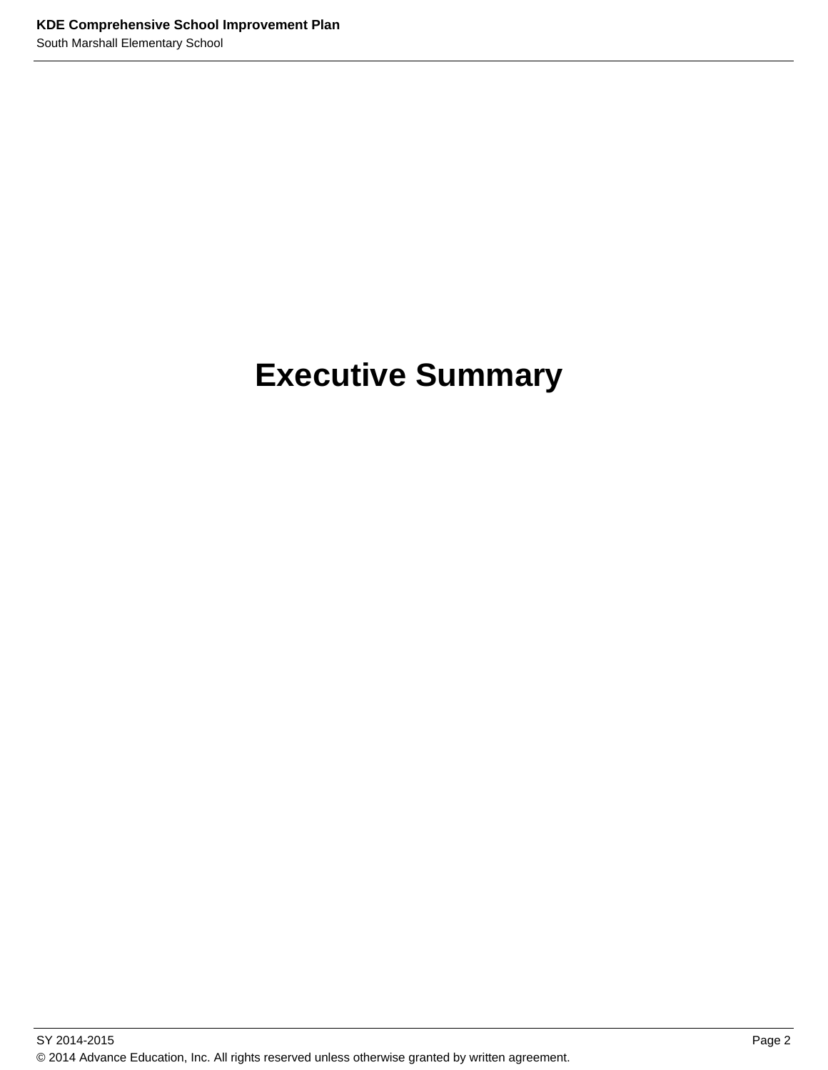# Executive Summary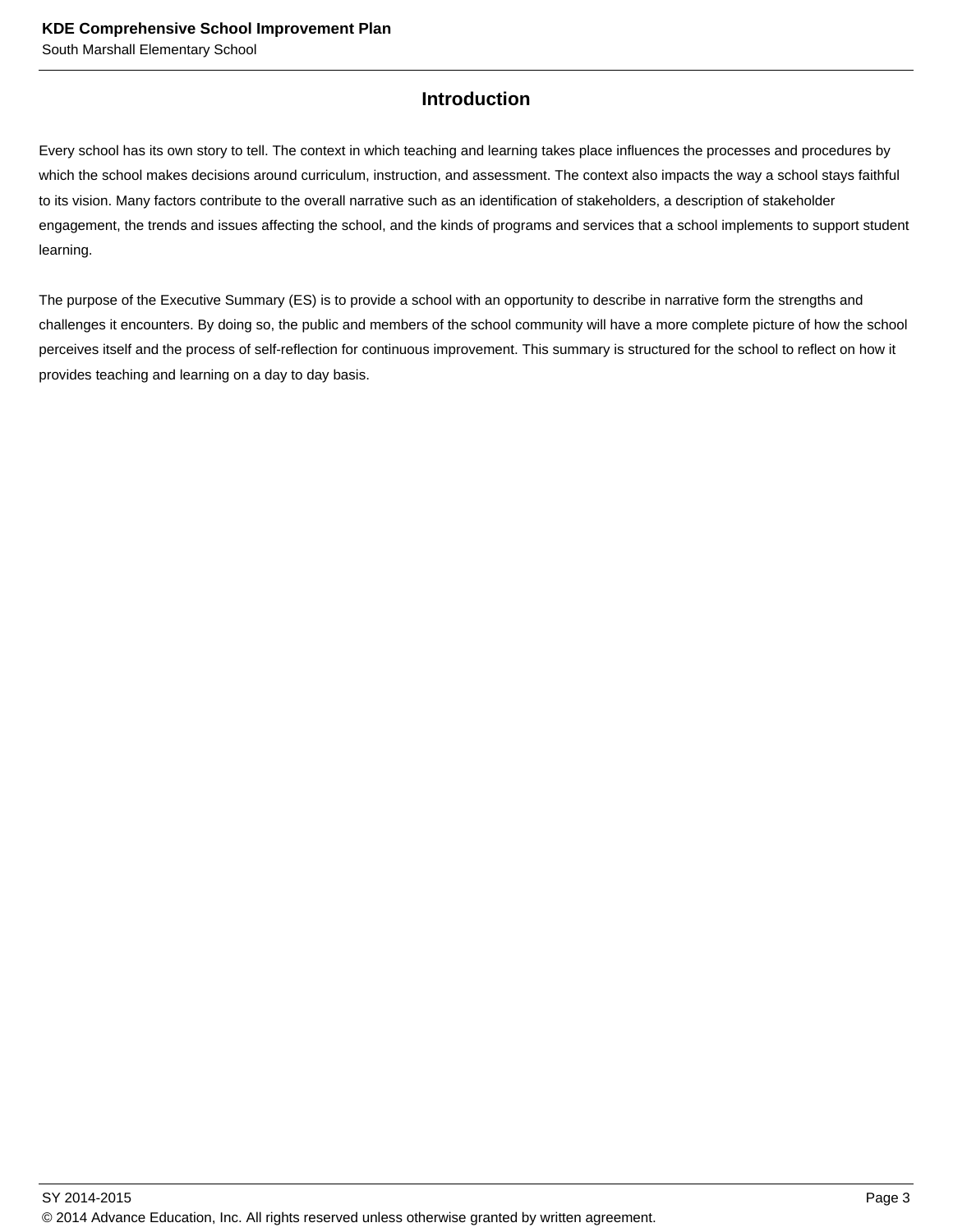## Introduction

Every school has its own story to tell. The context in which teaching and learning takes place influences the processes and procedures by which the school makes decisions around curriculum, instruction, and assessment. The context also impacts the way a school stays faithful to its vision. Many factors contribute to the overall narrative such as an identification of stakeholders, a description of stakeholder engagement, the trends and issues affecting the school, and the kinds of programs and services that a school implements to support student learning.

The purpose of the Executive Summary (ES) is to provide a school with an opportunity to describe in narrative form the strengths and challenges it encounters. By doing so, the public and members of the school community will have a more complete picture of how the school perceives itself and the process of self-reflection for continuous improvement. This summary is structured for the school to reflect on how it provides teaching and learning on a day to day basis.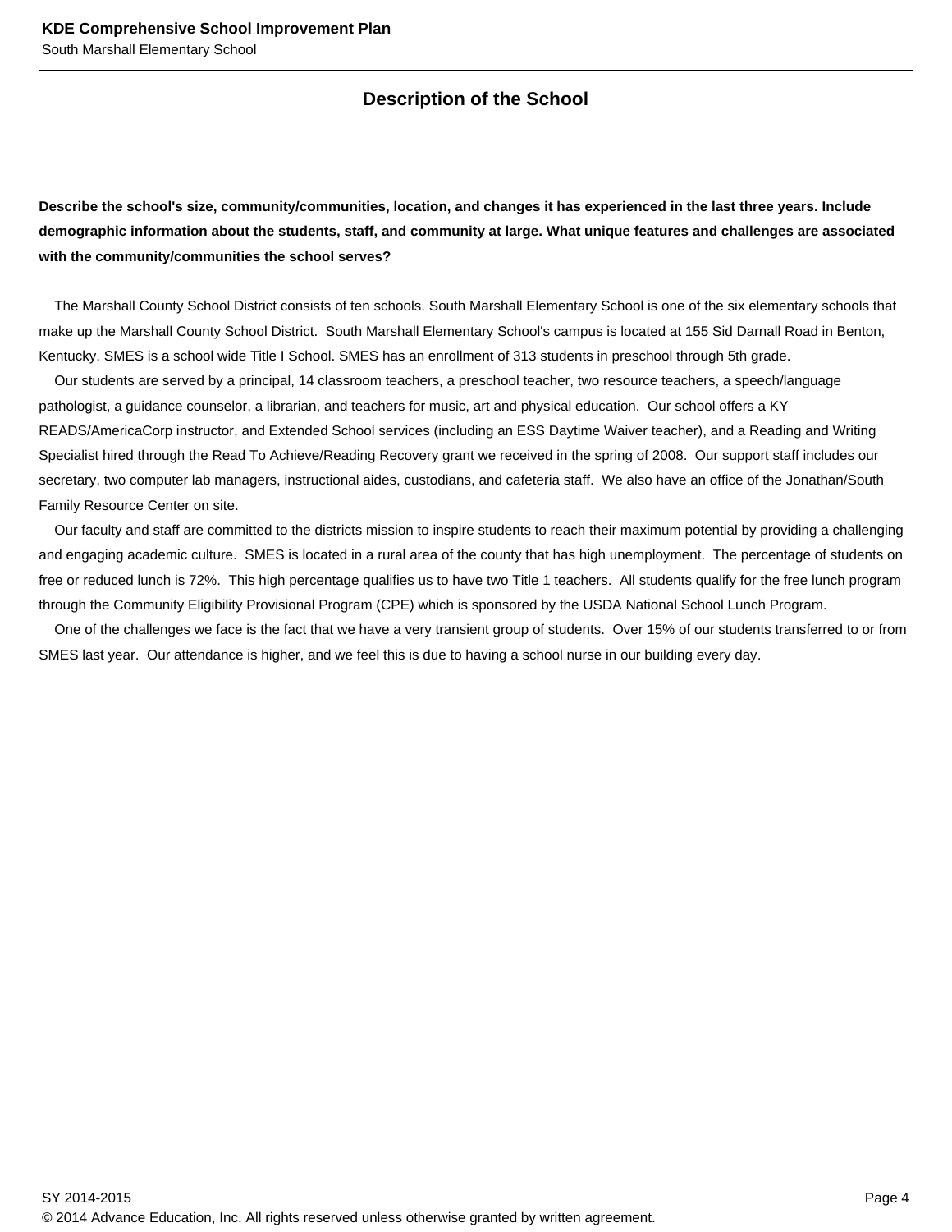## Description of the School

**Describe the school's size, community/communities, location, and changes it has experienced in the last three years. Include demographic information about the students, staff, and community at large. What unique features and challenges are associated with the community/communities the school serves?**

The Marshall County School District consists of ten schools. South Marshall Elementary School is one of the six elementary schools that make up the Marshall County School District. South Marshall Elementary School's campus is located at 155 Sid Darnall Road in Benton, Kentucky. SMES is a school wide Title I School. SMES has an enrollment of 313 students in preschool through 5th grade.

Our students are served by a principal, 14 classroom teachers, a preschool teacher, two resource teachers, a speech/language pathologist, a guidance counselor, a librarian, and teachers for music, art and physical education. Our school offers a KY READS/AmericaCorp instructor, and Extended School services (including an ESS Daytime Waiver teacher), and a Reading and Writing Specialist hired through the Read To Achieve/Reading Recovery grant we received in the spring of 2008. Our support staff includes our secretary, two computer lab managers, instructional aides, custodians, and cafeteria staff. We also have an office of the Jonathan/South Family Resource Center on site.

Our faculty and staff are committed to the districts mission to inspire students to reach their maximum potential by providing a challenging and engaging academic culture. SMES is located in a rural area of the county that has high unemployment. The percentage of students on free or reduced lunch is 72%. This high percentage qualifies us to have two Title 1 teachers. All students qualify for the free lunch program through the Community Eligibility Provisional Program (CPE) which is sponsored by the USDA National School Lunch Program.

One of the challenges we face is the fact that we have a very transient group of students. Over 15% of our students transferred to or from SMES last year. Our attendance is higher, and we feel this is due to having a school nurse in our building every day.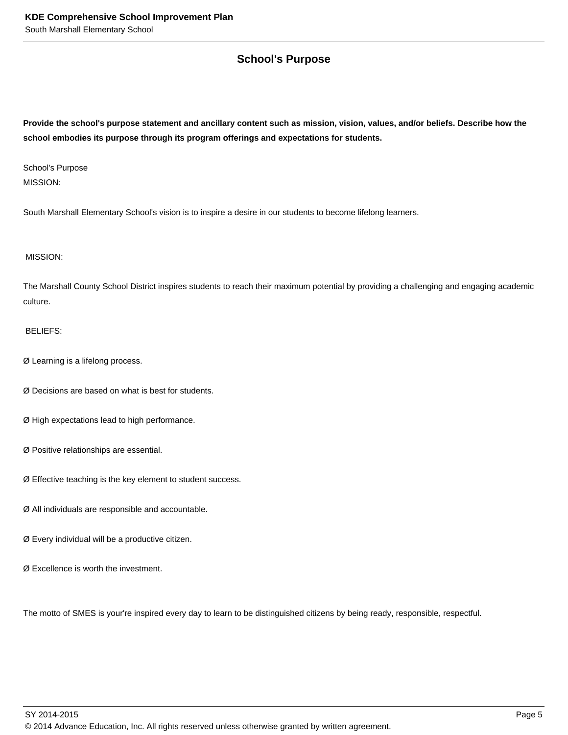## School's Purpose

**Provide the school's purpose statement and ancillary content such as mission, vision, values, and/or beliefs. Describe how the school embodies its purpose through its program offerings and expectations for students.**

School's Purpose
MISSION:

South Marshall Elementary School's vision is to inspire a desire in our students to become lifelong learners.

MISSION:

The Marshall County School District inspires students to reach their maximum potential by providing a challenging and engaging academic culture.

BELIEFS:

Ø Learning is a lifelong process.

Ø Decisions are based on what is best for students.

Ø High expectations lead to high performance.

Ø Positive relationships are essential.

Ø Effective teaching is the key element to student success.

Ø All individuals are responsible and accountable.

Ø Every individual will be a productive citizen.

Ø Excellence is worth the investment.

The motto of SMES is your're inspired every day to learn to be distinguished citizens by being ready, responsible, respectful.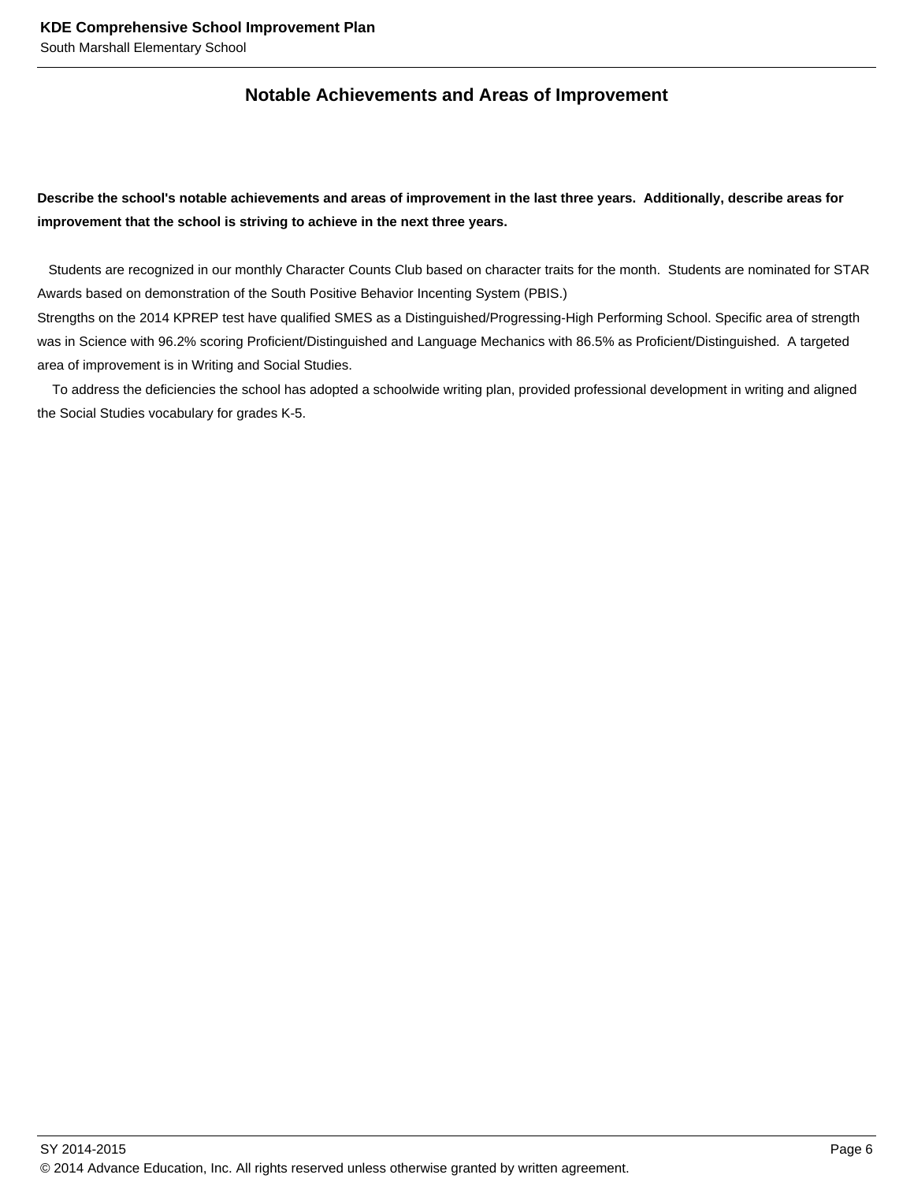## Notable Achievements and Areas of Improvement

**Describe the school's notable achievements and areas of improvement in the last three years. Additionally, describe areas for improvement that the school is striving to achieve in the next three years.**

Students are recognized in our monthly Character Counts Club based on character traits for the month. Students are nominated for STAR Awards based on demonstration of the South Positive Behavior Incenting System (PBIS.)

Strengths on the 2014 KPREP test have qualified SMES as a Distinguished/Progressing-High Performing School. Specific area of strength was in Science with 96.2% scoring Proficient/Distinguished and Language Mechanics with 86.5% as Proficient/Distinguished. A targeted area of improvement is in Writing and Social Studies.

To address the deficiencies the school has adopted a schoolwide writing plan, provided professional development in writing and aligned the Social Studies vocabulary for grades K-5.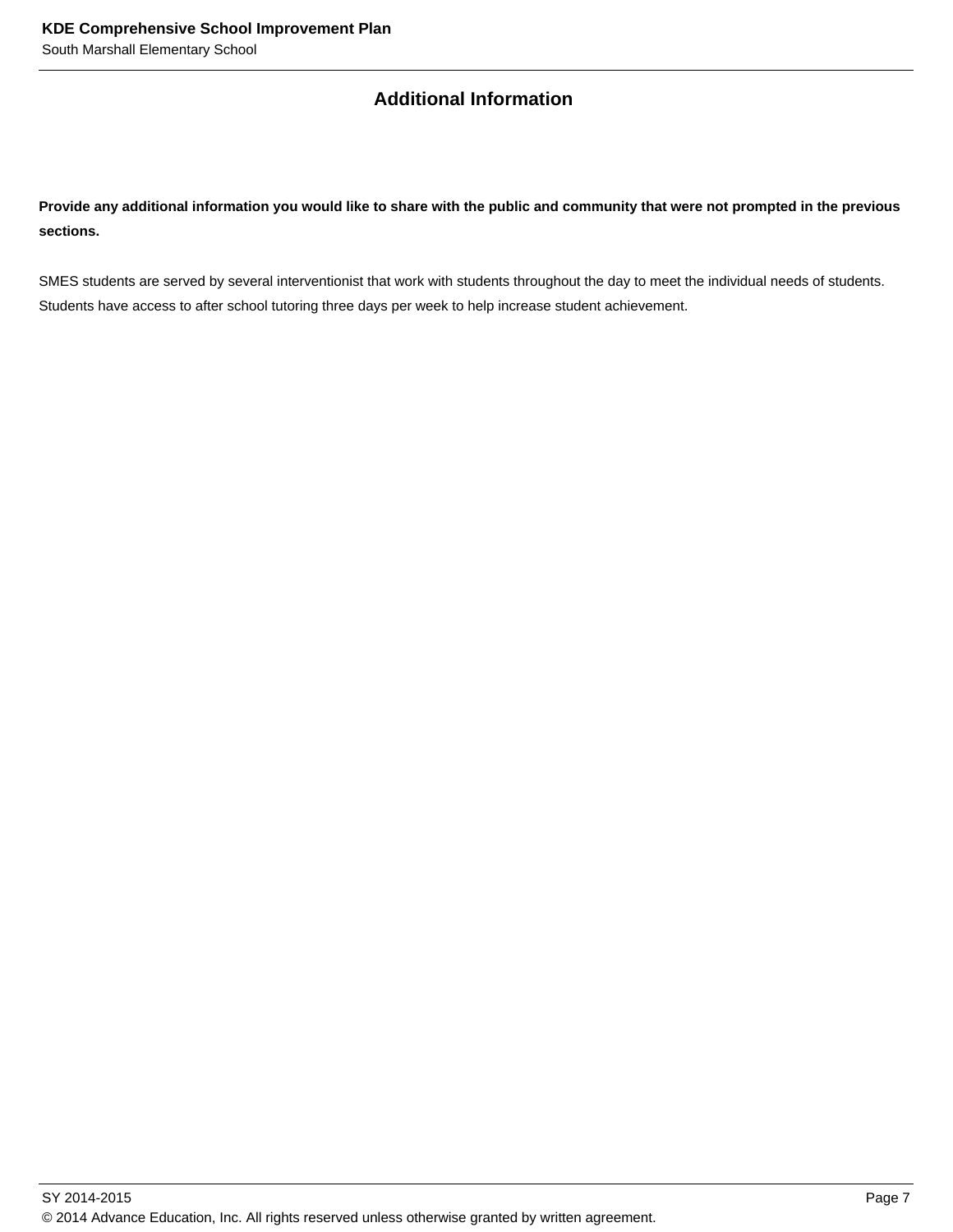## Additional Information

**Provide any additional information you would like to share with the public and community that were not prompted in the previous sections.**

SMES students are served by several interventionist that work with students throughout the day to meet the individual needs of students. Students have access to after school tutoring three days per week to help increase student achievement.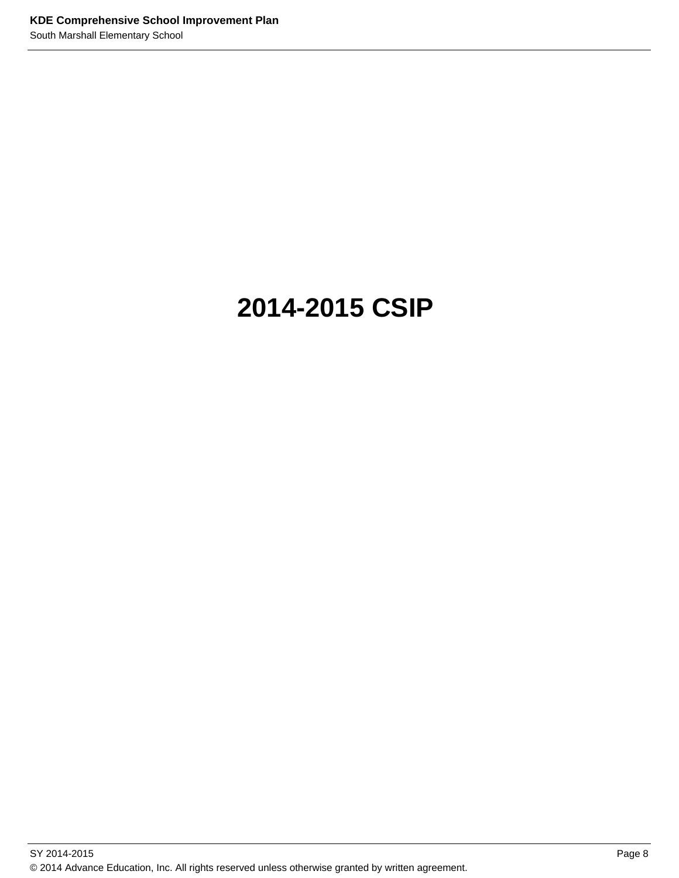# 2014-2015 CSIP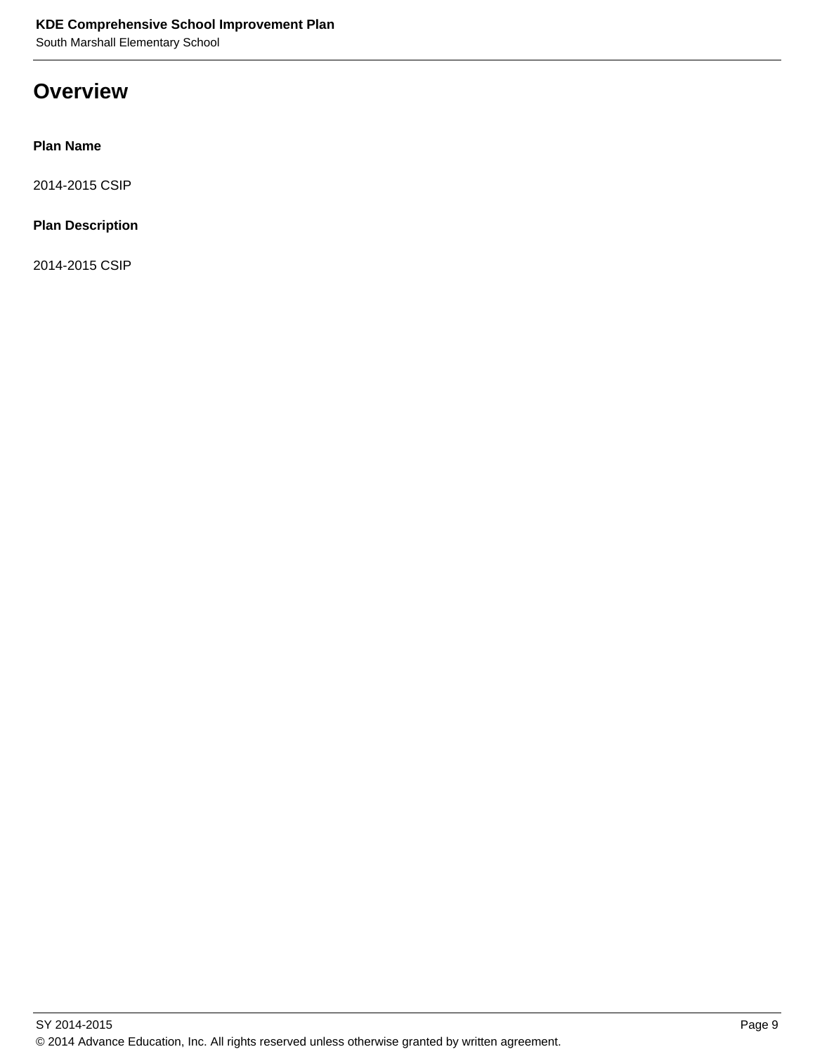# Overview

**Plan Name**

2014-2015 CSIP

**Plan Description**

2014-2015 CSIP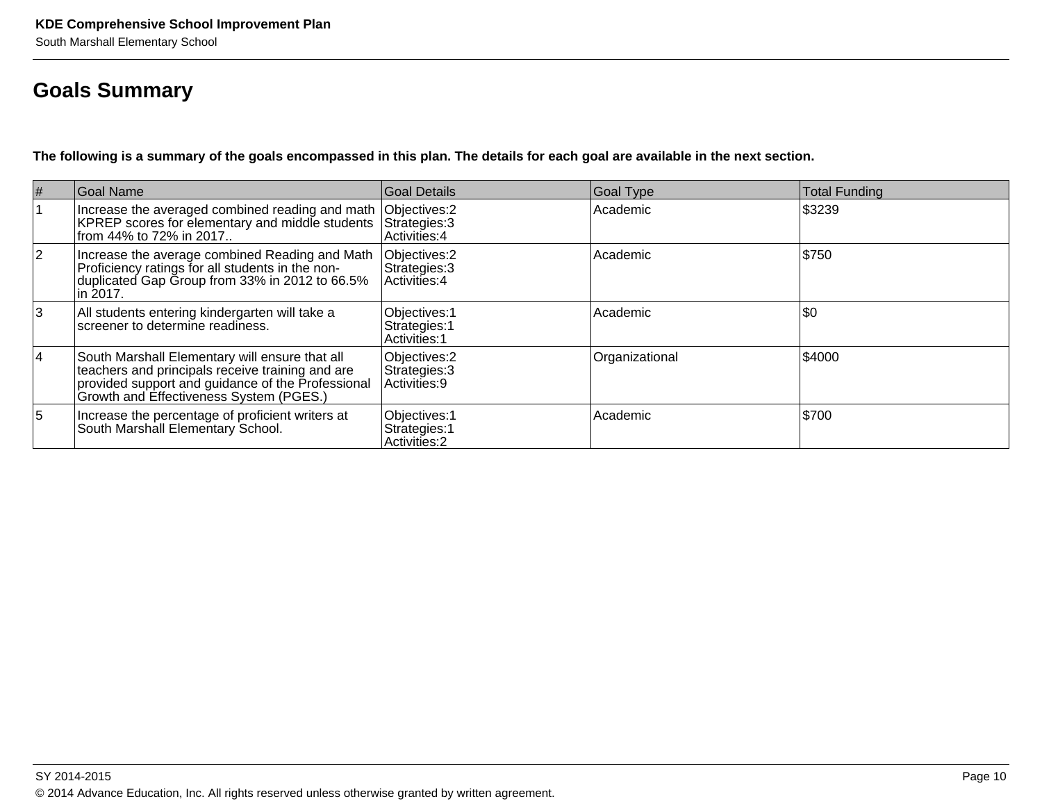# Goals Summary

**The following is a summary of the goals encompassed in this plan. The details for each goal are available in the next section.**

| # | Goal Name | Goal Details | Goal Type | Total Funding |
|---|---|---|---|---|
| 1 | Increase the averaged combined reading and math KPREP scores for elementary and middle students from 44% to 72% in 2017.. | Objectives:2<br>Strategies:3<br>Activities:4 | Academic | $3239 |
| 2 | Increase the average combined Reading and Math Proficiency ratings for all students in the non-duplicated Gap Group from 33% in 2012 to 66.5% in 2017. | Objectives:2<br>Strategies:3<br>Activities:4 | Academic | $750 |
| 3 | All students entering kindergarten will take a screener to determine readiness. | Objectives:1<br>Strategies:1<br>Activities:1 | Academic | $0 |
| 4 | South Marshall Elementary will ensure that all teachers and principals receive training and are provided support and guidance of the Professional Growth and Effectiveness System (PGES.) | Objectives:2<br>Strategies:3<br>Activities:9 | Organizational | $4000 |
| 5 | Increase the percentage of proficient writers at South Marshall Elementary School. | Objectives:1<br>Strategies:1<br>Activities:2 | Academic | $700 |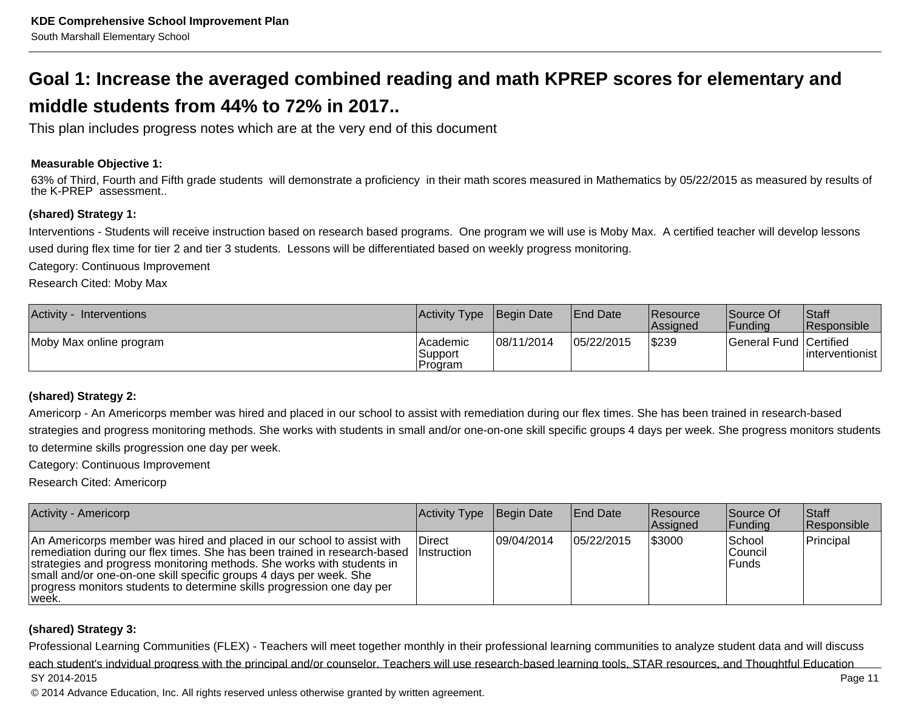# Goal 1: Increase the averaged combined reading and math KPREP scores for elementary and middle students from 44% to 72% in 2017..

This plan includes progress notes which are at the very end of this document

**Measurable Objective 1:**

63% of Third, Fourth and Fifth grade students will demonstrate a proficiency in their math scores measured in Mathematics by 05/22/2015 as measured by results of the K-PREP assessment..

**(shared) Strategy 1:**

Interventions - Students will receive instruction based on research based programs. One program we will use is Moby Max. A certified teacher will develop lessons used during flex time for tier 2 and tier 3 students. Lessons will be differentiated based on weekly progress monitoring.

Category: Continuous Improvement

Research Cited: Moby Max

| Activity - Interventions | Activity Type | Begin Date | End Date | Resource Assigned | Source Of Funding | Staff Responsible |
|---|---|---|---|---|---|---|
| Moby Max online program | Academic Support Program | 08/11/2014 | 05/22/2015 | $239 | General Fund | Certified interventionist |

**(shared) Strategy 2:**

Americorp - An Americorps member was hired and placed in our school to assist with remediation during our flex times. She has been trained in research-based strategies and progress monitoring methods. She works with students in small and/or one-on-one skill specific groups 4 days per week. She progress monitors students to determine skills progression one day per week.

Category: Continuous Improvement

Research Cited: Americorp

| Activity - Americorp | Activity Type | Begin Date | End Date | Resource Assigned | Source Of Funding | Staff Responsible |
|---|---|---|---|---|---|---|
| An Americorps member was hired and placed in our school to assist with remediation during our flex times. She has been trained in research-based strategies and progress monitoring methods. She works with students in small and/or one-on-one skill specific groups 4 days per week. She progress monitors students to determine skills progression one day per week. | Direct Instruction | 09/04/2014 | 05/22/2015 | $3000 | School Council Funds | Principal |

**(shared) Strategy 3:**

Professional Learning Communities (FLEX) - Teachers will meet together monthly in their professional learning communities to analyze student data and will discuss each student's indvidual progress with the principal and/or counselor. Teachers will use research-based learning tools, STAR resources, and Thoughtful Education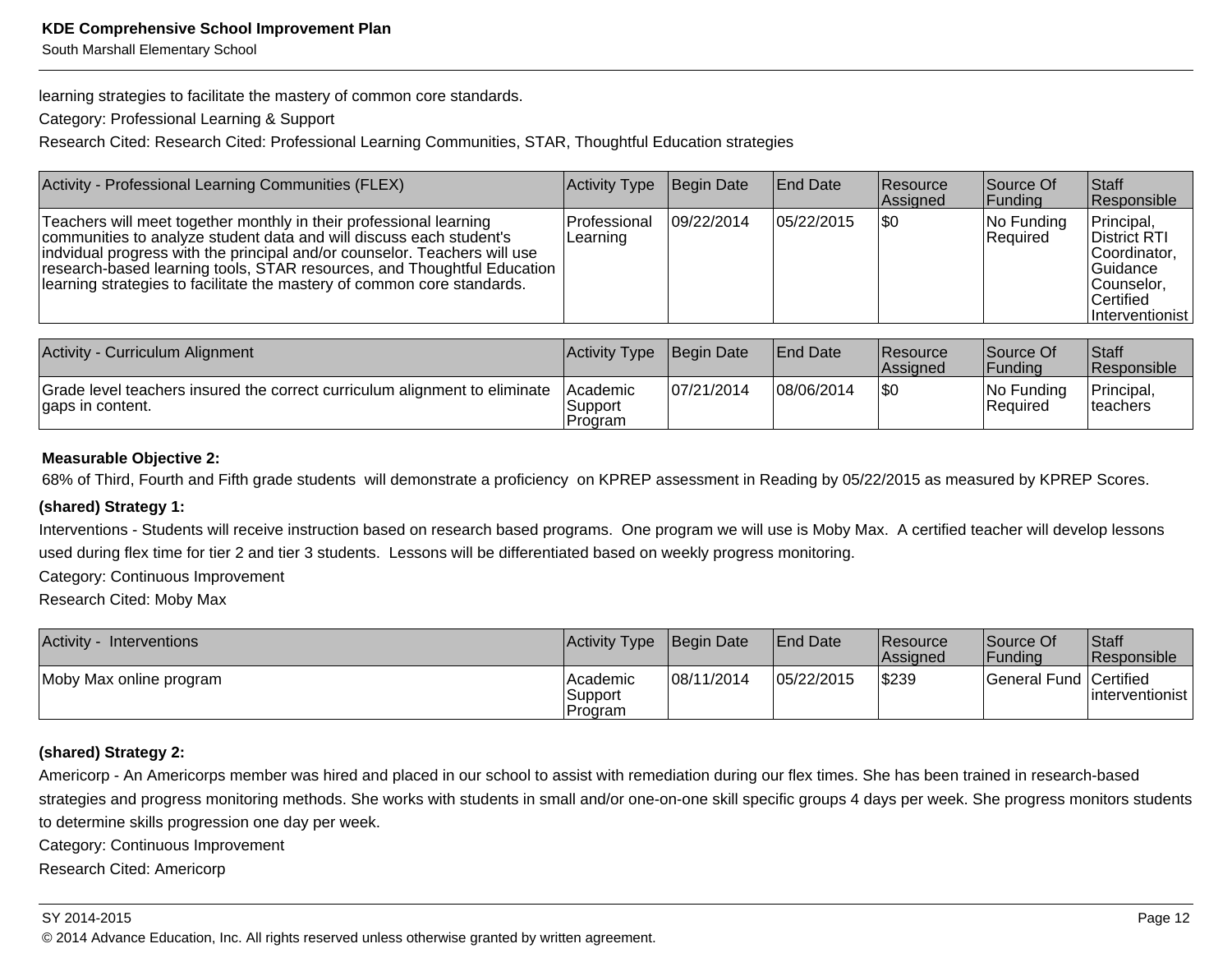learning strategies to facilitate the mastery of common core standards.

Category: Professional Learning & Support

Research Cited: Research Cited: Professional Learning Communities, STAR, Thoughtful Education strategies

| Activity - Professional Learning Communities (FLEX) | Activity Type | Begin Date | End Date | Resource Assigned | Source Of Funding | Staff Responsible |
|---|---|---|---|---|---|---|
| Teachers will meet together monthly in their professional learning communities to analyze student data and will discuss each student's indvidual progress with the principal and/or counselor. Teachers will use research-based learning tools, STAR resources, and Thoughtful Education learning strategies to facilitate the mastery of common core standards. | Professional Learning | 09/22/2014 | 05/22/2015 | $0 | No Funding Required | Principal, District RTI Coordinator, Guidance Counselor, Certified Interventionist |

| Activity - Curriculum Alignment | Activity Type | Begin Date | End Date | Resource Assigned | Source Of Funding | Staff Responsible |
|---|---|---|---|---|---|---|
| Grade level teachers insured the correct curriculum alignment to eliminate gaps in content. | Academic Support Program | 07/21/2014 | 08/06/2014 | $0 | No Funding Required | Principal, teachers |

**Measurable Objective 2:**

68% of Third, Fourth and Fifth grade students will demonstrate a proficiency on KPREP assessment in Reading by 05/22/2015 as measured by KPREP Scores.

**(shared) Strategy 1:**

Interventions - Students will receive instruction based on research based programs. One program we will use is Moby Max. A certified teacher will develop lessons used during flex time for tier 2 and tier 3 students. Lessons will be differentiated based on weekly progress monitoring.

Category: Continuous Improvement

Research Cited: Moby Max

| Activity - Interventions | Activity Type | Begin Date | End Date | Resource Assigned | Source Of Funding | Staff Responsible |
|---|---|---|---|---|---|---|
| Moby Max online program | Academic Support Program | 08/11/2014 | 05/22/2015 | $239 | General Fund | Certified interventionist |

**(shared) Strategy 2:**

Americorp - An Americorps member was hired and placed in our school to assist with remediation during our flex times. She has been trained in research-based strategies and progress monitoring methods. She works with students in small and/or one-on-one skill specific groups 4 days per week. She progress monitors students to determine skills progression one day per week.

Category: Continuous Improvement

Research Cited: Americorp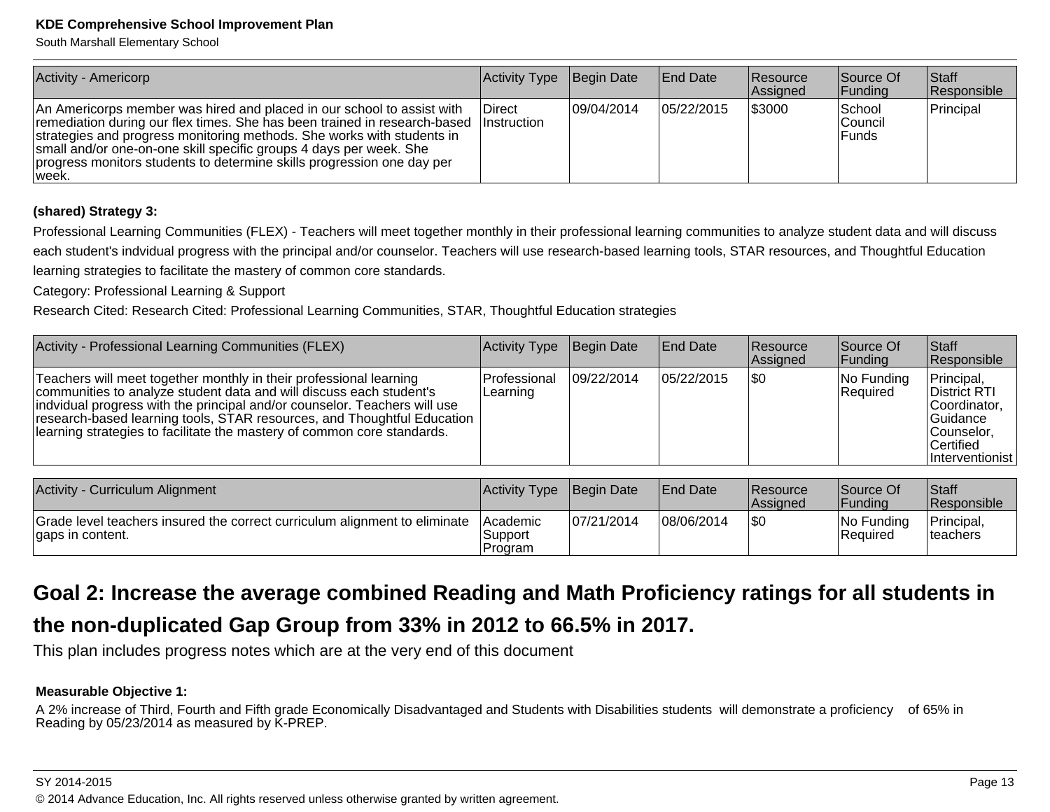| Activity - Americorp | Activity Type | Begin Date | End Date | Resource Assigned | Source Of Funding | Staff Responsible |
|---|---|---|---|---|---|---|
| An Americorps member was hired and placed in our school to assist with remediation during our flex times. She has been trained in research-based strategies and progress monitoring methods. She works with students in small and/or one-on-one skill specific groups 4 days per week. She progress monitors students to determine skills progression one day per week. | Direct Instruction | 09/04/2014 | 05/22/2015 | $3000 | School Council Funds | Principal |

**(shared) Strategy 3:**

Professional Learning Communities (FLEX) - Teachers will meet together monthly in their professional learning communities to analyze student data and will discuss each student's indvidual progress with the principal and/or counselor. Teachers will use research-based learning tools, STAR resources, and Thoughtful Education learning strategies to facilitate the mastery of common core standards.

Category: Professional Learning & Support

Research Cited: Research Cited: Professional Learning Communities, STAR, Thoughtful Education strategies

| Activity - Professional Learning Communities (FLEX) | Activity Type | Begin Date | End Date | Resource Assigned | Source Of Funding | Staff Responsible |
|---|---|---|---|---|---|---|
| Teachers will meet together monthly in their professional learning communities to analyze student data and will discuss each student's indvidual progress with the principal and/or counselor. Teachers will use research-based learning tools, STAR resources, and Thoughtful Education learning strategies to facilitate the mastery of common core standards. | Professional Learning | 09/22/2014 | 05/22/2015 | $0 | No Funding Required | Principal, District RTI Coordinator, Guidance Counselor, Certified Interventionist |

| Activity - Curriculum Alignment | Activity Type | Begin Date | End Date | Resource Assigned | Source Of Funding | Staff Responsible |
|---|---|---|---|---|---|---|
| Grade level teachers insured the correct curriculum alignment to eliminate gaps in content. | Academic Support Program | 07/21/2014 | 08/06/2014 | $0 | No Funding Required | Principal, teachers |

## Goal 2: Increase the average combined Reading and Math Proficiency ratings for all students in the non-duplicated Gap Group from 33% in 2012 to 66.5% in 2017.

This plan includes progress notes which are at the very end of this document

**Measurable Objective 1:**

A 2% increase of Third, Fourth and Fifth grade Economically Disadvantaged and Students with Disabilities students will demonstrate a proficiency of 65% in Reading by 05/23/2014 as measured by K-PREP.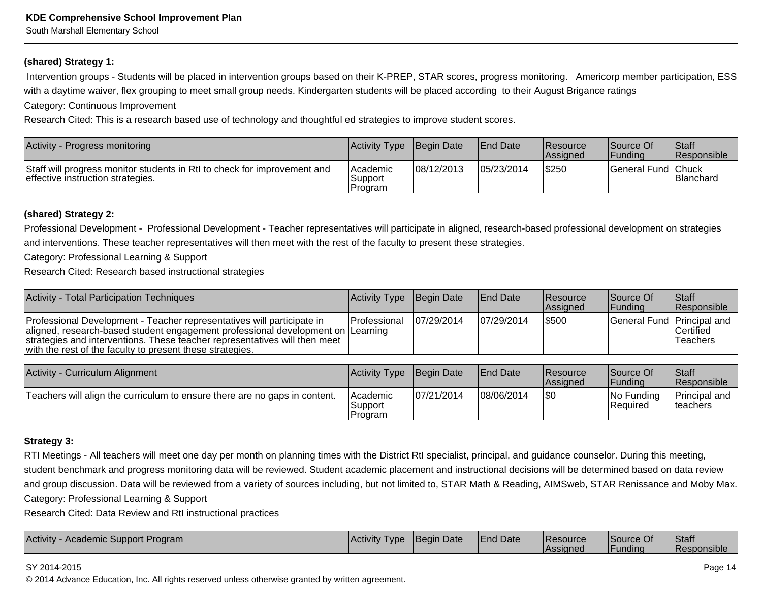**(shared) Strategy 1:**

Intervention groups - Students will be placed in intervention groups based on their K-PREP, STAR scores, progress monitoring.   Americorp member participation, ESS with a daytime waiver, flex grouping to meet small group needs. Kindergarten students will be placed according  to their August Brigance ratings

Category: Continuous Improvement

Research Cited: This is a research based use of technology and thoughtful ed strategies to improve student scores.

| Activity - Progress monitoring | Activity Type | Begin Date | End Date | Resource Assigned | Source Of Funding | Staff Responsible |
|---|---|---|---|---|---|---|
| Staff will progress monitor students in RtI to check for improvement and effective instruction strategies. | Academic Support Program | 08/12/2013 | 05/23/2014 | $250 | General Fund | Chuck Blanchard |

**(shared) Strategy 2:**

Professional Development -  Professional Development - Teacher representatives will participate in aligned, research-based professional development on strategies and interventions. These teacher representatives will then meet with the rest of the faculty to present these strategies.

Category: Professional Learning & Support

Research Cited: Research based instructional strategies

| Activity - Total Participation Techniques | Activity Type | Begin Date | End Date | Resource Assigned | Source Of Funding | Staff Responsible |
|---|---|---|---|---|---|---|
| Professional Development - Teacher representatives will participate in aligned, research-based student engagement professional development on strategies and interventions. These teacher representatives will then meet with the rest of the faculty to present these strategies. | Professional Learning | 07/29/2014 | 07/29/2014 | $500 | General Fund | Principal and Certified Teachers |

| Activity - Curriculum Alignment | Activity Type | Begin Date | End Date | Resource Assigned | Source Of Funding | Staff Responsible |
|---|---|---|---|---|---|---|
| Teachers will align the curriculum to ensure there are no gaps in content. | Academic Support Program | 07/21/2014 | 08/06/2014 | $0 | No Funding Required | Principal and teachers |

**Strategy 3:**

RTI Meetings - All teachers will meet one day per month on planning times with the District RtI specialist, principal, and guidance counselor. During this meeting, student benchmark and progress monitoring data will be reviewed. Student academic placement and instructional decisions will be determined based on data review and group discussion. Data will be reviewed from a variety of sources including, but not limited to, STAR Math & Reading, AIMSweb, STAR Renissance and Moby Max.

Category: Professional Learning & Support

Research Cited: Data Review and RtI instructional practices

| Activity - Academic Support Program | Activity Type | Begin Date | End Date | Resource Assigned | Source Of Funding | Staff Responsible |
|---|---|---|---|---|---|---|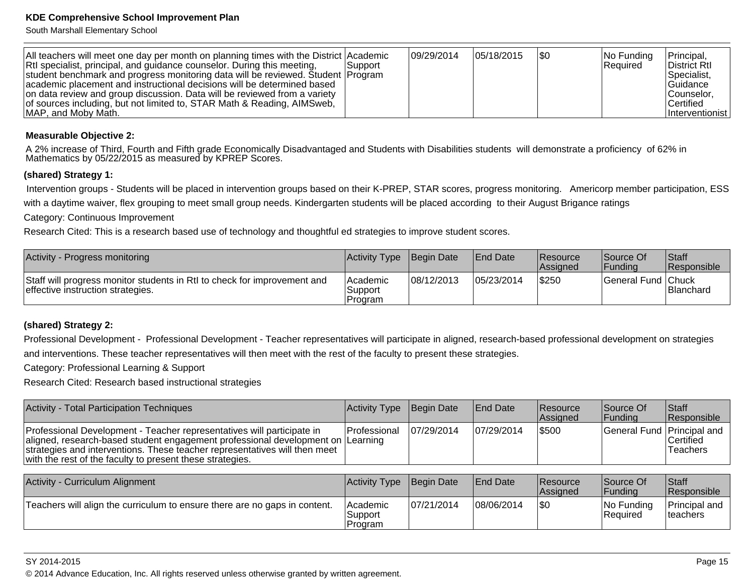| All teachers will meet one day per month on planning times with the District RtI specialist, principal, and guidance counselor. During this meeting, student benchmark and progress monitoring data will be reviewed. Student academic placement and instructional decisions will be determined based on data review and group discussion. Data will be reviewed from a variety of sources including, but not limited to, STAR Math & Reading, AIMSweb, MAP, and Moby Math. | Academic Support Program | 09/29/2014 | 05/18/2015 | $0 | No Funding Required | Principal, District RtI Specialist, Guidance Counselor, Certified Interventionist |
|---|---|---|---|---|---|---|

**Measurable Objective 2:**

A 2% increase of Third, Fourth and Fifth grade Economically Disadvantaged and Students with Disabilities students will demonstrate a proficiency of 62% in Mathematics by 05/22/2015 as measured by KPREP Scores.

**(shared) Strategy 1:**

Intervention groups - Students will be placed in intervention groups based on their K-PREP, STAR scores, progress monitoring. Americorp member participation, ESS with a daytime waiver, flex grouping to meet small group needs. Kindergarten students will be placed according to their August Brigance ratings

Category: Continuous Improvement

Research Cited: This is a research based use of technology and thoughtful ed strategies to improve student scores.

| Activity - Progress monitoring | Activity Type | Begin Date | End Date | Resource Assigned | Source Of Funding | Staff Responsible |
|---|---|---|---|---|---|---|
| Staff will progress monitor students in RtI to check for improvement and effective instruction strategies. | Academic Support Program | 08/12/2013 | 05/23/2014 | $250 | General Fund | Chuck Blanchard |

**(shared) Strategy 2:**

Professional Development - Professional Development - Teacher representatives will participate in aligned, research-based professional development on strategies and interventions. These teacher representatives will then meet with the rest of the faculty to present these strategies.

Category: Professional Learning & Support

Research Cited: Research based instructional strategies

| Activity - Total Participation Techniques | Activity Type | Begin Date | End Date | Resource Assigned | Source Of Funding | Staff Responsible |
|---|---|---|---|---|---|---|
| Professional Development - Teacher representatives will participate in aligned, research-based student engagement professional development on strategies and interventions. These teacher representatives will then meet with the rest of the faculty to present these strategies. | Professional Learning | 07/29/2014 | 07/29/2014 | $500 | General Fund | Principal and Certified Teachers |

| Activity - Curriculum Alignment | Activity Type | Begin Date | End Date | Resource Assigned | Source Of Funding | Staff Responsible |
|---|---|---|---|---|---|---|
| Teachers will align the curriculum to ensure there are no gaps in content. | Academic Support Program | 07/21/2014 | 08/06/2014 | $0 | No Funding Required | Principal and teachers |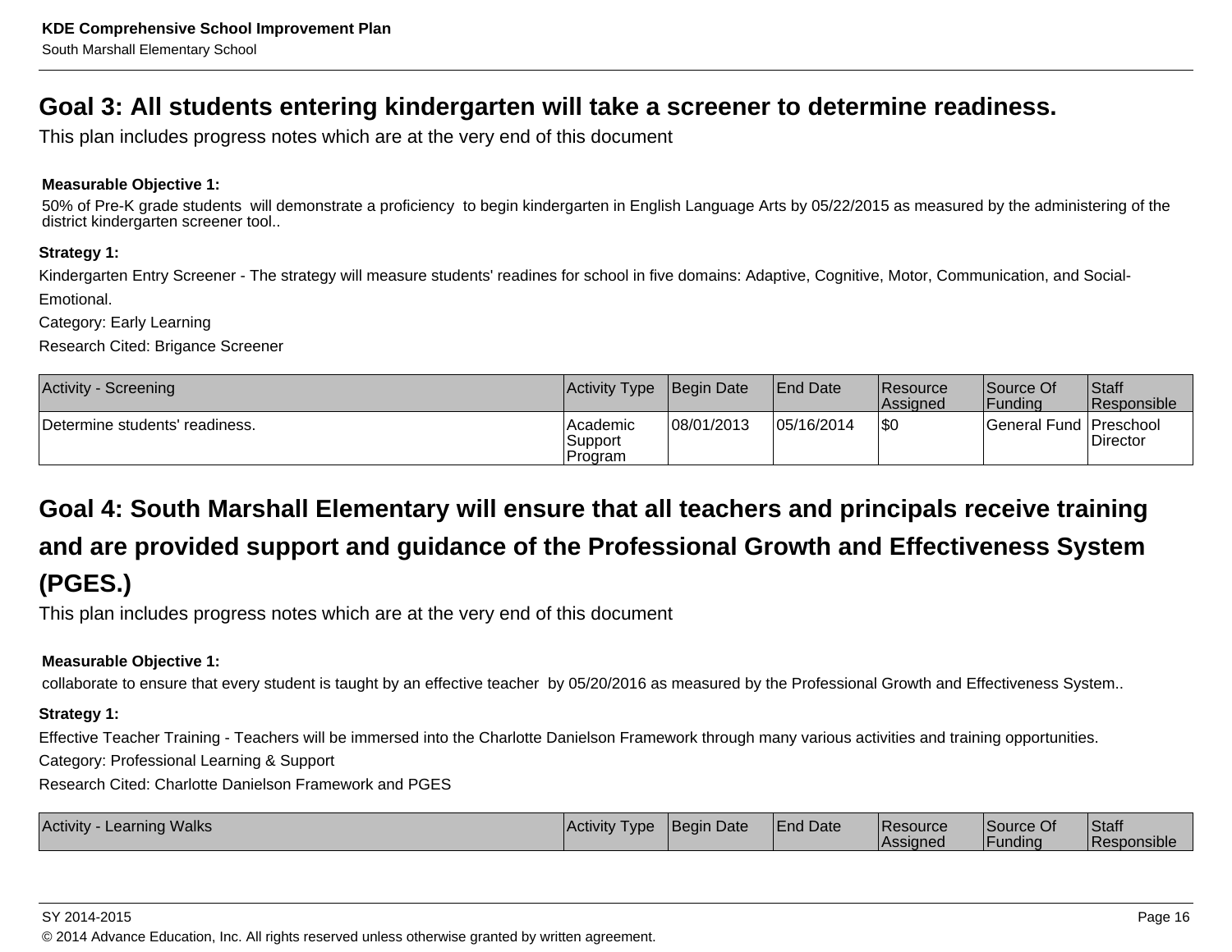## Goal 3: All students entering kindergarten will take a screener to determine readiness.

This plan includes progress notes which are at the very end of this document

**Measurable Objective 1:**

50% of Pre-K grade students will demonstrate a proficiency to begin kindergarten in English Language Arts by 05/22/2015 as measured by the administering of the district kindergarten screener tool..

**Strategy 1:**

Kindergarten Entry Screener - The strategy will measure students' readines for school in five domains: Adaptive, Cognitive, Motor, Communication, and Social-Emotional.

Category: Early Learning

Research Cited: Brigance Screener

| Activity - Screening | Activity Type | Begin Date | End Date | Resource Assigned | Source Of Funding | Staff Responsible |
|---|---|---|---|---|---|---|
| Determine students' readiness. | Academic Support Program | 08/01/2013 | 05/16/2014 | $0 | General Fund | Preschool Director |

## Goal 4: South Marshall Elementary will ensure that all teachers and principals receive training and are provided support and guidance of the Professional Growth and Effectiveness System (PGES.)

This plan includes progress notes which are at the very end of this document

**Measurable Objective 1:**

collaborate to ensure that every student is taught by an effective teacher by 05/20/2016 as measured by the Professional Growth and Effectiveness System..

**Strategy 1:**

Effective Teacher Training - Teachers will be immersed into the Charlotte Danielson Framework through many various activities and training opportunities.

Category: Professional Learning & Support

Research Cited: Charlotte Danielson Framework and PGES

| Activity - Learning Walks | Activity Type | Begin Date | End Date | Resource Assigned | Source Of Funding | Staff Responsible |
|---|---|---|---|---|---|---|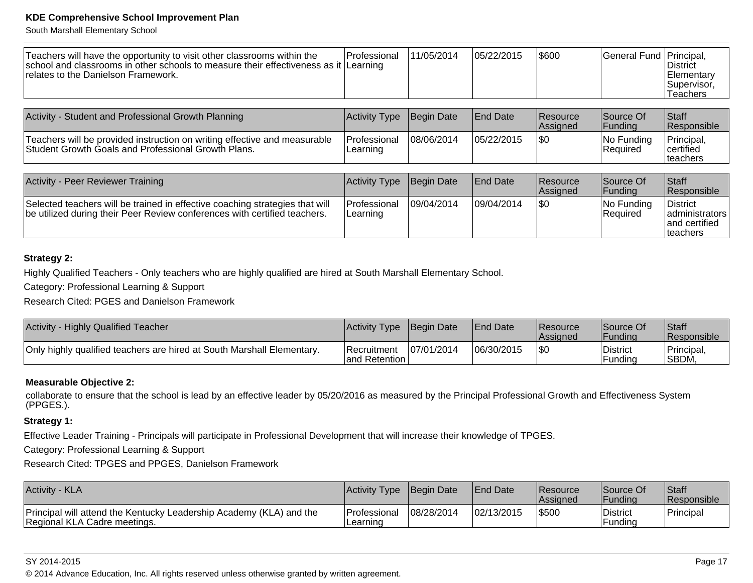| Teachers will have the opportunity to visit other classrooms within the school and classrooms in other schools to measure their effectiveness as it relates to the Danielson Framework. | Professional Learning | 11/05/2014 | 05/22/2015 | $600 | General Fund | Principal, District Elementary Supervisor, Teachers |
|---|---|---|---|---|---|---|

| Activity - Student and Professional Growth Planning | Activity Type | Begin Date | End Date | Resource Assigned | Source Of Funding | Staff Responsible |
|---|---|---|---|---|---|---|
| Teachers will be provided instruction on writing effective and measurable Student Growth Goals and Professional Growth Plans. | Professional Learning | 08/06/2014 | 05/22/2015 | $0 | No Funding Required | Principal, certified teachers |

| Activity - Peer Reviewer Training | Activity Type | Begin Date | End Date | Resource Assigned | Source Of Funding | Staff Responsible |
|---|---|---|---|---|---|---|
| Selected teachers will be trained in effective coaching strategies that will be utilized during their Peer Review conferences with certified teachers. | Professional Learning | 09/04/2014 | 09/04/2014 | $0 | No Funding Required | District administrators and certified teachers |

**Strategy 2:**

Highly Qualified Teachers - Only teachers who are highly qualified are hired at South Marshall Elementary School.

Category: Professional Learning & Support

Research Cited: PGES and Danielson Framework

| Activity - Highly Qualified Teacher | Activity Type | Begin Date | End Date | Resource Assigned | Source Of Funding | Staff Responsible |
|---|---|---|---|---|---|---|
| Only highly qualified teachers are hired at South Marshall Elementary. | Recruitment and Retention | 07/01/2014 | 06/30/2015 | $0 | District Funding | Principal, SBDM, |

**Measurable Objective 2:**

collaborate to ensure that the school is lead by an effective leader by 05/20/2016 as measured by the Principal Professional Growth and Effectiveness System (PPGES.).

**Strategy 1:**

Effective Leader Training - Principals will participate in Professional Development that will increase their knowledge of TPGES.

Category: Professional Learning & Support

Research Cited: TPGES and PPGES, Danielson Framework

| Activity - KLA | Activity Type | Begin Date | End Date | Resource Assigned | Source Of Funding | Staff Responsible |
|---|---|---|---|---|---|---|
| Principal will attend the Kentucky Leadership Academy (KLA) and the Regional KLA Cadre meetings. | Professional Learning | 08/28/2014 | 02/13/2015 | $500 | District Funding | Principal |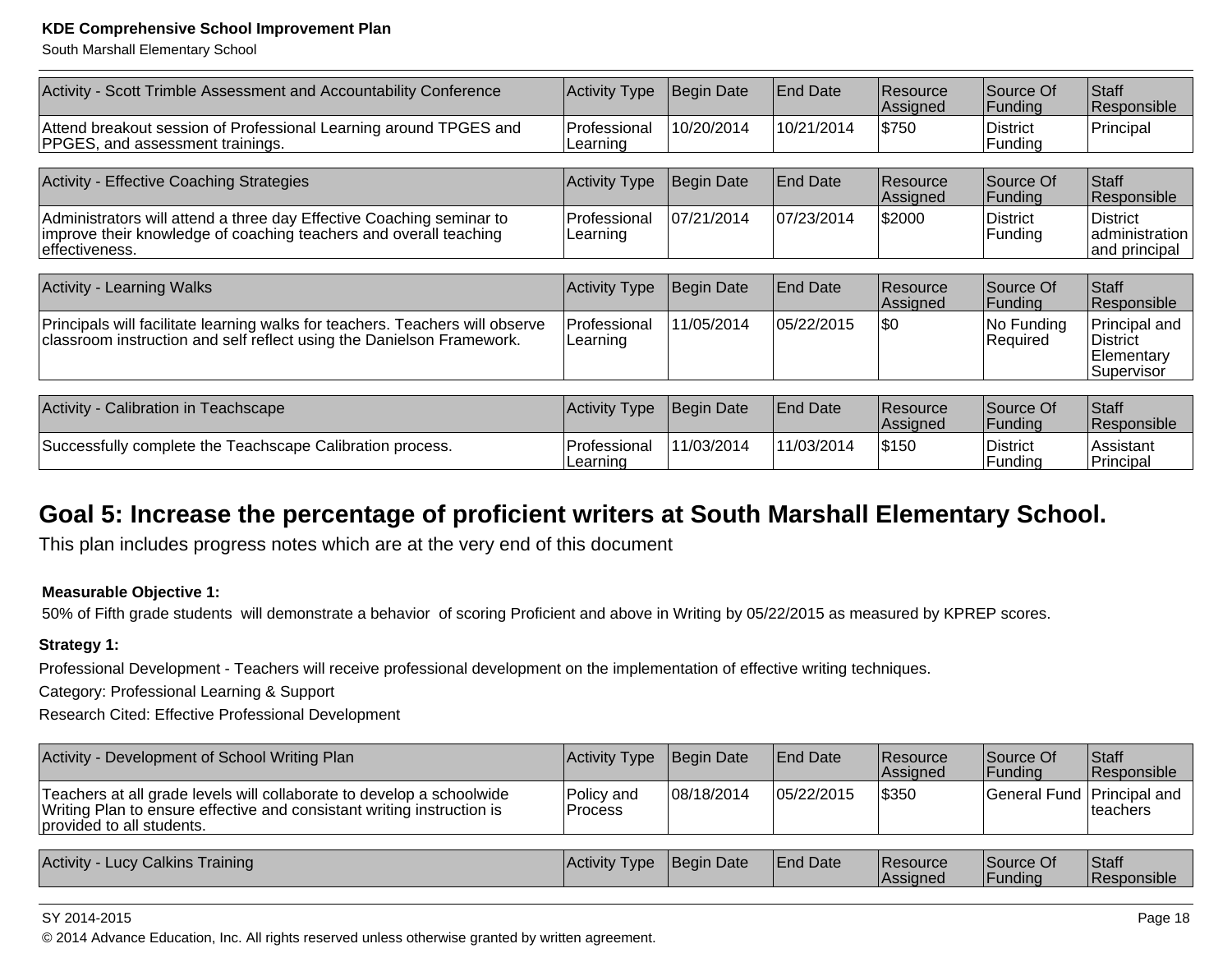| Activity - Scott Trimble Assessment and Accountability Conference | Activity Type | Begin Date | End Date | Resource Assigned | Source Of Funding | Staff Responsible |
|---|---|---|---|---|---|---|
| Attend breakout session of Professional Learning around TPGES and PPGES, and assessment trainings. | Professional Learning | 10/20/2014 | 10/21/2014 | $750 | District Funding | Principal |

| Activity - Effective Coaching Strategies | Activity Type | Begin Date | End Date | Resource Assigned | Source Of Funding | Staff Responsible |
|---|---|---|---|---|---|---|
| Administrators will attend a three day Effective Coaching seminar to improve their knowledge of coaching teachers and overall teaching effectiveness. | Professional Learning | 07/21/2014 | 07/23/2014 | $2000 | District Funding | District administration and principal |

| Activity - Learning Walks | Activity Type | Begin Date | End Date | Resource Assigned | Source Of Funding | Staff Responsible |
|---|---|---|---|---|---|---|
| Principals will facilitate learning walks for teachers. Teachers will observe classroom instruction and self reflect using the Danielson Framework. | Professional Learning | 11/05/2014 | 05/22/2015 | $0 | No Funding Required | Principal and District Elementary Supervisor |

| Activity - Calibration in Teachscape | Activity Type | Begin Date | End Date | Resource Assigned | Source Of Funding | Staff Responsible |
|---|---|---|---|---|---|---|
| Successfully complete the Teachscape Calibration process. | Professional Learning | 11/03/2014 | 11/03/2014 | $150 | District Funding | Assistant Principal |

## Goal 5: Increase the percentage of proficient writers at South Marshall Elementary School.

This plan includes progress notes which are at the very end of this document

**Measurable Objective 1:**

50% of Fifth grade students will demonstrate a behavior of scoring Proficient and above in Writing by 05/22/2015 as measured by KPREP scores.

**Strategy 1:**

Professional Development - Teachers will receive professional development on the implementation of effective writing techniques.

Category: Professional Learning & Support

Research Cited: Effective Professional Development

| Activity - Development of School Writing Plan | Activity Type | Begin Date | End Date | Resource Assigned | Source Of Funding | Staff Responsible |
|---|---|---|---|---|---|---|
| Teachers at all grade levels will collaborate to develop a schoolwide Writing Plan to ensure effective and consistant writing instruction is provided to all students. | Policy and Process | 08/18/2014 | 05/22/2015 | $350 | General Fund | Principal and teachers |

| Activity - Lucy Calkins Training | Activity Type | Begin Date | End Date | Resource Assigned | Source Of Funding | Staff Responsible |
|---|---|---|---|---|---|---|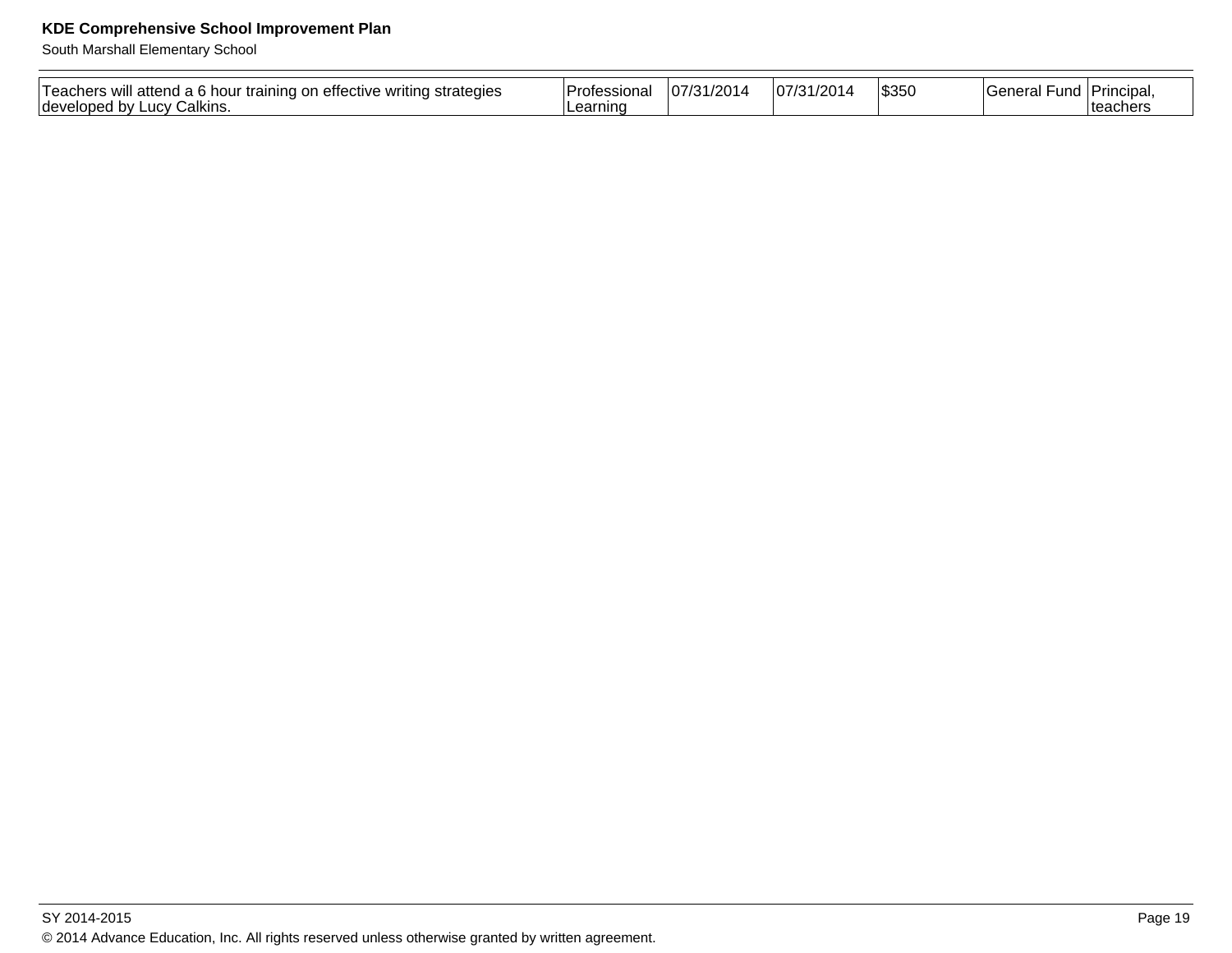| | | | | | | |
|---|---|---|---|---|---|---|
| Teachers will attend a 6 hour training on effective writing strategies developed by Lucy Calkins. | Professional Learning | 07/31/2014 | 07/31/2014 | $350 | General Fund | Principal, teachers |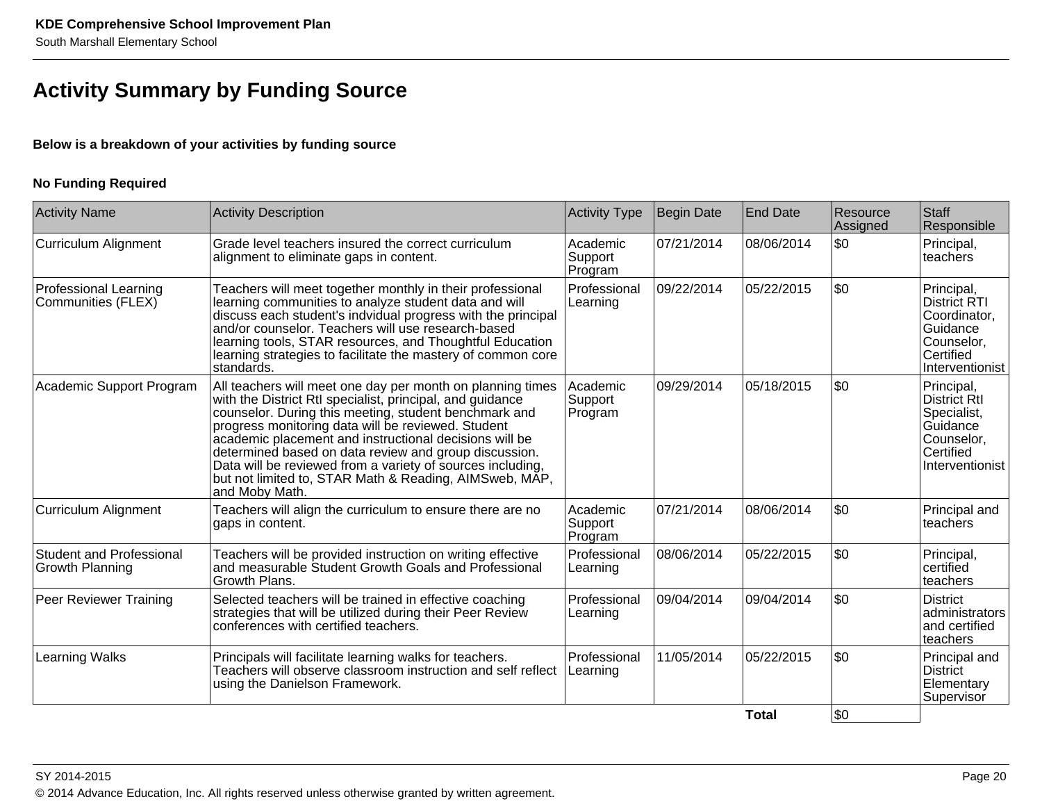## Activity Summary by Funding Source

**Below is a breakdown of your activities by funding source**

**No Funding Required**

| Activity Name | Activity Description | Activity Type | Begin Date | End Date | Resource Assigned | Staff Responsible |
|---|---|---|---|---|---|---|
| Curriculum Alignment | Grade level teachers insured the correct curriculum alignment to eliminate gaps in content. | Academic Support Program | 07/21/2014 | 08/06/2014 | $0 | Principal, teachers |
| Professional Learning Communities (FLEX) | Teachers will meet together monthly in their professional learning communities to analyze student data and will discuss each student's indvidual progress with the principal and/or counselor. Teachers will use research-based learning tools, STAR resources, and Thoughtful Education learning strategies to facilitate the mastery of common core standards. | Professional Learning | 09/22/2014 | 05/22/2015 | $0 | Principal, District RTI Coordinator, Guidance Counselor, Certified Interventionist |
| Academic Support Program | All teachers will meet one day per month on planning times with the District RtI specialist, principal, and guidance counselor. During this meeting, student benchmark and progress monitoring data will be reviewed. Student academic placement and instructional decisions will be determined based on data review and group discussion. Data will be reviewed from a variety of sources including, but not limited to, STAR Math & Reading, AIMSweb, MAP, and Moby Math. | Academic Support Program | 09/29/2014 | 05/18/2015 | $0 | Principal, District RtI Specialist, Guidance Counselor, Certified Interventionist |
| Curriculum Alignment | Teachers will align the curriculum to ensure there are no gaps in content. | Academic Support Program | 07/21/2014 | 08/06/2014 | $0 | Principal and teachers |
| Student and Professional Growth Planning | Teachers will be provided instruction on writing effective and measurable Student Growth Goals and Professional Growth Plans. | Professional Learning | 08/06/2014 | 05/22/2015 | $0 | Principal, certified teachers |
| Peer Reviewer Training | Selected teachers will be trained in effective coaching strategies that will be utilized during their Peer Review conferences with certified teachers. | Professional Learning | 09/04/2014 | 09/04/2014 | $0 | District administrators and certified teachers |
| Learning Walks | Principals will facilitate learning walks for teachers. Teachers will observe classroom instruction and self reflect using the Danielson Framework. | Professional Learning | 11/05/2014 | 05/22/2015 | $0 | Principal and District Elementary Supervisor |
| | | | | **Total** | $0 | |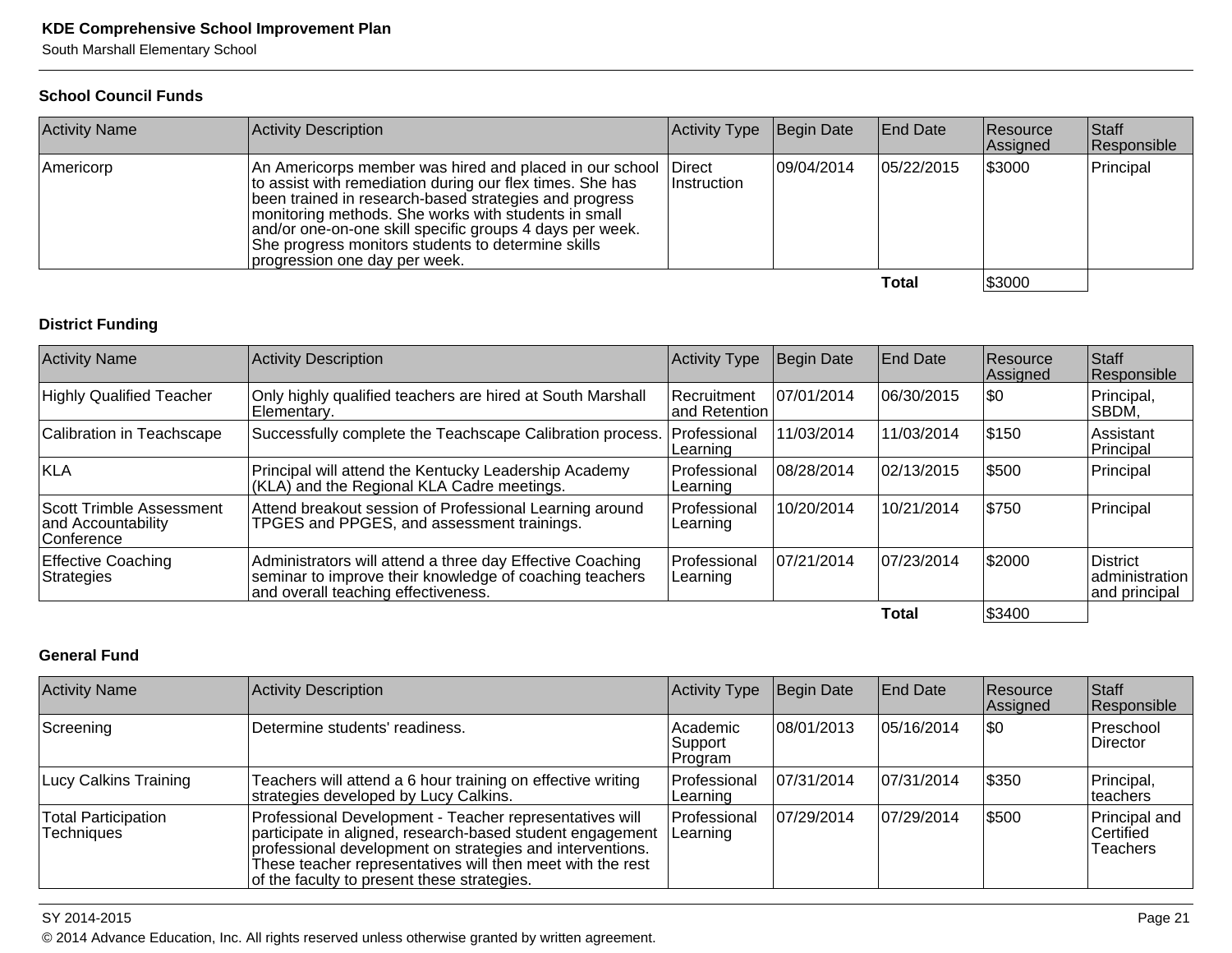### School Council Funds

| Activity Name | Activity Description | Activity Type | Begin Date | End Date | Resource Assigned | Staff Responsible |
|---|---|---|---|---|---|---|
| Americorp | An Americorps member was hired and placed in our school to assist with remediation during our flex times. She has been trained in research-based strategies and progress monitoring methods. She works with students in small and/or one-on-one skill specific groups 4 days per week. She progress monitors students to determine skills progression one day per week. | Direct Instruction | 09/04/2014 | 05/22/2015 | $3000 | Principal |
| | | | | **Total** | $3000 | |

### District Funding

| Activity Name | Activity Description | Activity Type | Begin Date | End Date | Resource Assigned | Staff Responsible |
|---|---|---|---|---|---|---|
| Highly Qualified Teacher | Only highly qualified teachers are hired at South Marshall Elementary. | Recruitment and Retention | 07/01/2014 | 06/30/2015 | $0 | Principal, SBDM, |
| Calibration in Teachscape | Successfully complete the Teachscape Calibration process. | Professional Learning | 11/03/2014 | 11/03/2014 | $150 | Assistant Principal |
| KLA | Principal will attend the Kentucky Leadership Academy (KLA) and the Regional KLA Cadre meetings. | Professional Learning | 08/28/2014 | 02/13/2015 | $500 | Principal |
| Scott Trimble Assessment and Accountability Conference | Attend breakout session of Professional Learning around TPGES and PPGES, and assessment trainings. | Professional Learning | 10/20/2014 | 10/21/2014 | $750 | Principal |
| Effective Coaching Strategies | Administrators will attend a three day Effective Coaching seminar to improve their knowledge of coaching teachers and overall teaching effectiveness. | Professional Learning | 07/21/2014 | 07/23/2014 | $2000 | District administration and principal |
| | | | | **Total** | $3400 | |

### General Fund

| Activity Name | Activity Description | Activity Type | Begin Date | End Date | Resource Assigned | Staff Responsible |
|---|---|---|---|---|---|---|
| Screening | Determine students' readiness. | Academic Support Program | 08/01/2013 | 05/16/2014 | $0 | Preschool Director |
| Lucy Calkins Training | Teachers will attend a 6 hour training on effective writing strategies developed by Lucy Calkins. | Professional Learning | 07/31/2014 | 07/31/2014 | $350 | Principal, teachers |
| Total Participation Techniques | Professional Development - Teacher representatives will participate in aligned, research-based student engagement professional development on strategies and interventions. These teacher representatives will then meet with the rest of the faculty to present these strategies. | Professional Learning | 07/29/2014 | 07/29/2014 | $500 | Principal and Certified Teachers |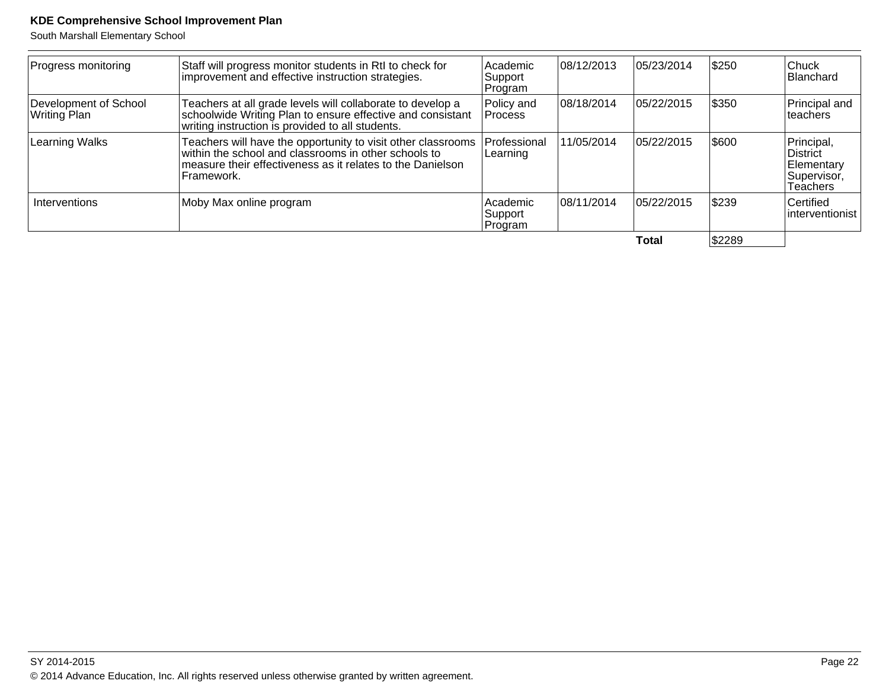| | | | | | | |
|---|---|---|---|---|---|---|
| Progress monitoring | Staff will progress monitor students in RtI to check for improvement and effective instruction strategies. | Academic Support Program | 08/12/2013 | 05/23/2014 | $250 | Chuck Blanchard |
| Development of School Writing Plan | Teachers at all grade levels will collaborate to develop a schoolwide Writing Plan to ensure effective and consistant writing instruction is provided to all students. | Policy and Process | 08/18/2014 | 05/22/2015 | $350 | Principal and teachers |
| Learning Walks | Teachers will have the opportunity to visit other classrooms within the school and classrooms in other schools to measure their effectiveness as it relates to the Danielson Framework. | Professional Learning | 11/05/2014 | 05/22/2015 | $600 | Principal, District Elementary Supervisor, Teachers |
| Interventions | Moby Max online program | Academic Support Program | 08/11/2014 | 05/22/2015 | $239 | Certified interventionist |
| | | | | **Total** | $2289 | |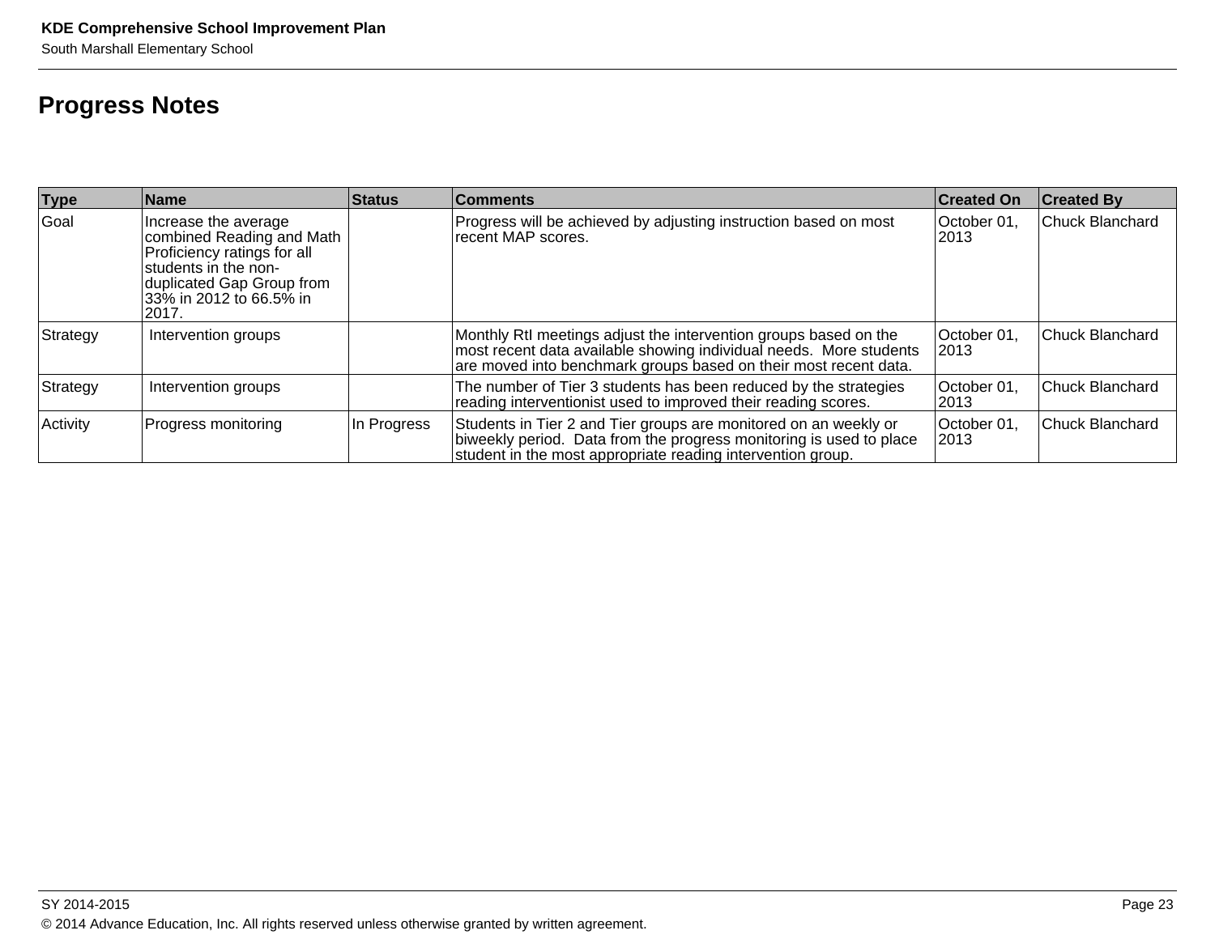# Progress Notes

| Type | Name | Status | Comments | Created On | Created By |
|---|---|---|---|---|---|
| Goal | Increase the average combined Reading and Math Proficiency ratings for all students in the non-duplicated Gap Group from 33% in 2012 to 66.5% in 2017. | | Progress will be achieved by adjusting instruction based on most recent MAP scores. | October 01, 2013 | Chuck Blanchard |
| Strategy | Intervention groups | | Monthly RtI meetings adjust the intervention groups based on the most recent data available showing individual needs. More students are moved into benchmark groups based on their most recent data. | October 01, 2013 | Chuck Blanchard |
| Strategy | Intervention groups | | The number of Tier 3 students has been reduced by the strategies reading interventionist used to improved their reading scores. | October 01, 2013 | Chuck Blanchard |
| Activity | Progress monitoring | In Progress | Students in Tier 2 and Tier groups are monitored on an weekly or biweekly period. Data from the progress monitoring is used to place student in the most appropriate reading intervention group. | October 01, 2013 | Chuck Blanchard |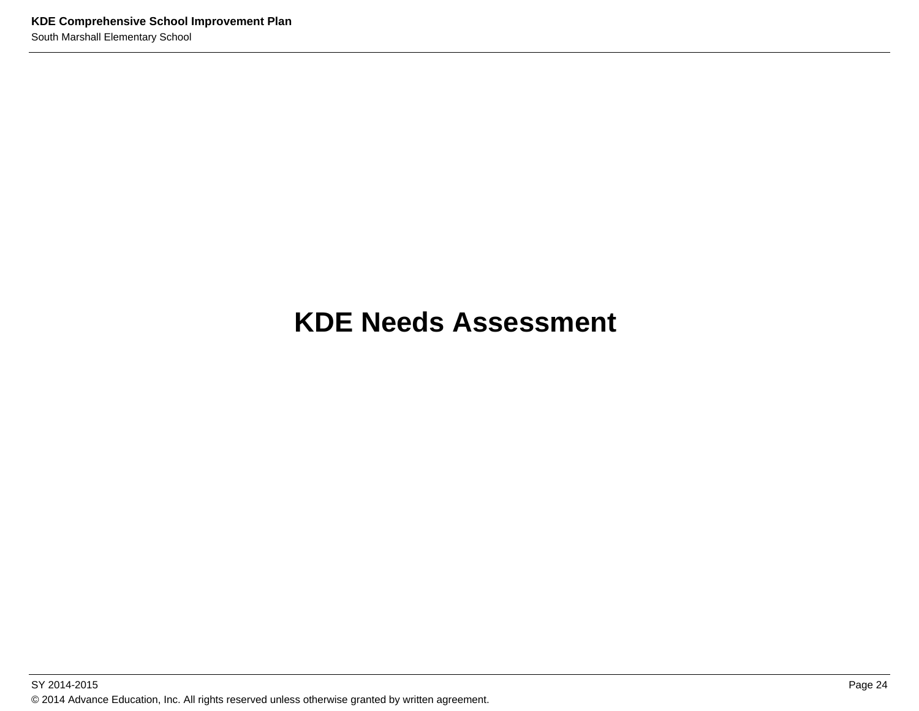# KDE Needs Assessment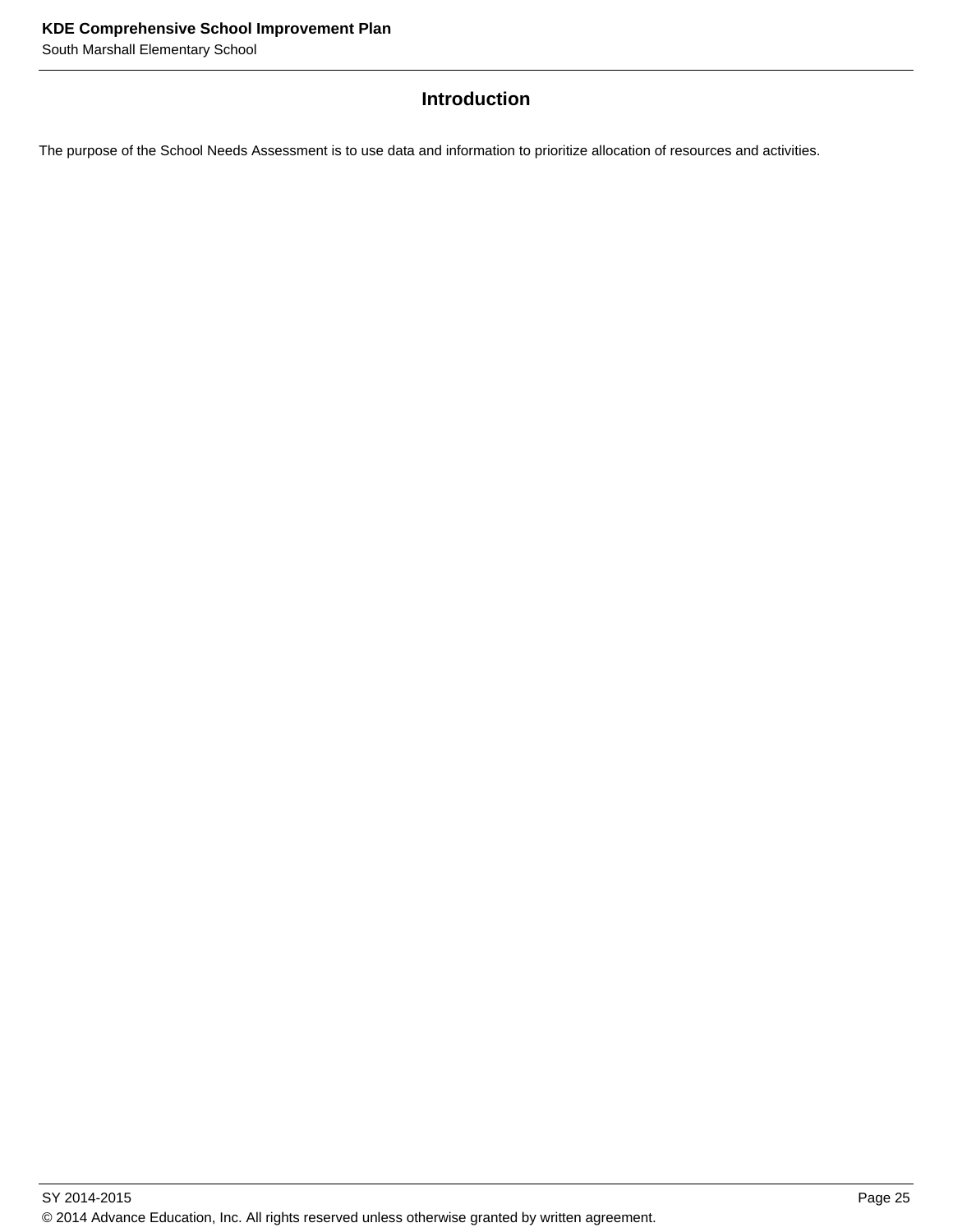## Introduction

The purpose of the School Needs Assessment is to use data and information to prioritize allocation of resources and activities.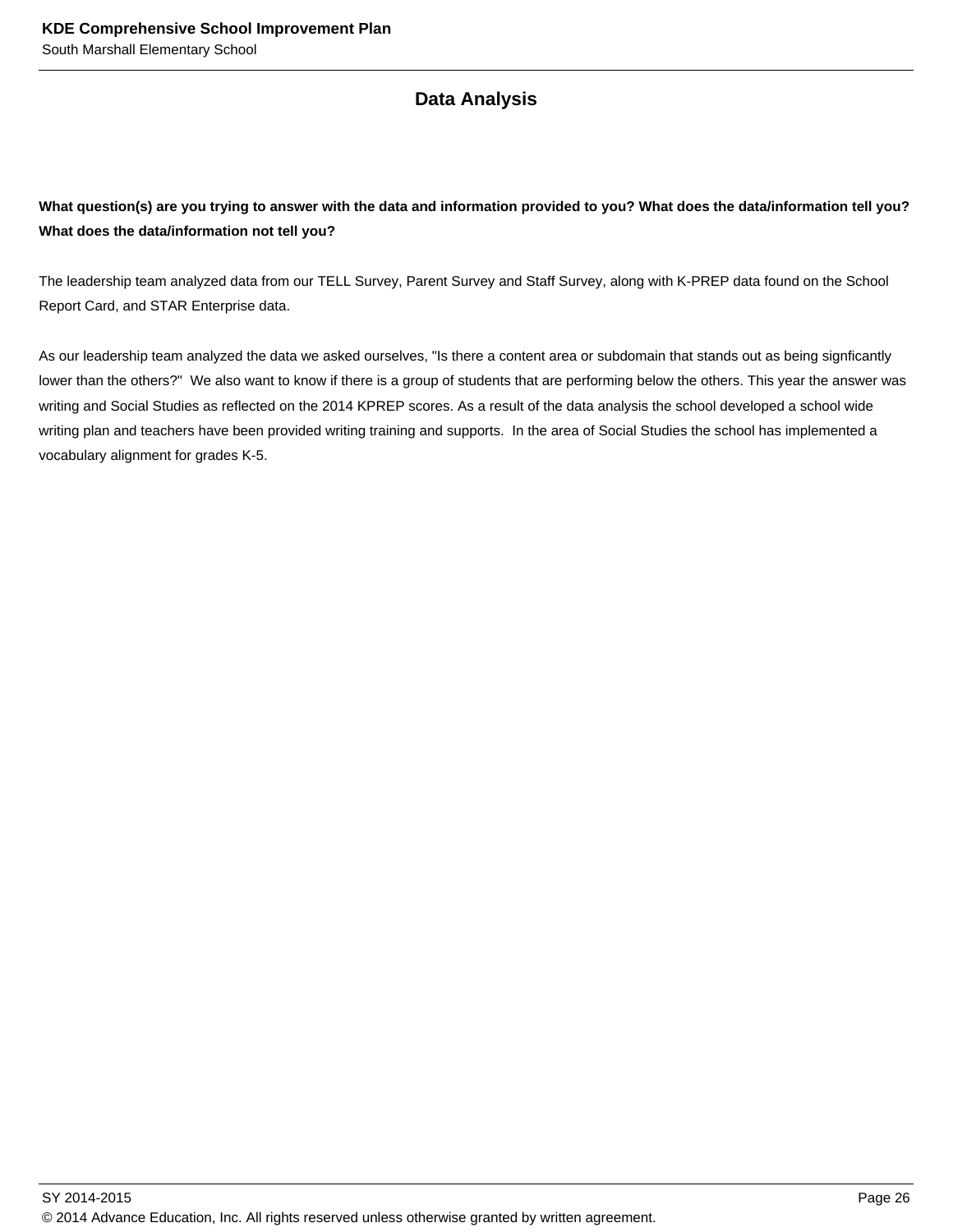## Data Analysis

**What question(s) are you trying to answer with the data and information provided to you? What does the data/information tell you? What does the data/information not tell you?**

The leadership team analyzed data from our TELL Survey, Parent Survey and Staff Survey, along with K-PREP data found on the School Report Card, and STAR Enterprise data.

As our leadership team analyzed the data we asked ourselves, "Is there a content area or subdomain that stands out as being signficantly lower than the others?" We also want to know if there is a group of students that are performing below the others. This year the answer was writing and Social Studies as reflected on the 2014 KPREP scores. As a result of the data analysis the school developed a school wide writing plan and teachers have been provided writing training and supports. In the area of Social Studies the school has implemented a vocabulary alignment for grades K-5.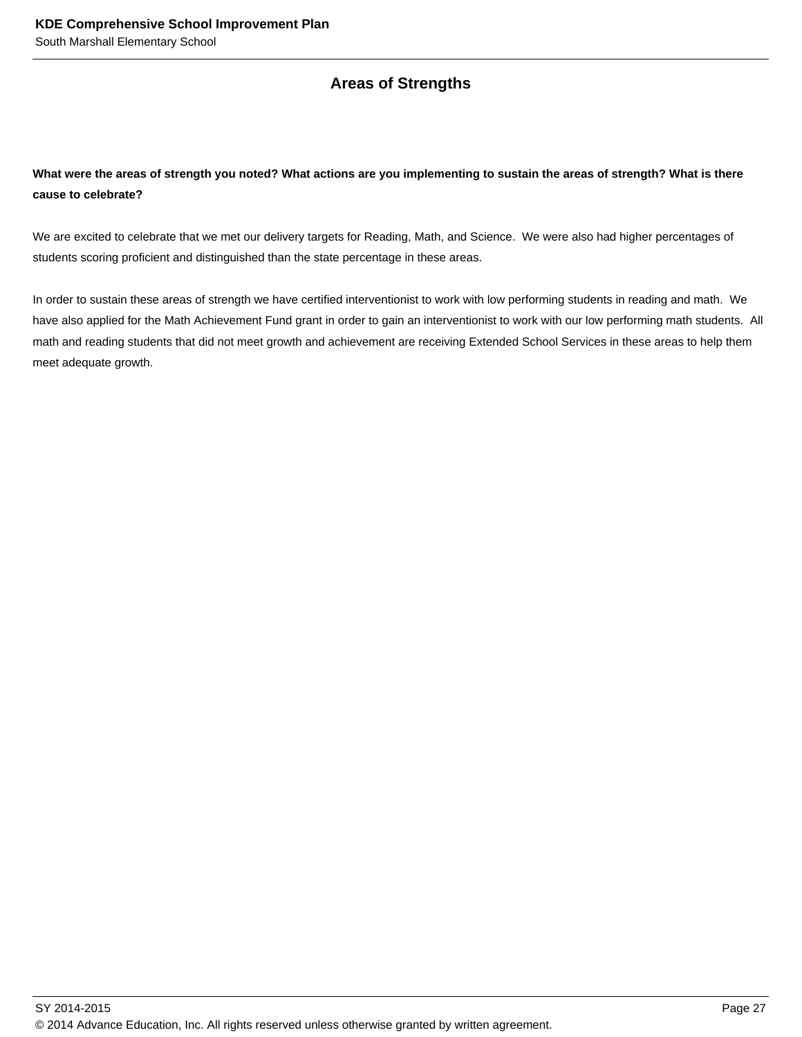## Areas of Strengths

**What were the areas of strength you noted? What actions are you implementing to sustain the areas of strength? What is there cause to celebrate?**

We are excited to celebrate that we met our delivery targets for Reading, Math, and Science. We were also had higher percentages of students scoring proficient and distinguished than the state percentage in these areas.

In order to sustain these areas of strength we have certified interventionist to work with low performing students in reading and math. We have also applied for the Math Achievement Fund grant in order to gain an interventionist to work with our low performing math students. All math and reading students that did not meet growth and achievement are receiving Extended School Services in these areas to help them meet adequate growth.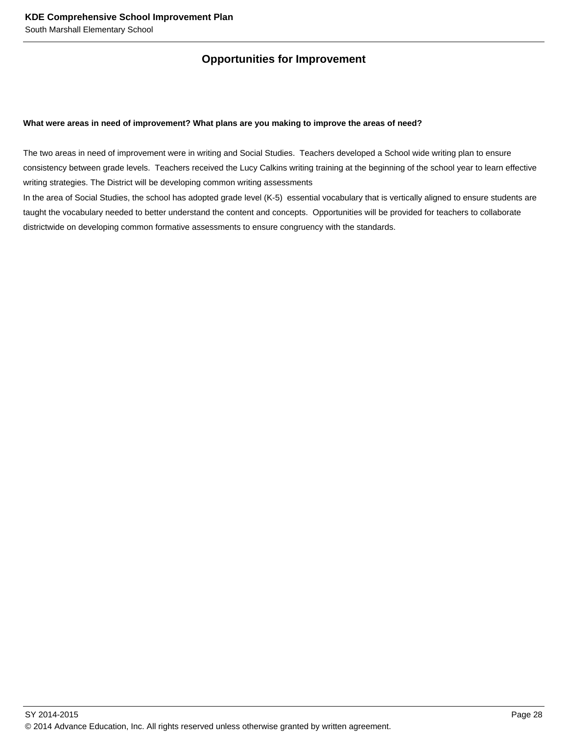## Opportunities for Improvement

**What were areas in need of improvement? What plans are you making to improve the areas of need?**

The two areas in need of improvement were in writing and Social Studies. Teachers developed a School wide writing plan to ensure consistency between grade levels. Teachers received the Lucy Calkins writing training at the beginning of the school year to learn effective writing strategies. The District will be developing common writing assessments

In the area of Social Studies, the school has adopted grade level (K-5) essential vocabulary that is vertically aligned to ensure students are taught the vocabulary needed to better understand the content and concepts. Opportunities will be provided for teachers to collaborate districtwide on developing common formative assessments to ensure congruency with the standards.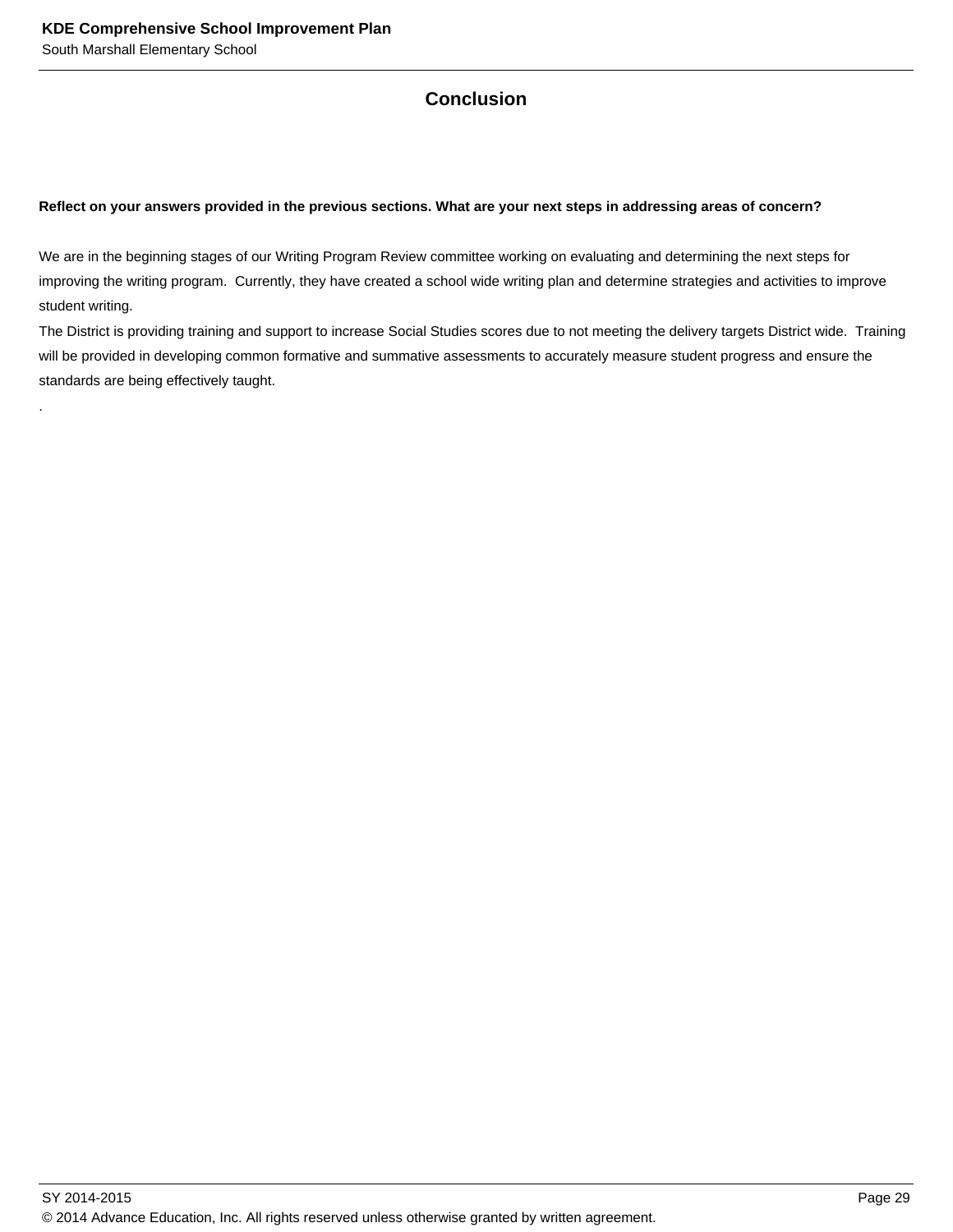## Conclusion

**Reflect on your answers provided in the previous sections. What are your next steps in addressing areas of concern?**

We are in the beginning stages of our Writing Program Review committee working on evaluating and determining the next steps for improving the writing program. Currently, they have created a school wide writing plan and determine strategies and activities to improve student writing.
The District is providing training and support to increase Social Studies scores due to not meeting the delivery targets District wide. Training will be provided in developing common formative and summative assessments to accurately measure student progress and ensure the standards are being effectively taught.
.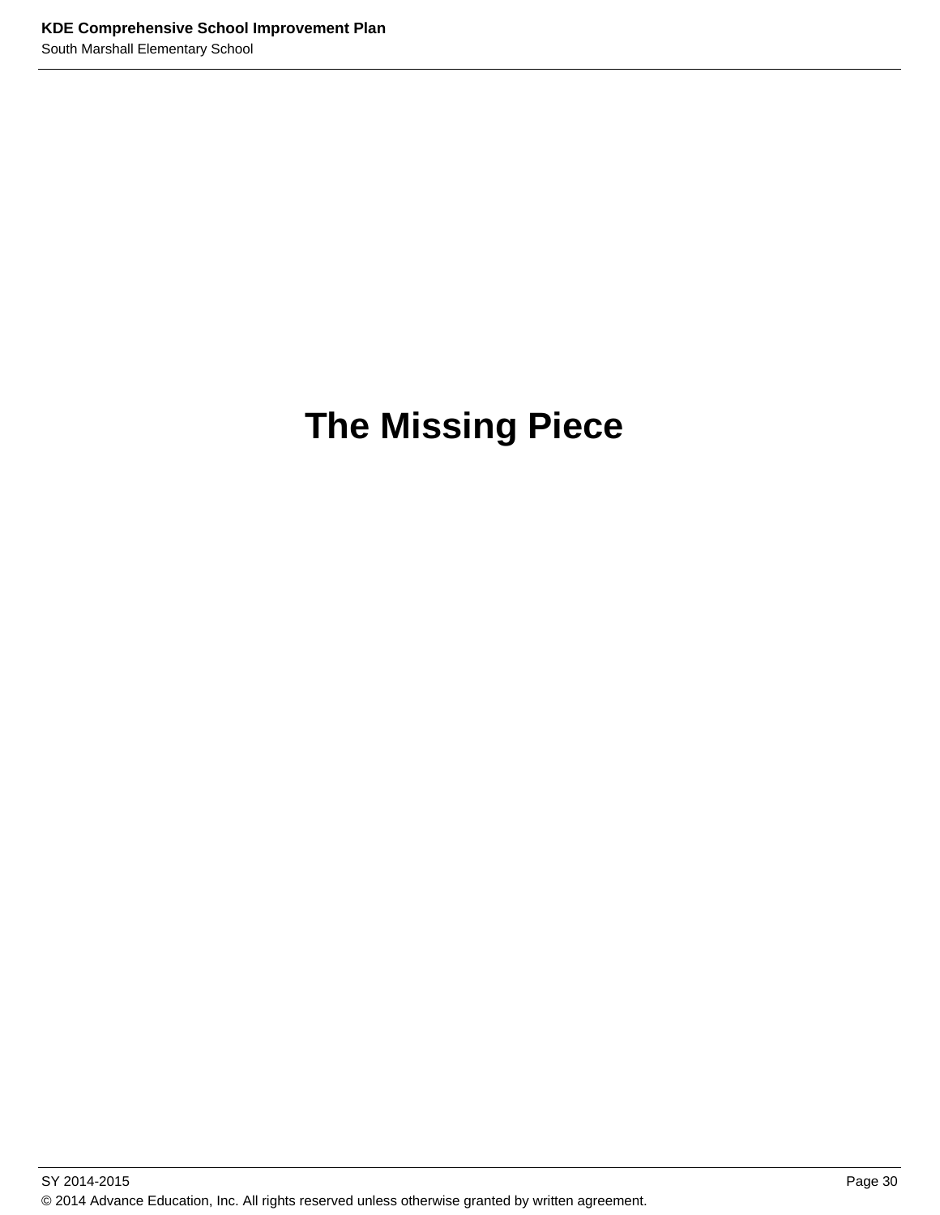# The Missing Piece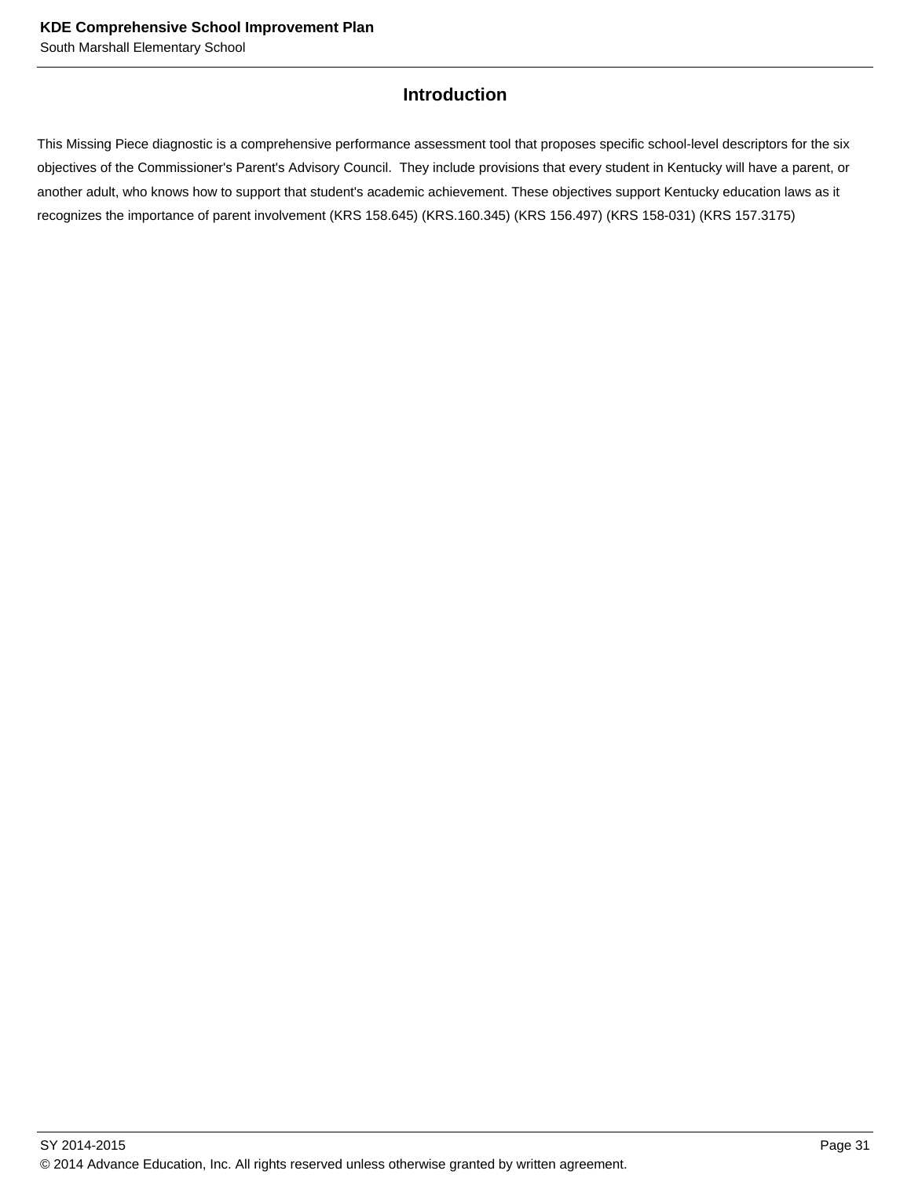## Introduction

This Missing Piece diagnostic is a comprehensive performance assessment tool that proposes specific school-level descriptors for the six objectives of the Commissioner's Parent's Advisory Council. They include provisions that every student in Kentucky will have a parent, or another adult, who knows how to support that student's academic achievement. These objectives support Kentucky education laws as it recognizes the importance of parent involvement (KRS 158.645) (KRS.160.345) (KRS 156.497) (KRS 158-031) (KRS 157.3175)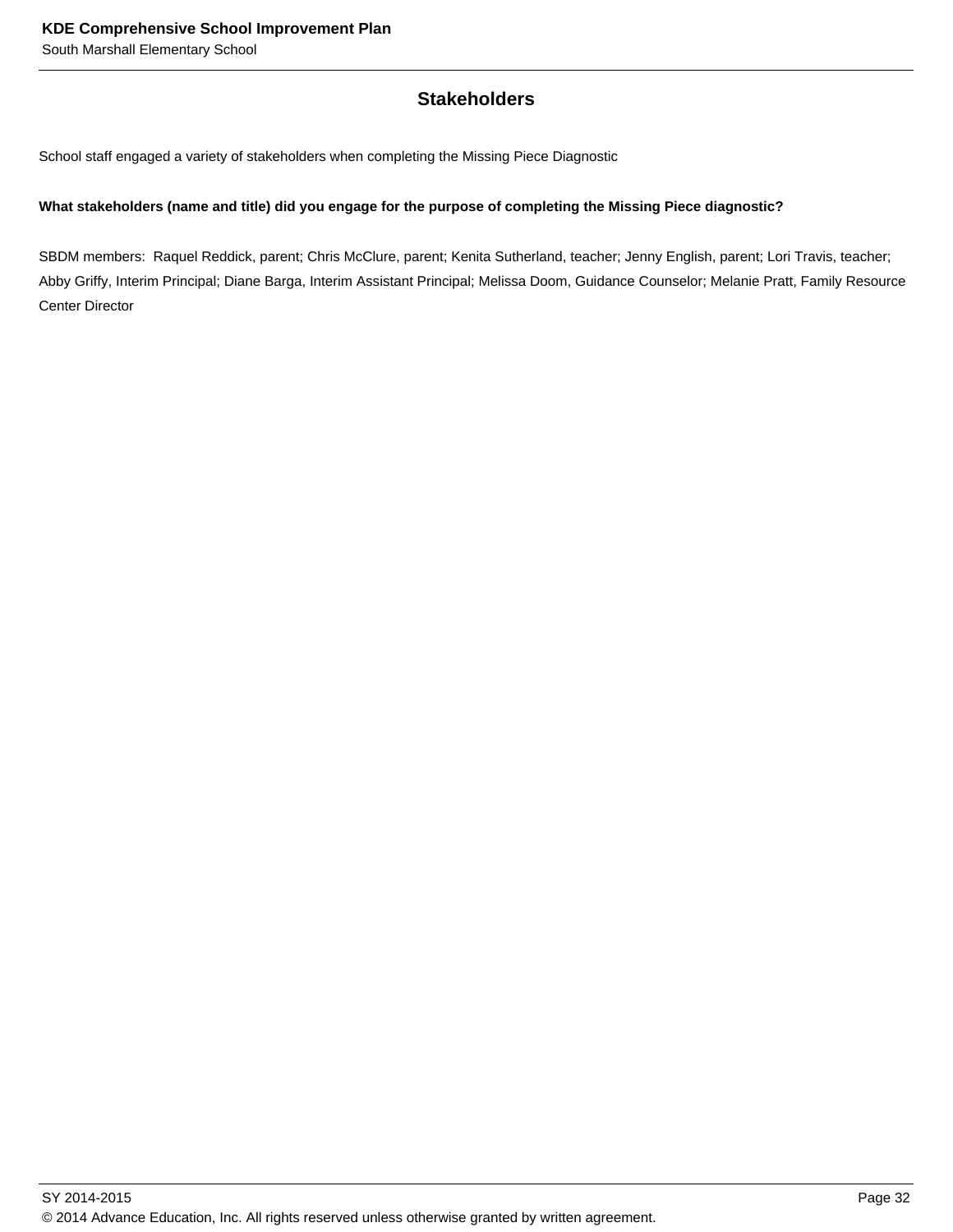## Stakeholders

School staff engaged a variety of stakeholders when completing the Missing Piece Diagnostic

**What stakeholders (name and title) did you engage for the purpose of completing the Missing Piece diagnostic?**

SBDM members: Raquel Reddick, parent; Chris McClure, parent; Kenita Sutherland, teacher; Jenny English, parent; Lori Travis, teacher; Abby Griffy, Interim Principal; Diane Barga, Interim Assistant Principal; Melissa Doom, Guidance Counselor; Melanie Pratt, Family Resource Center Director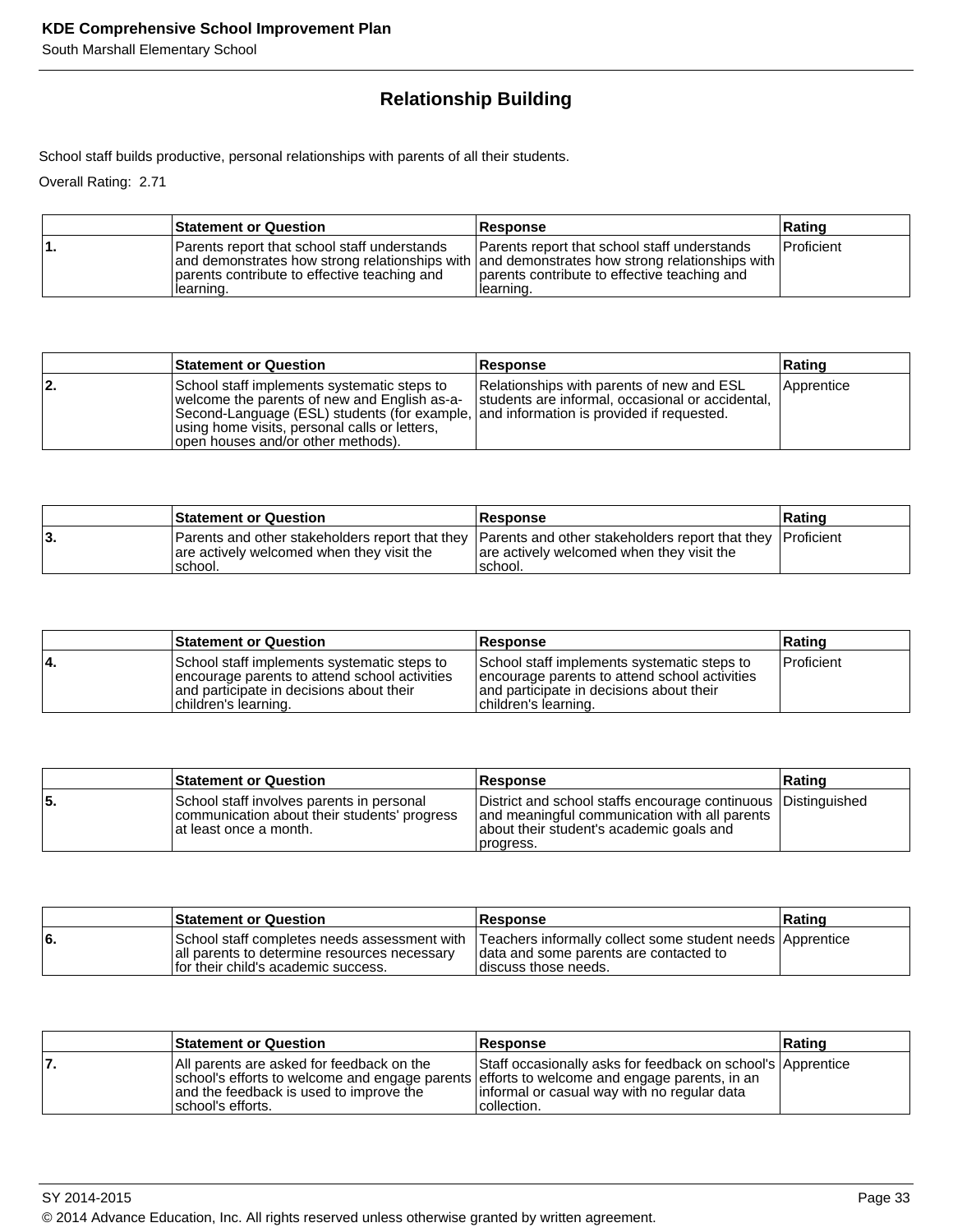## Relationship Building

School staff builds productive, personal relationships with parents of all their students.

Overall Rating: 2.71

| | Statement or Question | Response | Rating |
|---|---|---|---|
| 1. | Parents report that school staff understands and demonstrates how strong relationships with parents contribute to effective teaching and learning. | Parents report that school staff understands and demonstrates how strong relationships with parents contribute to effective teaching and learning. | Proficient |

| | Statement or Question | Response | Rating |
|---|---|---|---|
| 2. | School staff implements systematic steps to welcome the parents of new and English as-a-Second-Language (ESL) students (for example, using home visits, personal calls or letters, open houses and/or other methods). | Relationships with parents of new and ESL students are informal, occasional or accidental, and information is provided if requested. | Apprentice |

| | Statement or Question | Response | Rating |
|---|---|---|---|
| 3. | Parents and other stakeholders report that they are actively welcomed when they visit the school. | Parents and other stakeholders report that they are actively welcomed when they visit the school. | Proficient |

| | Statement or Question | Response | Rating |
|---|---|---|---|
| 4. | School staff implements systematic steps to encourage parents to attend school activities and participate in decisions about their children's learning. | School staff implements systematic steps to encourage parents to attend school activities and participate in decisions about their children's learning. | Proficient |

| | Statement or Question | Response | Rating |
|---|---|---|---|
| 5. | School staff involves parents in personal communication about their students' progress at least once a month. | District and school staffs encourage continuous and meaningful communication with all parents about their student's academic goals and progress. | Distinguished |

| | Statement or Question | Response | Rating |
|---|---|---|---|
| 6. | School staff completes needs assessment with all parents to determine resources necessary for their child's academic success. | Teachers informally collect some student needs data and some parents are contacted to discuss those needs. | Apprentice |

| | Statement or Question | Response | Rating |
|---|---|---|---|
| 7. | All parents are asked for feedback on the school's efforts to welcome and engage parents and the feedback is used to improve the school's efforts. | Staff occasionally asks for feedback on school's efforts to welcome and engage parents, in an informal or casual way with no regular data collection. | Apprentice |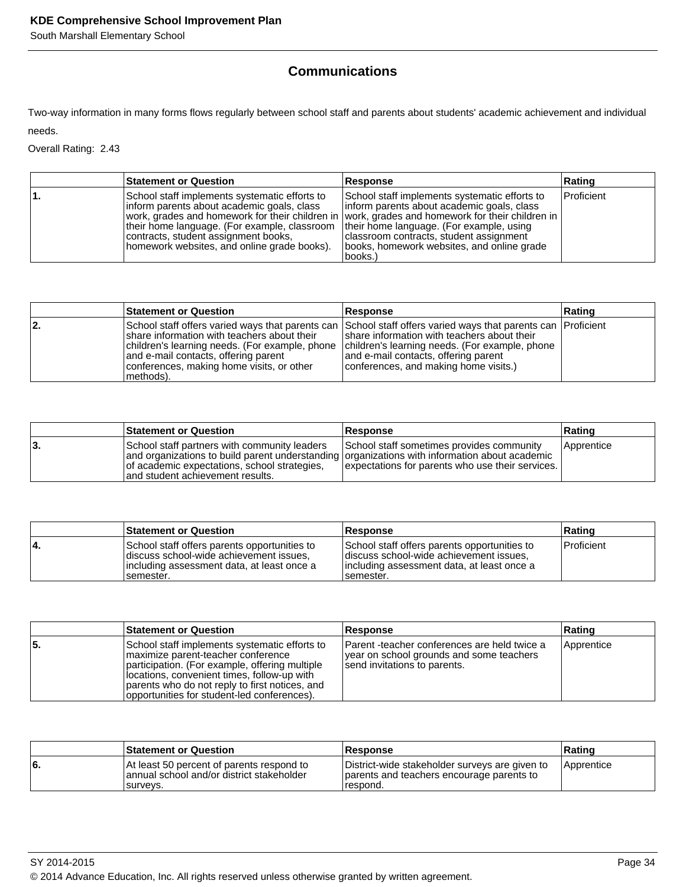## Communications

Two-way information in many forms flows regularly between school staff and parents about students' academic achievement and individual needs.

Overall Rating: 2.43

| | Statement or Question | Response | Rating |
|---|---|---|---|
| 1. | School staff implements systematic efforts to inform parents about academic goals, class work, grades and homework for their children in their home language. (For example, classroom contracts, student assignment books, homework websites, and online grade books). | School staff implements systematic efforts to inform parents about academic goals, class work, grades and homework for their children in their home language. (For example, using classroom contracts, student assignment books, homework websites, and online grade books.) | Proficient |

| | Statement or Question | Response | Rating |
|---|---|---|---|
| 2. | School staff offers varied ways that parents can share information with teachers about their children's learning needs. (For example, phone and e-mail contacts, offering parent conferences, making home visits, or other methods). | School staff offers varied ways that parents can share information with teachers about their children's learning needs. (For example, phone and e-mail contacts, offering parent conferences, and making home visits.) | Proficient |

| | Statement or Question | Response | Rating |
|---|---|---|---|
| 3. | School staff partners with community leaders and organizations to build parent understanding of academic expectations, school strategies, and student achievement results. | School staff sometimes provides community organizations with information about academic expectations for parents who use their services. | Apprentice |

| | Statement or Question | Response | Rating |
|---|---|---|---|
| 4. | School staff offers parents opportunities to discuss school-wide achievement issues, including assessment data, at least once a semester. | School staff offers parents opportunities to discuss school-wide achievement issues, including assessment data, at least once a semester. | Proficient |

| | Statement or Question | Response | Rating |
|---|---|---|---|
| 5. | School staff implements systematic efforts to maximize parent-teacher conference participation. (For example, offering multiple locations, convenient times, follow-up with parents who do not reply to first notices, and opportunities for student-led conferences). | Parent -teacher conferences are held twice a year on school grounds and some teachers send invitations to parents. | Apprentice |

| | Statement or Question | Response | Rating |
|---|---|---|---|
| 6. | At least 50 percent of parents respond to annual school and/or district stakeholder surveys. | District-wide stakeholder surveys are given to parents and teachers encourage parents to respond. | Apprentice |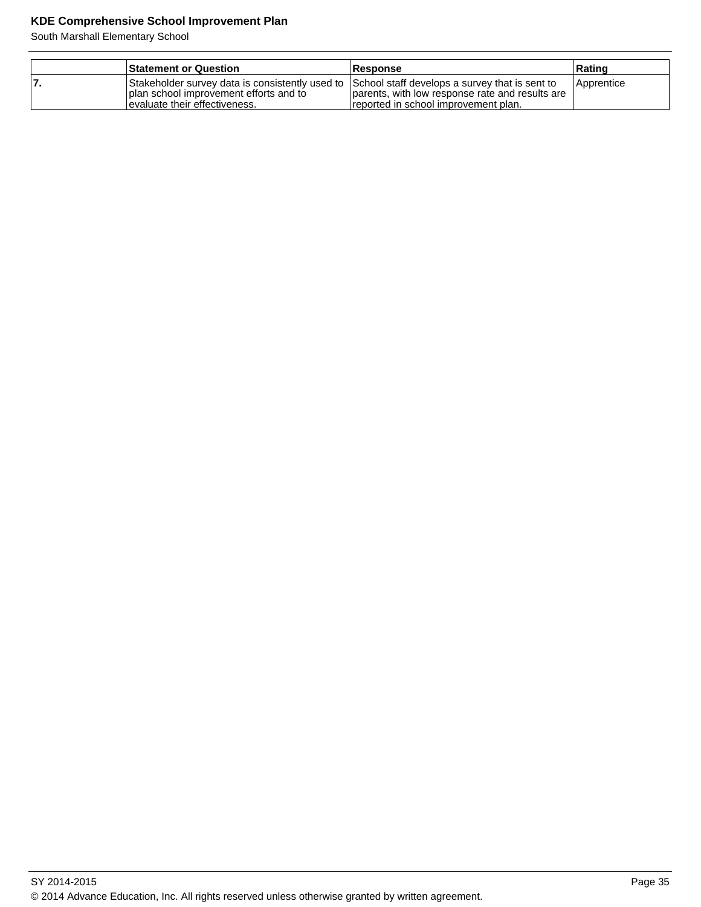| | Statement or Question | Response | Rating |
|---|---|---|---|
| 7. | Stakeholder survey data is consistently used to plan school improvement efforts and to evaluate their effectiveness. | School staff develops a survey that is sent to parents, with low response rate and results are reported in school improvement plan. | Apprentice |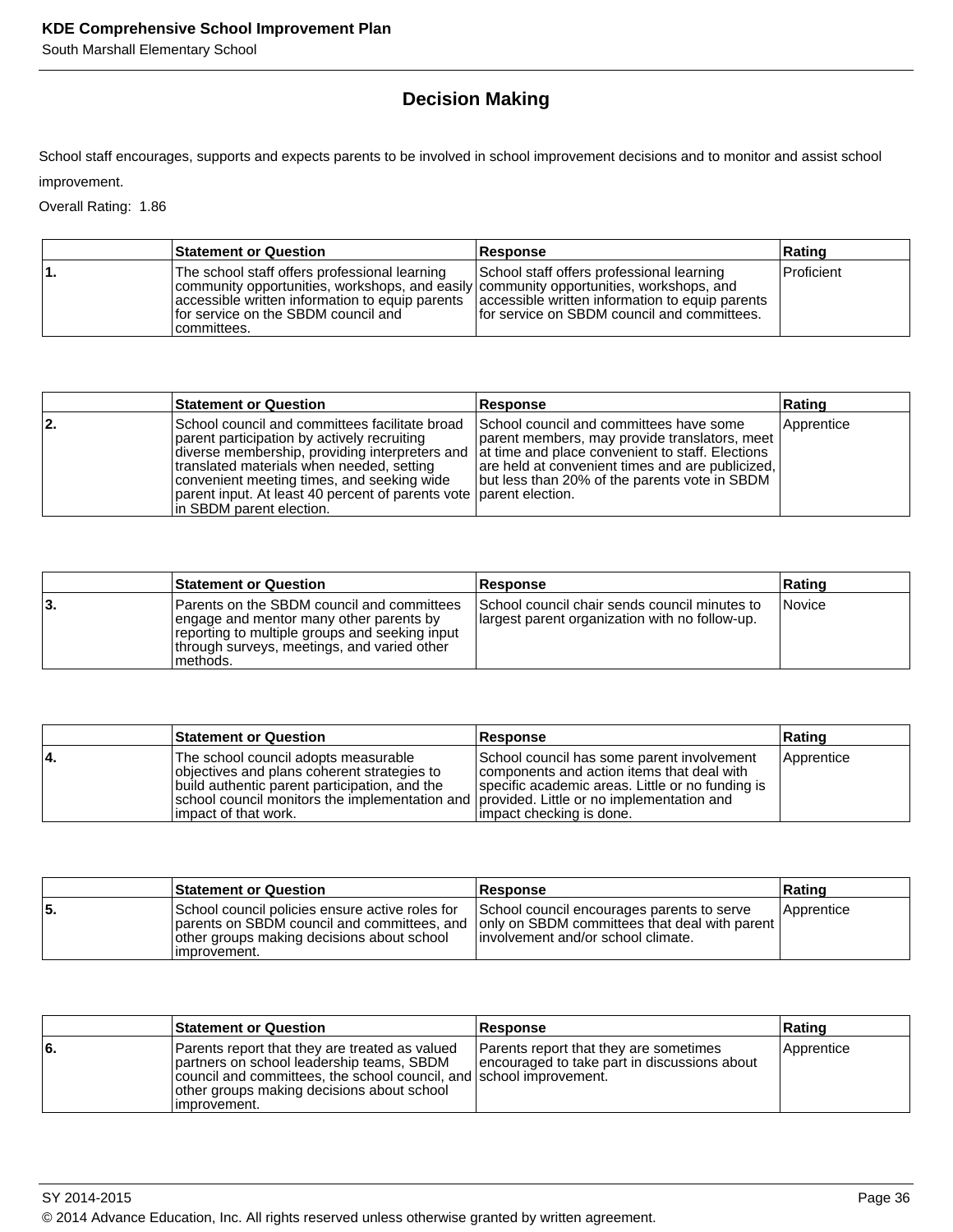## Decision Making

School staff encourages, supports and expects parents to be involved in school improvement decisions and to monitor and assist school improvement.

Overall Rating: 1.86

| | Statement or Question | Response | Rating |
|---|---|---|---|
| 1. | The school staff offers professional learning community opportunities, workshops, and easily accessible written information to equip parents for service on the SBDM council and committees. | School staff offers professional learning community opportunities, workshops, and accessible written information to equip parents for service on SBDM council and committees. | Proficient |

| | Statement or Question | Response | Rating |
|---|---|---|---|
| 2. | School council and committees facilitate broad parent participation by actively recruiting diverse membership, providing interpreters and translated materials when needed, setting convenient meeting times, and seeking wide parent input. At least 40 percent of parents vote in SBDM parent election. | School council and committees have some parent members, may provide translators, meet at time and place convenient to staff. Elections are held at convenient times and are publicized, but less than 20% of the parents vote in SBDM parent election. | Apprentice |

| | Statement or Question | Response | Rating |
|---|---|---|---|
| 3. | Parents on the SBDM council and committees engage and mentor many other parents by reporting to multiple groups and seeking input through surveys, meetings, and varied other methods. | School council chair sends council minutes to largest parent organization with no follow-up. | Novice |

| | Statement or Question | Response | Rating |
|---|---|---|---|
| 4. | The school council adopts measurable objectives and plans coherent strategies to build authentic parent participation, and the school council monitors the implementation and impact of that work. | School council has some parent involvement components and action items that deal with specific academic areas. Little or no funding is provided. Little or no implementation and impact checking is done. | Apprentice |

| | Statement or Question | Response | Rating |
|---|---|---|---|
| 5. | School council policies ensure active roles for parents on SBDM council and committees, and other groups making decisions about school improvement. | School council encourages parents to serve only on SBDM committees that deal with parent involvement and/or school climate. | Apprentice |

| | Statement or Question | Response | Rating |
|---|---|---|---|
| 6. | Parents report that they are treated as valued partners on school leadership teams, SBDM council and committees, the school council, and other groups making decisions about school improvement. | Parents report that they are sometimes encouraged to take part in discussions about school improvement. | Apprentice |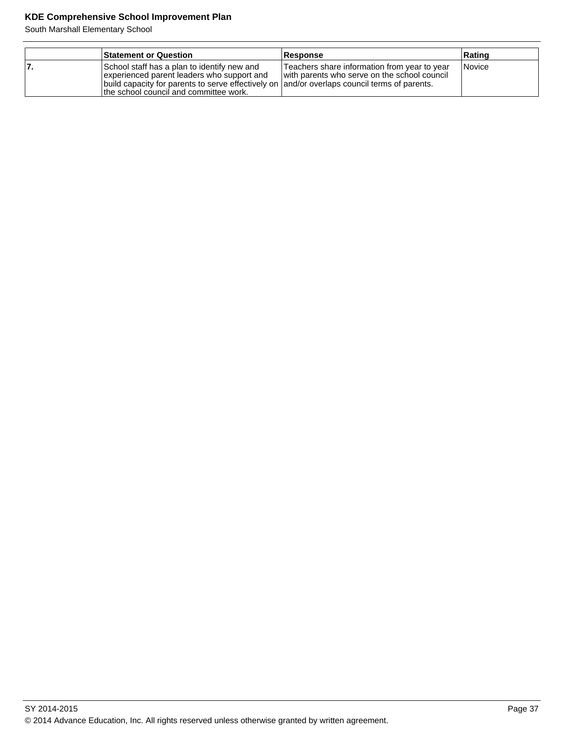| | Statement or Question | Response | Rating |
|---|---|---|---|
| 7. | School staff has a plan to identify new and experienced parent leaders who support and build capacity for parents to serve effectively on the school council and committee work. | Teachers share information from year to year with parents who serve on the school council and/or overlaps council terms of parents. | Novice |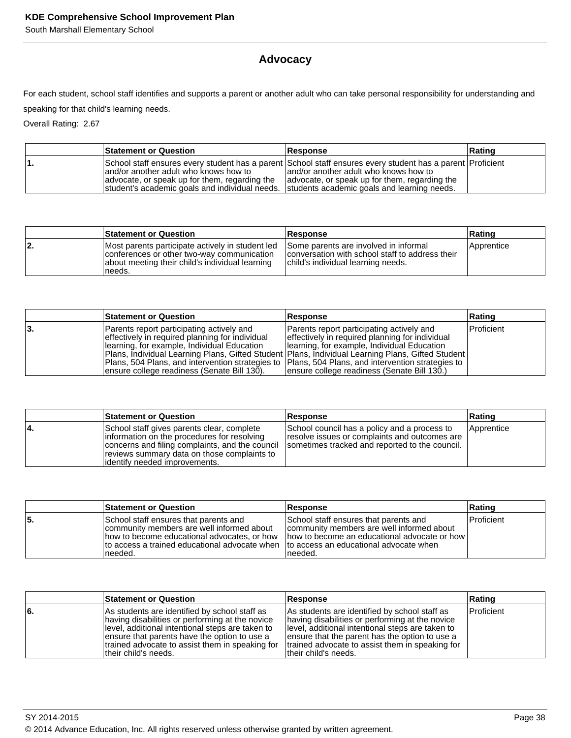## Advocacy

For each student, school staff identifies and supports a parent or another adult who can take personal responsibility for understanding and speaking for that child's learning needs.

Overall Rating: 2.67

| | Statement or Question | Response | Rating |
|---|---|---|---|
| 1. | School staff ensures every student has a parent and/or another adult who knows how to advocate, or speak up for them, regarding the student's academic goals and individual needs. | School staff ensures every student has a parent and/or another adult who knows how to advocate, or speak up for them, regarding the students academic goals and learning needs. | Proficient |

| | Statement or Question | Response | Rating |
|---|---|---|---|
| 2. | Most parents participate actively in student led conferences or other two-way communication about meeting their child's individual learning needs. | Some parents are involved in informal conversation with school staff to address their child's individual learning needs. | Apprentice |

| | Statement or Question | Response | Rating |
|---|---|---|---|
| 3. | Parents report participating actively and effectively in required planning for individual learning, for example, Individual Education Plans, Individual Learning Plans, Gifted Student Plans, 504 Plans, and intervention strategies to ensure college readiness (Senate Bill 130). | Parents report participating actively and effectively in required planning for individual learning, for example, Individual Education Plans, Individual Learning Plans, Gifted Student Plans, 504 Plans, and intervention strategies to ensure college readiness (Senate Bill 130.) | Proficient |

| | Statement or Question | Response | Rating |
|---|---|---|---|
| 4. | School staff gives parents clear, complete information on the procedures for resolving concerns and filing complaints, and the council reviews summary data on those complaints to identify needed improvements. | School council has a policy and a process to resolve issues or complaints and outcomes are sometimes tracked and reported to the council. | Apprentice |

| | Statement or Question | Response | Rating |
|---|---|---|---|
| 5. | School staff ensures that parents and community members are well informed about how to become educational advocates, or how to access a trained educational advocate when needed. | School staff ensures that parents and community members are well informed about how to become an educational advocate or how to access an educational advocate when needed. | Proficient |

| | Statement or Question | Response | Rating |
|---|---|---|---|
| 6. | As students are identified by school staff as having disabilities or performing at the novice level, additional intentional steps are taken to ensure that parents have the option to use a trained advocate to assist them in speaking for their child's needs. | As students are identified by school staff as having disabilities or performing at the novice level, additional intentional steps are taken to ensure that the parent has the option to use a trained advocate to assist them in speaking for their child's needs. | Proficient |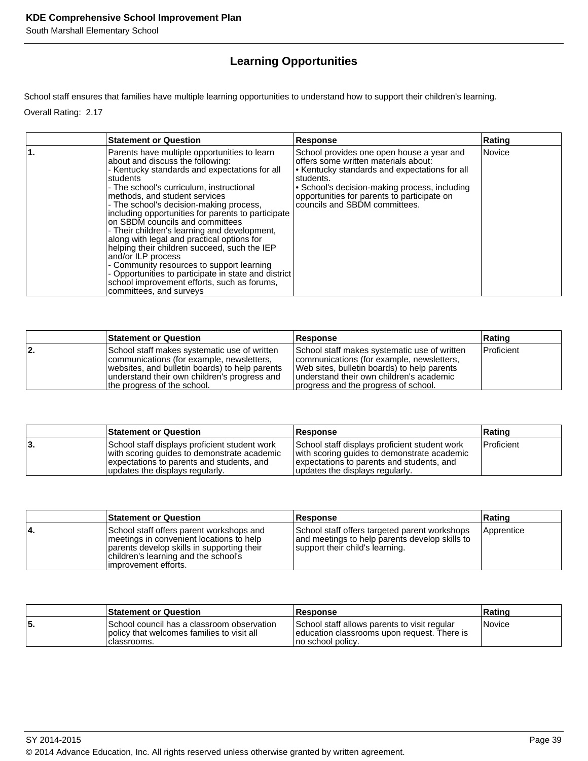## Learning Opportunities

School staff ensures that families have multiple learning opportunities to understand how to support their children's learning.

Overall Rating: 2.17

| | Statement or Question | Response | Rating |
|---|---|---|---|
| 1. | Parents have multiple opportunities to learn about and discuss the following:<br>- Kentucky standards and expectations for all students<br>- The school's curriculum, instructional methods, and student services<br>- The school's decision-making process, including opportunities for parents to participate on SBDM councils and committees<br>- Their children's learning and development, along with legal and practical options for helping their children succeed, such the IEP and/or ILP process<br>- Community resources to support learning<br>- Opportunities to participate in state and district school improvement efforts, such as forums, committees, and surveys | School provides one open house a year and offers some written materials about:<br>• Kentucky standards and expectations for all students.<br>• School's decision-making process, including opportunities for parents to participate on councils and SBDM committees. | Novice |

| | Statement or Question | Response | Rating |
|---|---|---|---|
| 2. | School staff makes systematic use of written communications (for example, newsletters, websites, and bulletin boards) to help parents understand their own children's progress and the progress of the school. | School staff makes systematic use of written communications (for example, newsletters, Web sites, bulletin boards) to help parents understand their own children's academic progress and the progress of school. | Proficient |

| | Statement or Question | Response | Rating |
|---|---|---|---|
| 3. | School staff displays proficient student work with scoring guides to demonstrate academic expectations to parents and students, and updates the displays regularly. | School staff displays proficient student work with scoring guides to demonstrate academic expectations to parents and students, and updates the displays regularly. | Proficient |

| | Statement or Question | Response | Rating |
|---|---|---|---|
| 4. | School staff offers parent workshops and meetings in convenient locations to help parents develop skills in supporting their children's learning and the school's improvement efforts. | School staff offers targeted parent workshops and meetings to help parents develop skills to support their child's learning. | Apprentice |

| | Statement or Question | Response | Rating |
|---|---|---|---|
| 5. | School council has a classroom observation policy that welcomes families to visit all classrooms. | School staff allows parents to visit regular education classrooms upon request. There is no school policy. | Novice |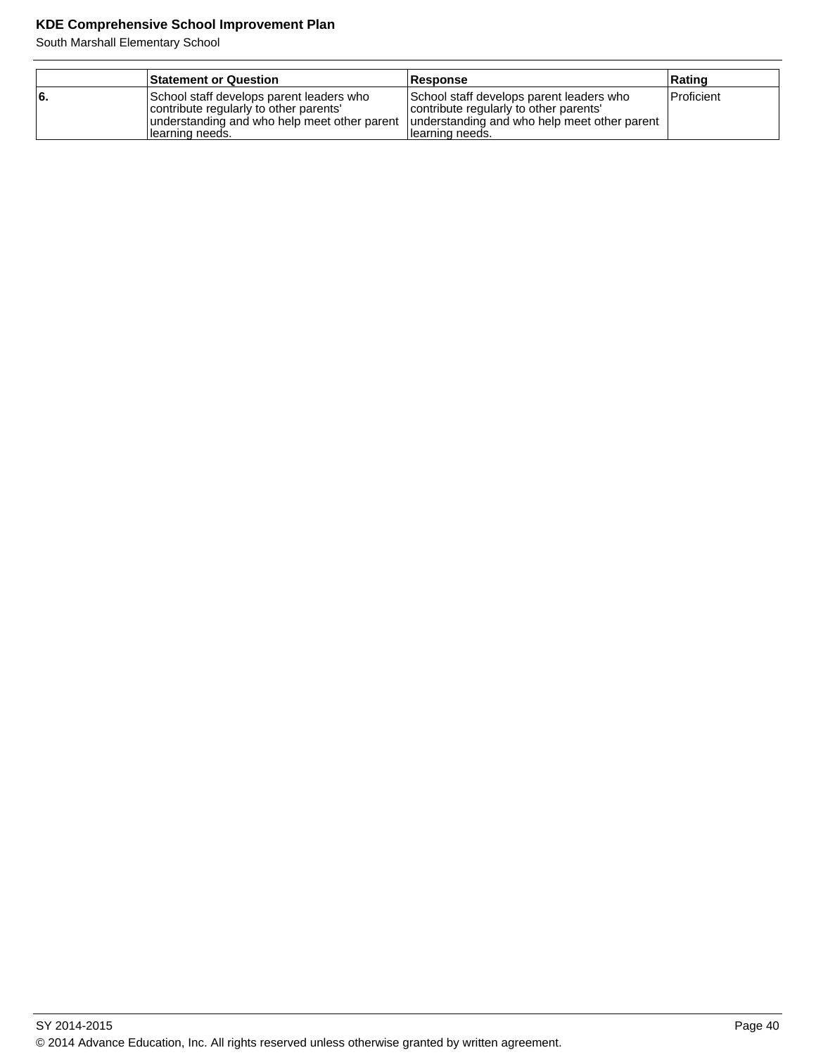| | Statement or Question | Response | Rating |
|---|---|---|---|
| 6. | School staff develops parent leaders who contribute regularly to other parents' understanding and who help meet other parent learning needs. | School staff develops parent leaders who contribute regularly to other parents' understanding and who help meet other parent learning needs. | Proficient |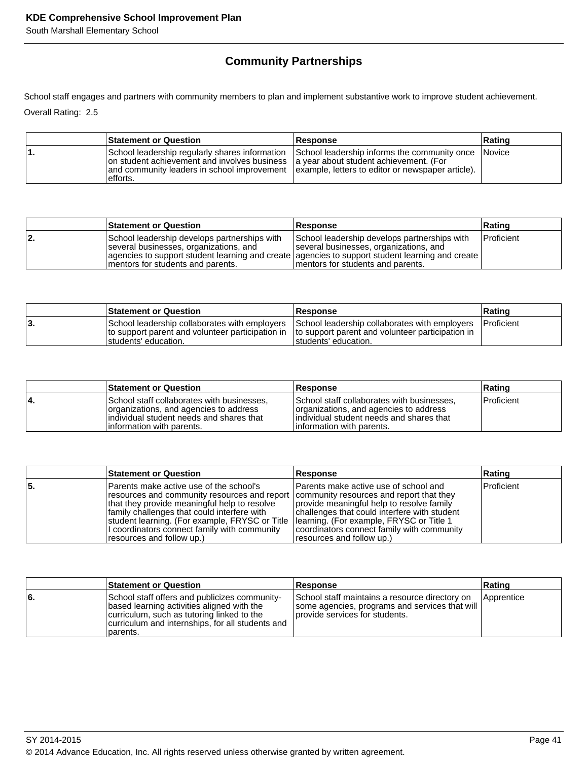## Community Partnerships

School staff engages and partners with community members to plan and implement substantive work to improve student achievement.

Overall Rating: 2.5

| | Statement or Question | Response | Rating |
|---|---|---|---|
| 1. | School leadership regularly shares information on student achievement and involves business and community leaders in school improvement efforts. | School leadership informs the community once a year about student achievement. (For example, letters to editor or newspaper article). | Novice |

| | Statement or Question | Response | Rating |
|---|---|---|---|
| 2. | School leadership develops partnerships with several businesses, organizations, and agencies to support student learning and create mentors for students and parents. | School leadership develops partnerships with several businesses, organizations, and agencies to support student learning and create mentors for students and parents. | Proficient |

| | Statement or Question | Response | Rating |
|---|---|---|---|
| 3. | School leadership collaborates with employers to support parent and volunteer participation in students' education. | School leadership collaborates with employers to support parent and volunteer participation in students' education. | Proficient |

| | Statement or Question | Response | Rating |
|---|---|---|---|
| 4. | School staff collaborates with businesses, organizations, and agencies to address individual student needs and shares that information with parents. | School staff collaborates with businesses, organizations, and agencies to address individual student needs and shares that information with parents. | Proficient |

| | Statement or Question | Response | Rating |
|---|---|---|---|
| 5. | Parents make active use of the school's resources and community resources and report that they provide meaningful help to resolve family challenges that could interfere with student learning. (For example, FRYSC or Title I coordinators connect family with community resources and follow up.) | Parents make active use of school and community resources and report that they provide meaningful help to resolve family challenges that could interfere with student learning. (For example, FRYSC or Title 1 coordinators connect family with community resources and follow up.) | Proficient |

| | Statement or Question | Response | Rating |
|---|---|---|---|
| 6. | School staff offers and publicizes community-based learning activities aligned with the curriculum, such as tutoring linked to the curriculum and internships, for all students and parents. | School staff maintains a resource directory on some agencies, programs and services that will provide services for students. | Apprentice |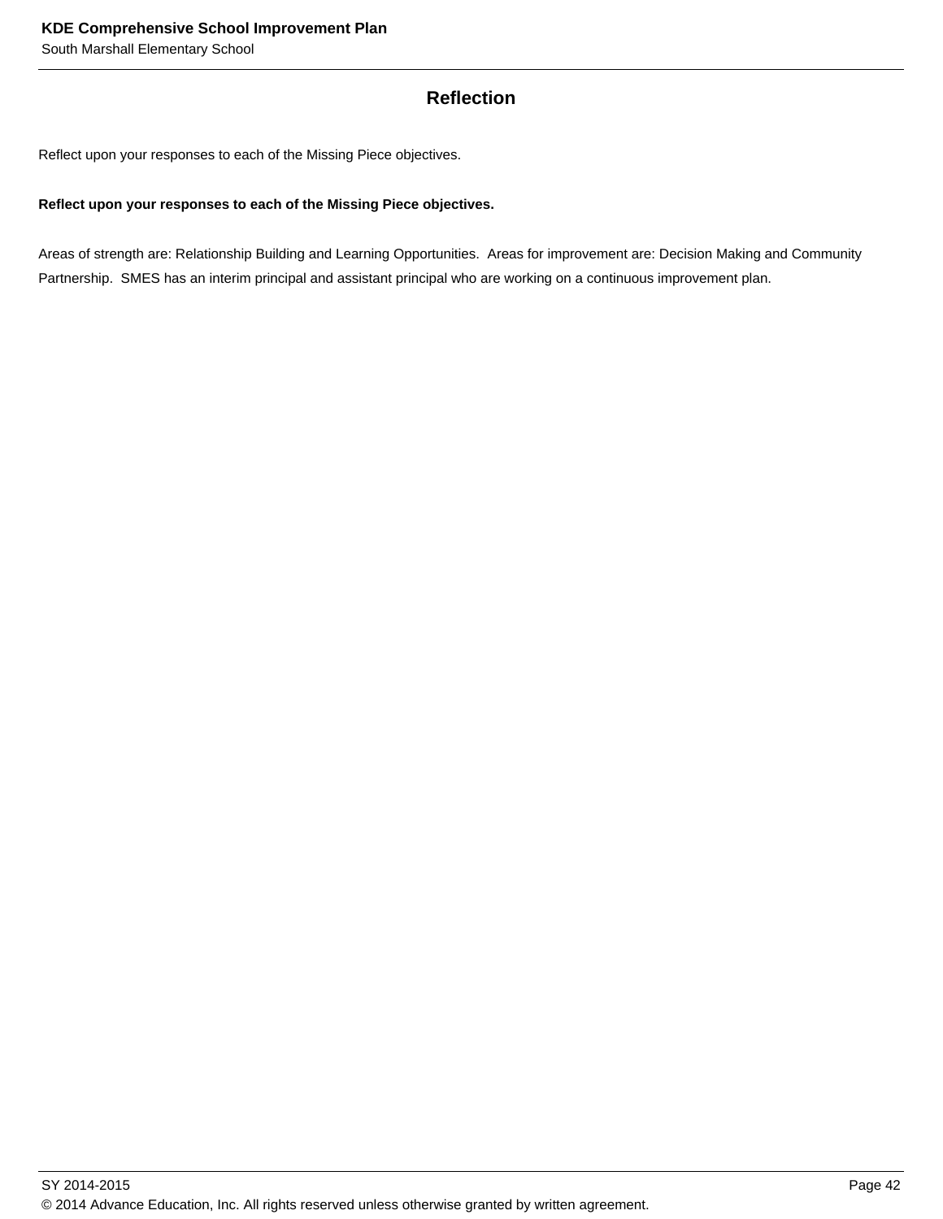## Reflection

Reflect upon your responses to each of the Missing Piece objectives.

**Reflect upon your responses to each of the Missing Piece objectives.**

Areas of strength are: Relationship Building and Learning Opportunities. Areas for improvement are: Decision Making and Community Partnership. SMES has an interim principal and assistant principal who are working on a continuous improvement plan.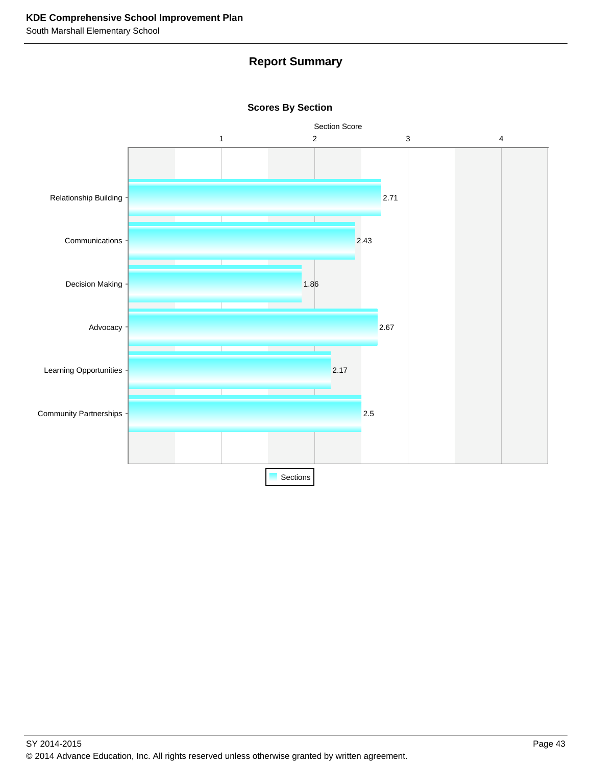## Report Summary

### Scores By Section

| Section | Section Score |
| --- | --- |
| Relationship Building | 2.71 |
| Communications | 2.43 |
| Decision Making | 1.86 |
| Advocacy | 2.67 |
| Learning Opportunities | 2.17 |
| Community Partnerships | 2.5 |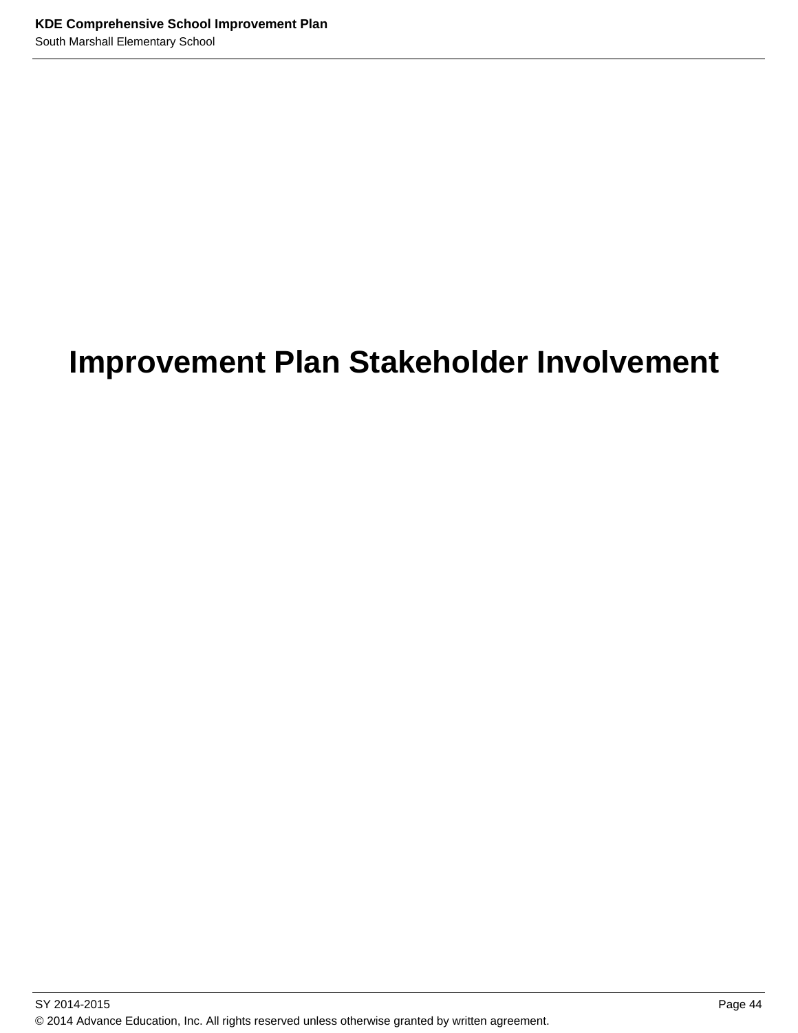# Improvement Plan Stakeholder Involvement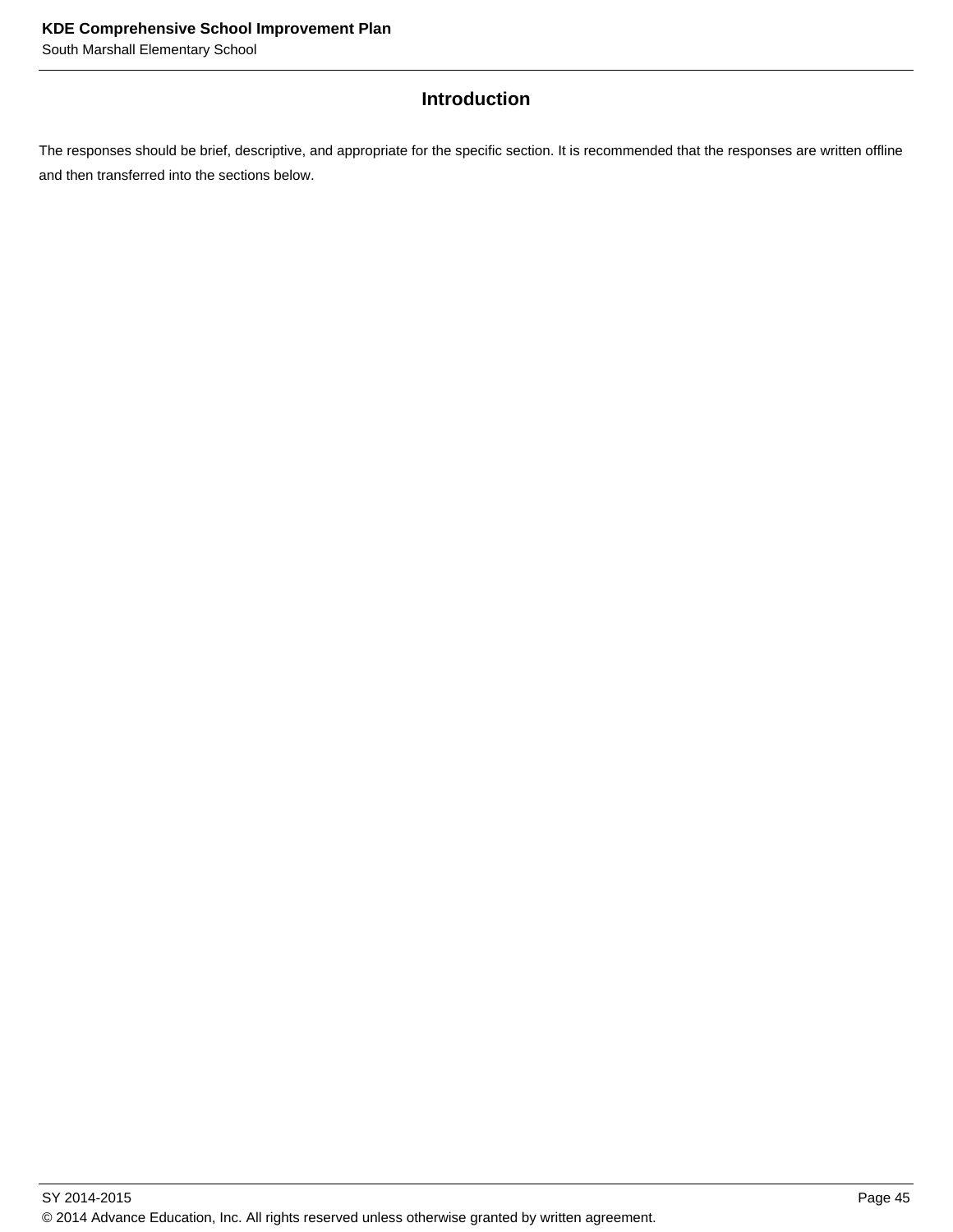## Introduction

The responses should be brief, descriptive, and appropriate for the specific section. It is recommended that the responses are written offline and then transferred into the sections below.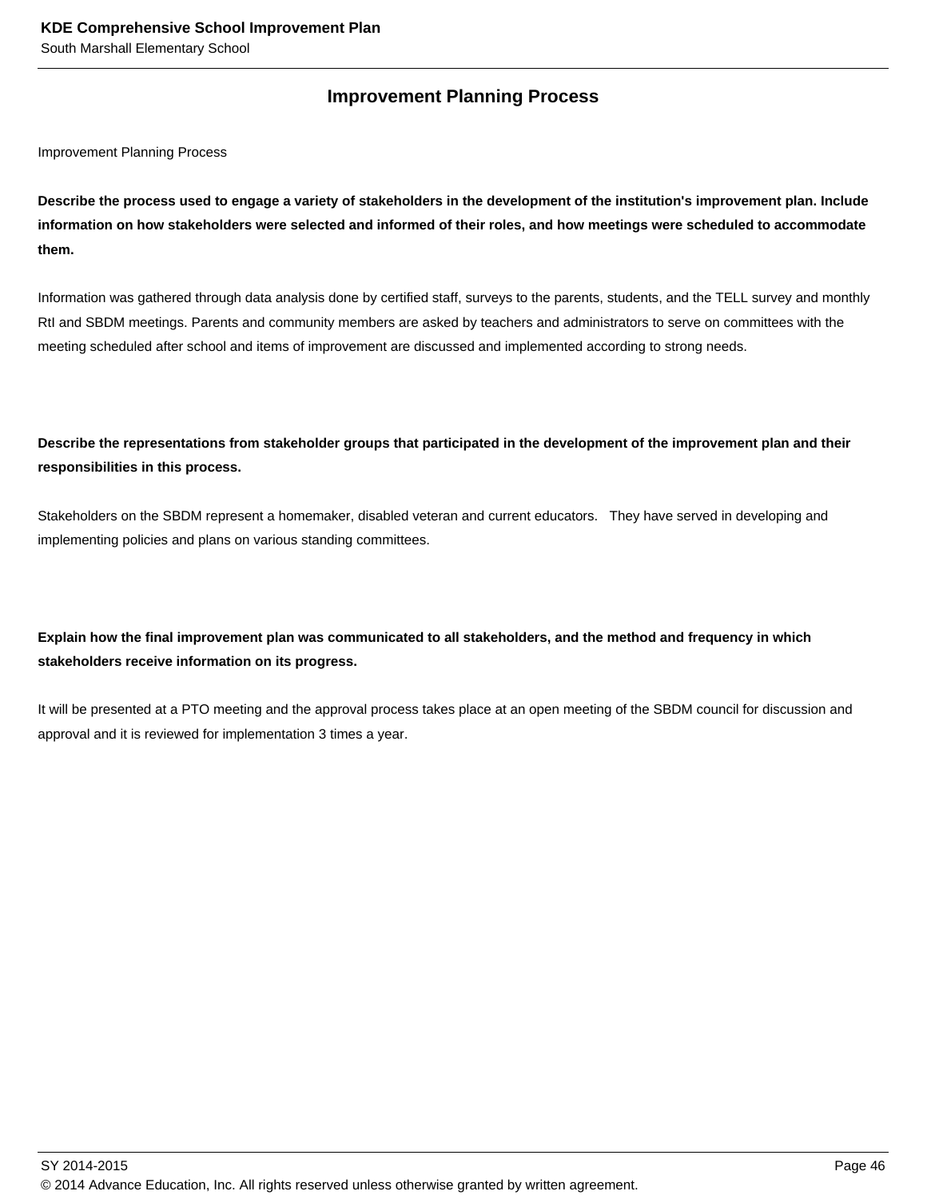## Improvement Planning Process

Improvement Planning Process

**Describe the process used to engage a variety of stakeholders in the development of the institution's improvement plan. Include information on how stakeholders were selected and informed of their roles, and how meetings were scheduled to accommodate them.**

Information was gathered through data analysis done by certified staff, surveys to the parents, students, and the TELL survey and monthly RtI and SBDM meetings. Parents and community members are asked by teachers and administrators to serve on committees with the meeting scheduled after school and items of improvement are discussed and implemented according to strong needs.

**Describe the representations from stakeholder groups that participated in the development of the improvement plan and their responsibilities in this process.**

Stakeholders on the SBDM represent a homemaker, disabled veteran and current educators. They have served in developing and implementing policies and plans on various standing committees.

**Explain how the final improvement plan was communicated to all stakeholders, and the method and frequency in which stakeholders receive information on its progress.**

It will be presented at a PTO meeting and the approval process takes place at an open meeting of the SBDM council for discussion and approval and it is reviewed for implementation 3 times a year.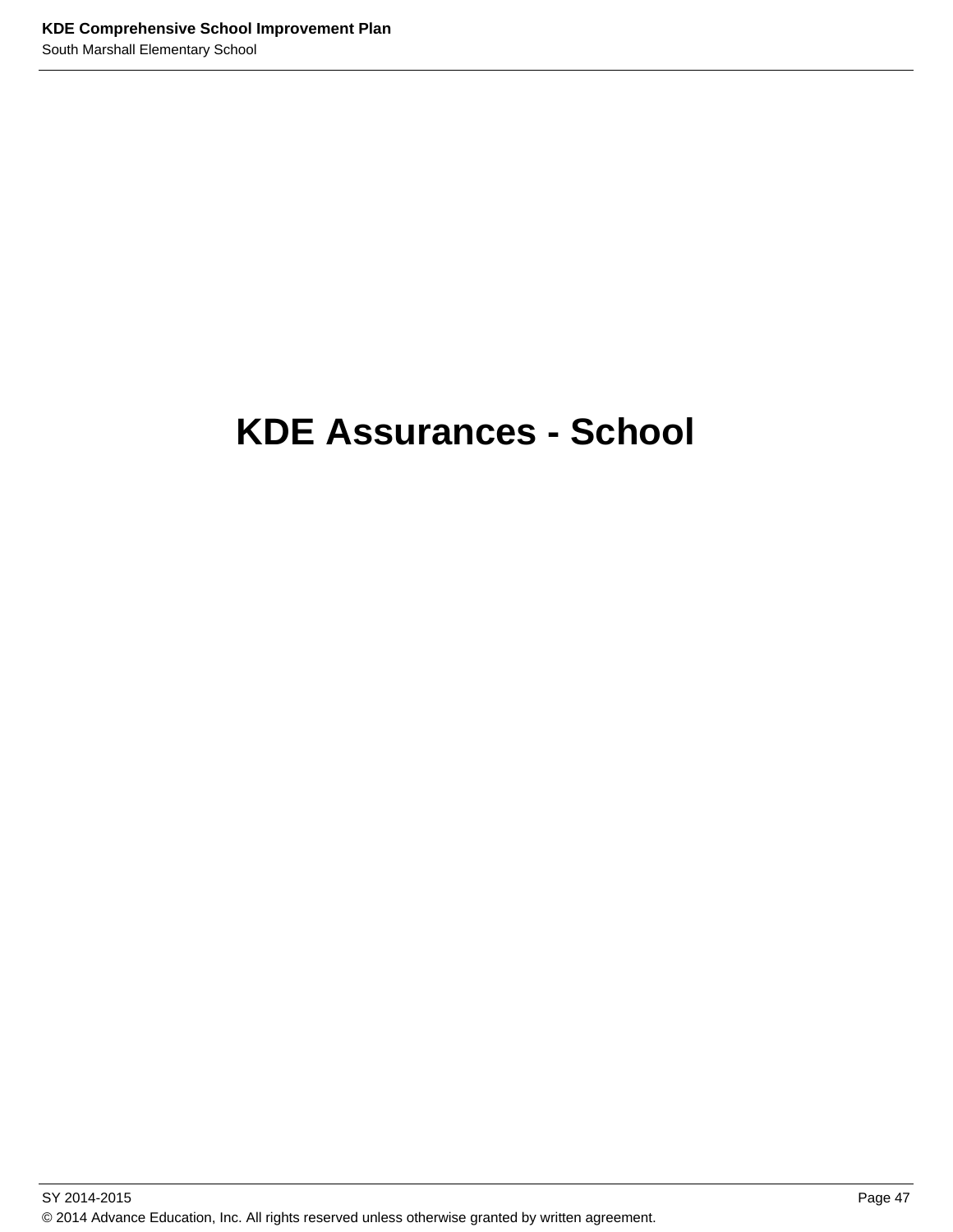# KDE Assurances - School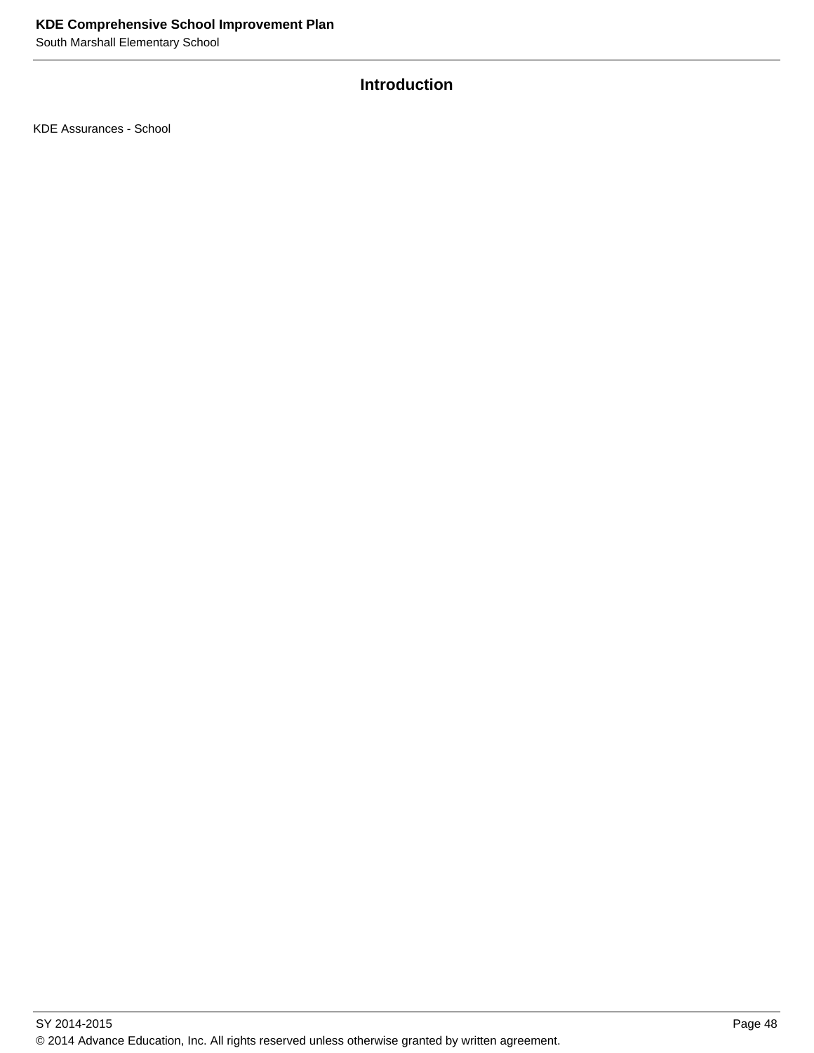## Introduction

KDE Assurances - School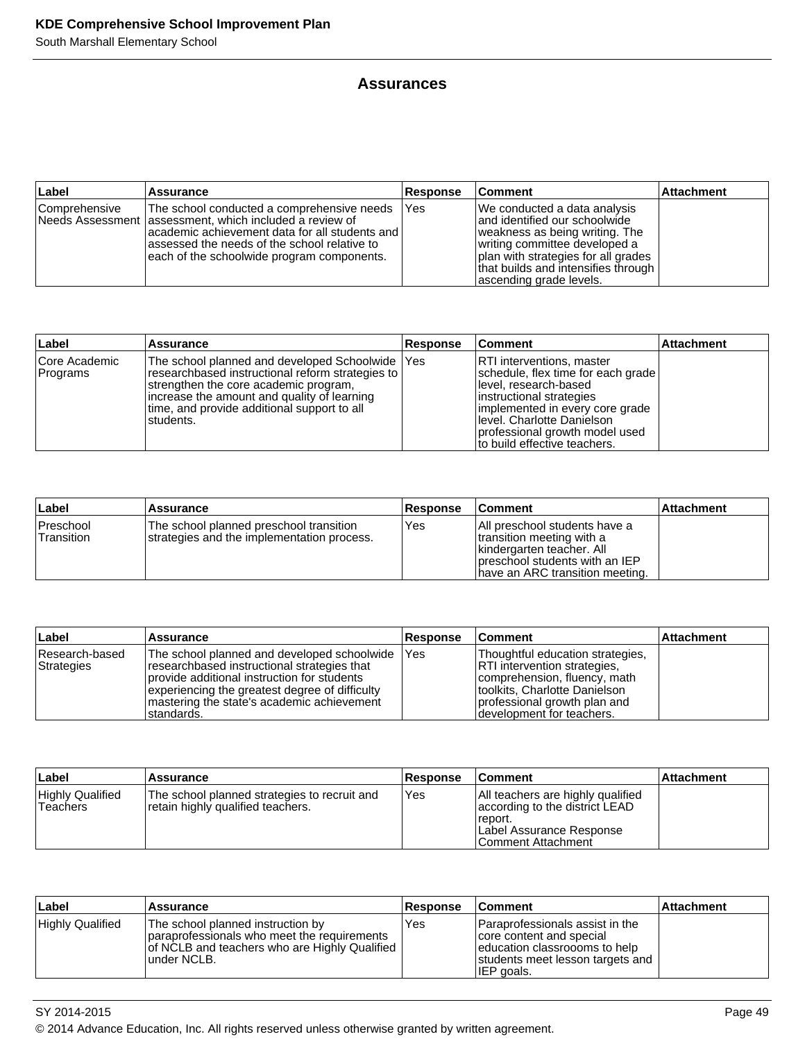## Assurances

| Label | Assurance | Response | Comment | Attachment |
|---|---|---|---|---|
| Comprehensive Needs Assessment | The school conducted a comprehensive needs assessment, which included a review of academic achievement data for all students and assessed the needs of the school relative to each of the schoolwide program components. | Yes | We conducted a data analysis and identified our schoolwide weakness as being writing. The writing committee developed a plan with strategies for all grades that builds and intensifies through ascending grade levels. | |

| Label | Assurance | Response | Comment | Attachment |
|---|---|---|---|---|
| Core Academic Programs | The school planned and developed Schoolwide researchbased instructional reform strategies to strengthen the core academic program, increase the amount and quality of learning time, and provide additional support to all students. | Yes | RTI interventions, master schedule, flex time for each grade level, research-based instructional strategies implemented in every core grade level. Charlotte Danielson professional growth model used to build effective teachers. | |

| Label | Assurance | Response | Comment | Attachment |
|---|---|---|---|---|
| Preschool Transition | The school planned preschool transition strategies and the implementation process. | Yes | All preschool students have a transition meeting with a kindergarten teacher. All preschool students with an IEP have an ARC transition meeting. | |

| Label | Assurance | Response | Comment | Attachment |
|---|---|---|---|---|
| Research-based Strategies | The school planned and developed schoolwide researchbased instructional strategies that provide additional instruction for students experiencing the greatest degree of difficulty mastering the state's academic achievement standards. | Yes | Thoughtful education strategies, RTI intervention strategies, comprehension, fluency, math toolkits, Charlotte Danielson professional growth plan and development for teachers. | |

| Label | Assurance | Response | Comment | Attachment |
|---|---|---|---|---|
| Highly Qualified Teachers | The school planned strategies to recruit and retain highly qualified teachers. | Yes | All teachers are highly qualified according to the district LEAD report.<br>Label Assurance Response Comment Attachment | |

| Label | Assurance | Response | Comment | Attachment |
|---|---|---|---|---|
| Highly Qualified | The school planned instruction by paraprofessionals who meet the requirements of NCLB and teachers who are Highly Qualified under NCLB. | Yes | Paraprofessionals assist in the core content and special education classroooms to help students meet lesson targets and IEP goals. | |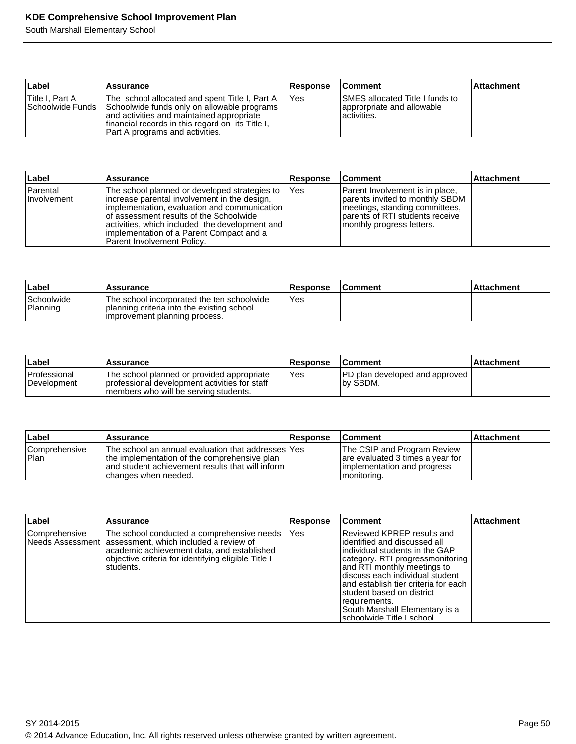| Label | Assurance | Response | Comment | Attachment |
| --- | --- | --- | --- | --- |
| Title I, Part A Schoolwide Funds | The school allocated and spent Title I, Part A Schoolwide funds only on allowable programs and activities and maintained appropriate financial records in this regard on its Title I, Part A programs and activities. | Yes | SMES allocated Title I funds to approrpriate and allowable activities. | |

| Label | Assurance | Response | Comment | Attachment |
| --- | --- | --- | --- | --- |
| Parental Involvement | The school planned or developed strategies to increase parental involvement in the design, implementation, evaluation and communication of assessment results of the Schoolwide activities, which included the development and implementation of a Parent Compact and a Parent Involvement Policy. | Yes | Parent Involvement is in place, parents invited to monthly SBDM meetings, standing committees, parents of RTI students receive monthly progress letters. | |

| Label | Assurance | Response | Comment | Attachment |
| --- | --- | --- | --- | --- |
| Schoolwide Planning | The school incorporated the ten schoolwide planning criteria into the existing school improvement planning process. | Yes | | |

| Label | Assurance | Response | Comment | Attachment |
| --- | --- | --- | --- | --- |
| Professional Development | The school planned or provided appropriate professional development activities for staff members who will be serving students. | Yes | PD plan developed and approved by SBDM. | |

| Label | Assurance | Response | Comment | Attachment |
| --- | --- | --- | --- | --- |
| Comprehensive Plan | The school an annual evaluation that addresses the implementation of the comprehensive plan and student achievement results that will inform changes when needed. | Yes | The CSIP and Program Review are evaluated 3 times a year for implementation and progress monitoring. | |

| Label | Assurance | Response | Comment | Attachment |
| --- | --- | --- | --- | --- |
| Comprehensive Needs Assessment | The school conducted a comprehensive needs assessment, which included a review of academic achievement data, and established objective criteria for identifying eligible Title I students. | Yes | Reviewed KPREP results and identified and discussed all individual students in the GAP category. RTI progressmonitoring and RTI monthly meetings to discuss each individual student and establish tier criteria for each student based on district requirements.<br>South Marshall Elementary is a schoolwide Title I school. | |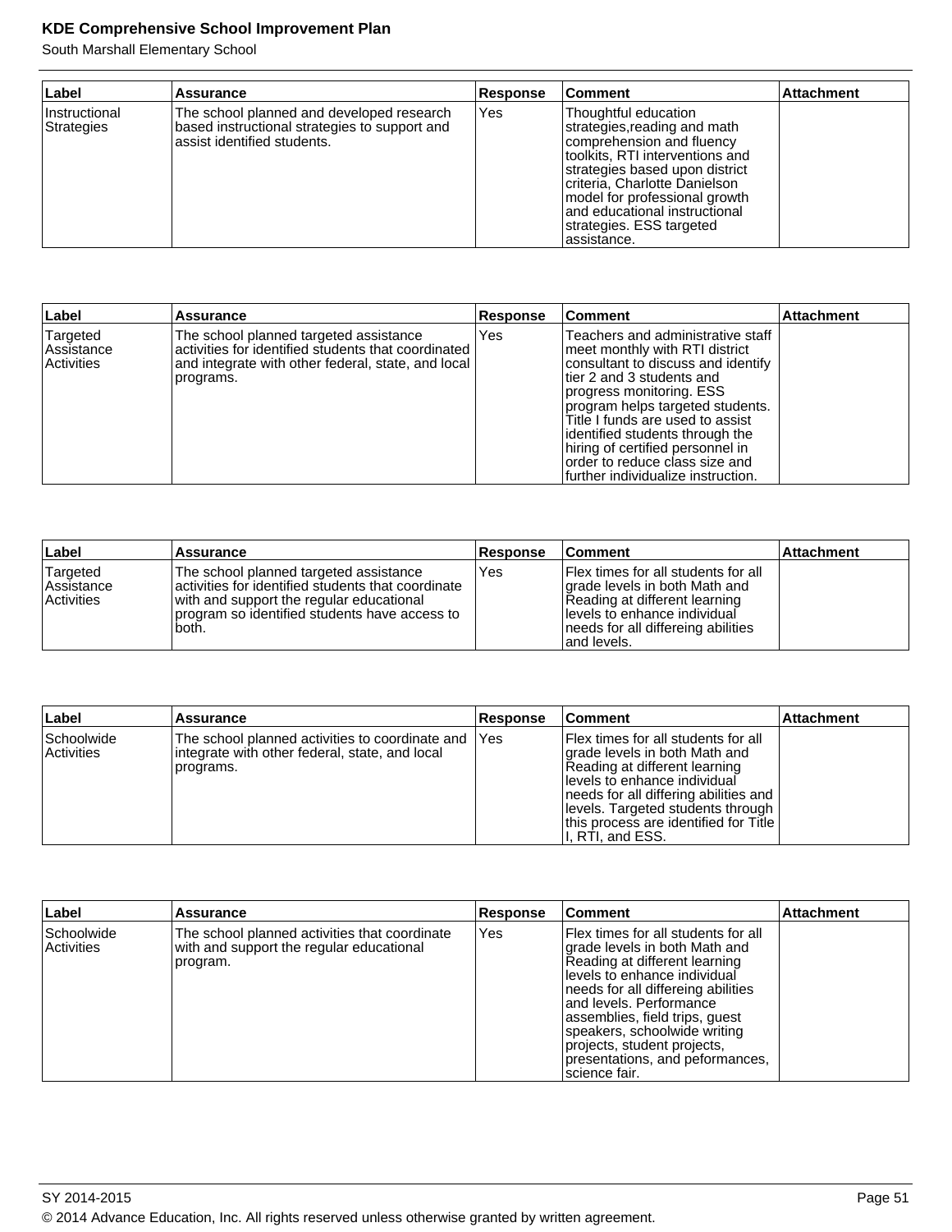| Label | Assurance | Response | Comment | Attachment |
|---|---|---|---|---|
| Instructional Strategies | The school planned and developed research based instructional strategies to support and assist identified students. | Yes | Thoughtful education strategies,reading and math comprehension and fluency toolkits, RTI interventions and strategies based upon district criteria, Charlotte Danielson model for professional growth and educational instructional strategies. ESS targeted assistance. | |

| Label | Assurance | Response | Comment | Attachment |
|---|---|---|---|---|
| Targeted Assistance Activities | The school planned targeted assistance activities for identified students that coordinated and integrate with other federal, state, and local programs. | Yes | Teachers and administrative staff meet monthly with RTI district consultant to discuss and identify tier 2 and 3 students and progress monitoring. ESS program helps targeted students. Title I funds are used to assist identified students through the hiring of certified personnel in order to reduce class size and further individualize instruction. | |

| Label | Assurance | Response | Comment | Attachment |
|---|---|---|---|---|
| Targeted Assistance Activities | The school planned targeted assistance activities for identified students that coordinate with and support the regular educational program so identified students have access to both. | Yes | Flex times for all students for all grade levels in both Math and Reading at different learning levels to enhance individual needs for all differeing abilities and levels. | |

| Label | Assurance | Response | Comment | Attachment |
|---|---|---|---|---|
| Schoolwide Activities | The school planned activities to coordinate and integrate with other federal, state, and local programs. | Yes | Flex times for all students for all grade levels in both Math and Reading at different learning levels to enhance individual needs for all differing abilities and levels. Targeted students through this process are identified for Title I, RTI, and ESS. | |

| Label | Assurance | Response | Comment | Attachment |
|---|---|---|---|---|
| Schoolwide Activities | The school planned activities that coordinate with and support the regular educational program. | Yes | Flex times for all students for all grade levels in both Math and Reading at different learning levels to enhance individual needs for all differeing abilities and levels. Performance assemblies, field trips, guest speakers, schoolwide writing projects, student projects, presentations, and peformances, science fair. | |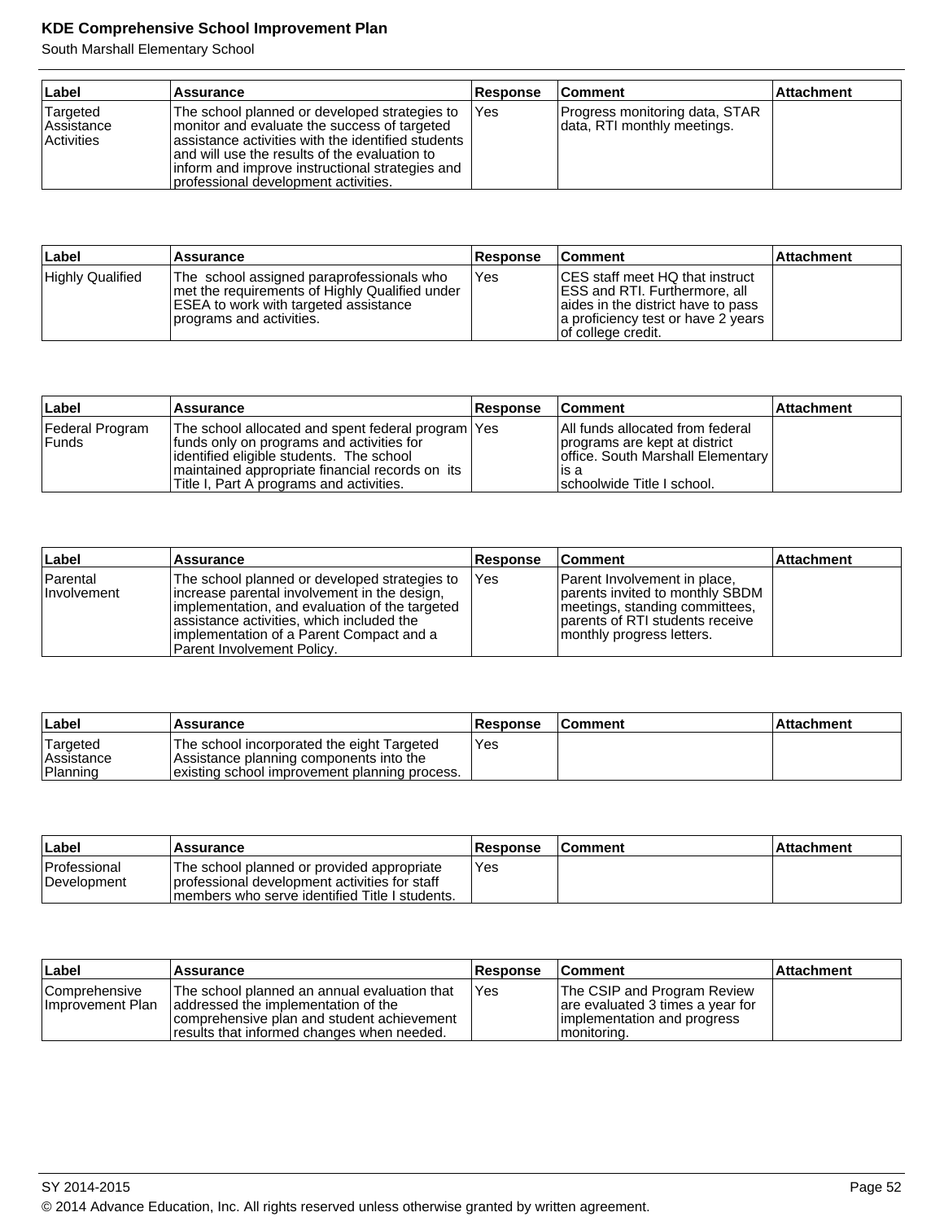| Label | Assurance | Response | Comment | Attachment |
| --- | --- | --- | --- | --- |
| Targeted Assistance Activities | The school planned or developed strategies to monitor and evaluate the success of targeted assistance activities with the identified students and will use the results of the evaluation to inform and improve instructional strategies and professional development activities. | Yes | Progress monitoring data, STAR data, RTI monthly meetings. | |

| Label | Assurance | Response | Comment | Attachment |
| --- | --- | --- | --- | --- |
| Highly Qualified | The school assigned paraprofessionals who met the requirements of Highly Qualified under ESEA to work with targeted assistance programs and activities. | Yes | CES staff meet HQ that instruct ESS and RTI. Furthermore, all aides in the district have to pass a proficiency test or have 2 years of college credit. | |

| Label | Assurance | Response | Comment | Attachment |
| --- | --- | --- | --- | --- |
| Federal Program Funds | The school allocated and spent federal program funds only on programs and activities for identified eligible students. The school maintained appropriate financial records on its Title I, Part A programs and activities. | Yes | All funds allocated from federal programs are kept at district office. South Marshall Elementary is a schoolwide Title I school. | |

| Label | Assurance | Response | Comment | Attachment |
| --- | --- | --- | --- | --- |
| Parental Involvement | The school planned or developed strategies to increase parental involvement in the design, implementation, and evaluation of the targeted assistance activities, which included the implementation of a Parent Compact and a Parent Involvement Policy. | Yes | Parent Involvement in place, parents invited to monthly SBDM meetings, standing committees, parents of RTI students receive monthly progress letters. | |

| Label | Assurance | Response | Comment | Attachment |
| --- | --- | --- | --- | --- |
| Targeted Assistance Planning | The school incorporated the eight Targeted Assistance planning components into the existing school improvement planning process. | Yes | | |

| Label | Assurance | Response | Comment | Attachment |
| --- | --- | --- | --- | --- |
| Professional Development | The school planned or provided appropriate professional development activities for staff members who serve identified Title I students. | Yes | | |

| Label | Assurance | Response | Comment | Attachment |
| --- | --- | --- | --- | --- |
| Comprehensive Improvement Plan | The school planned an annual evaluation that addressed the implementation of the comprehensive plan and student achievement results that informed changes when needed. | Yes | The CSIP and Program Review are evaluated 3 times a year for implementation and progress monitoring. | |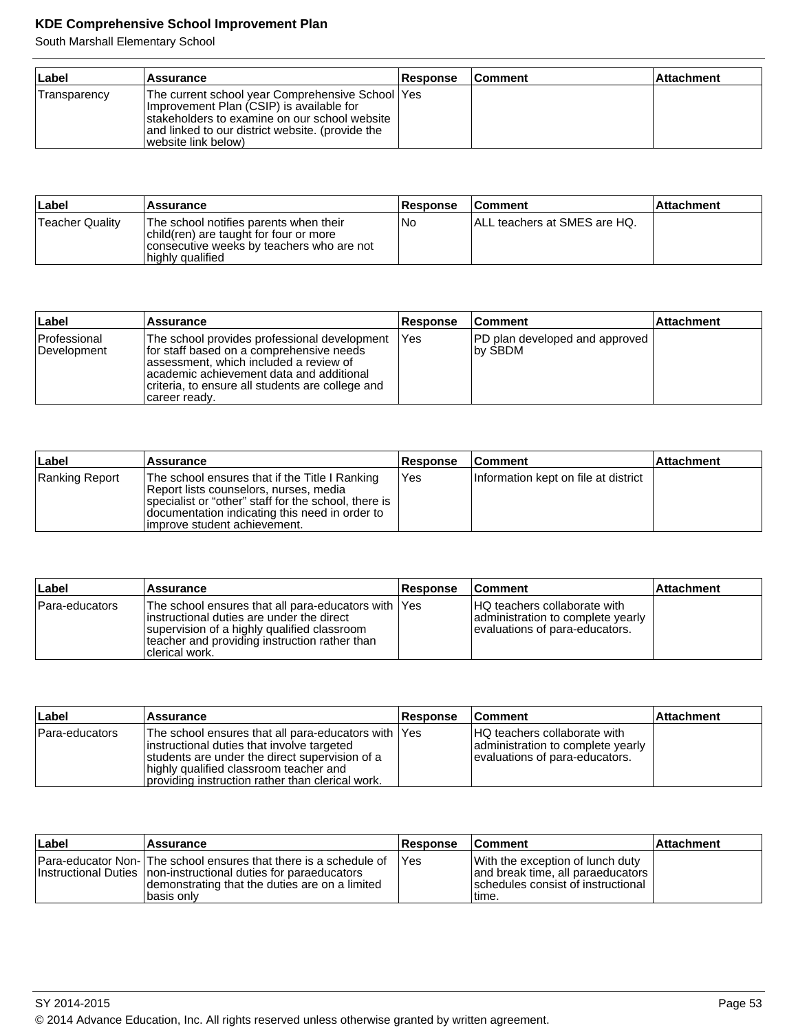| Label | Assurance | Response | Comment | Attachment |
|---|---|---|---|---|
| Transparency | The current school year Comprehensive School Improvement Plan (CSIP) is available for stakeholders to examine on our school website and linked to our district website. (provide the website link below) | Yes | | |

| Label | Assurance | Response | Comment | Attachment |
|---|---|---|---|---|
| Teacher Quality | The school notifies parents when their child(ren) are taught for four or more consecutive weeks by teachers who are not highly qualified | No | ALL teachers at SMES are HQ. | |

| Label | Assurance | Response | Comment | Attachment |
|---|---|---|---|---|
| Professional Development | The school provides professional development for staff based on a comprehensive needs assessment, which included a review of academic achievement data and additional criteria, to ensure all students are college and career ready. | Yes | PD plan developed and approved by SBDM | |

| Label | Assurance | Response | Comment | Attachment |
|---|---|---|---|---|
| Ranking Report | The school ensures that if the Title I Ranking Report lists counselors, nurses, media specialist or "other" staff for the school, there is documentation indicating this need in order to improve student achievement. | Yes | Information kept on file at district | |

| Label | Assurance | Response | Comment | Attachment |
|---|---|---|---|---|
| Para-educators | The school ensures that all para-educators with instructional duties are under the direct supervision of a highly qualified classroom teacher and providing instruction rather than clerical work. | Yes | HQ teachers collaborate with administration to complete yearly evaluations of para-educators. | |

| Label | Assurance | Response | Comment | Attachment |
|---|---|---|---|---|
| Para-educators | The school ensures that all para-educators with instructional duties that involve targeted students are under the direct supervision of a highly qualified classroom teacher and providing instruction rather than clerical work. | Yes | HQ teachers collaborate with administration to complete yearly evaluations of para-educators. | |

| Label | Assurance | Response | Comment | Attachment |
|---|---|---|---|---|
| Para-educator Non-Instructional Duties | The school ensures that there is a schedule of non-instructional duties for paraeducators demonstrating that the duties are on a limited basis only | Yes | With the exception of lunch duty and break time, all paraeducators schedules consist of instructional time. | |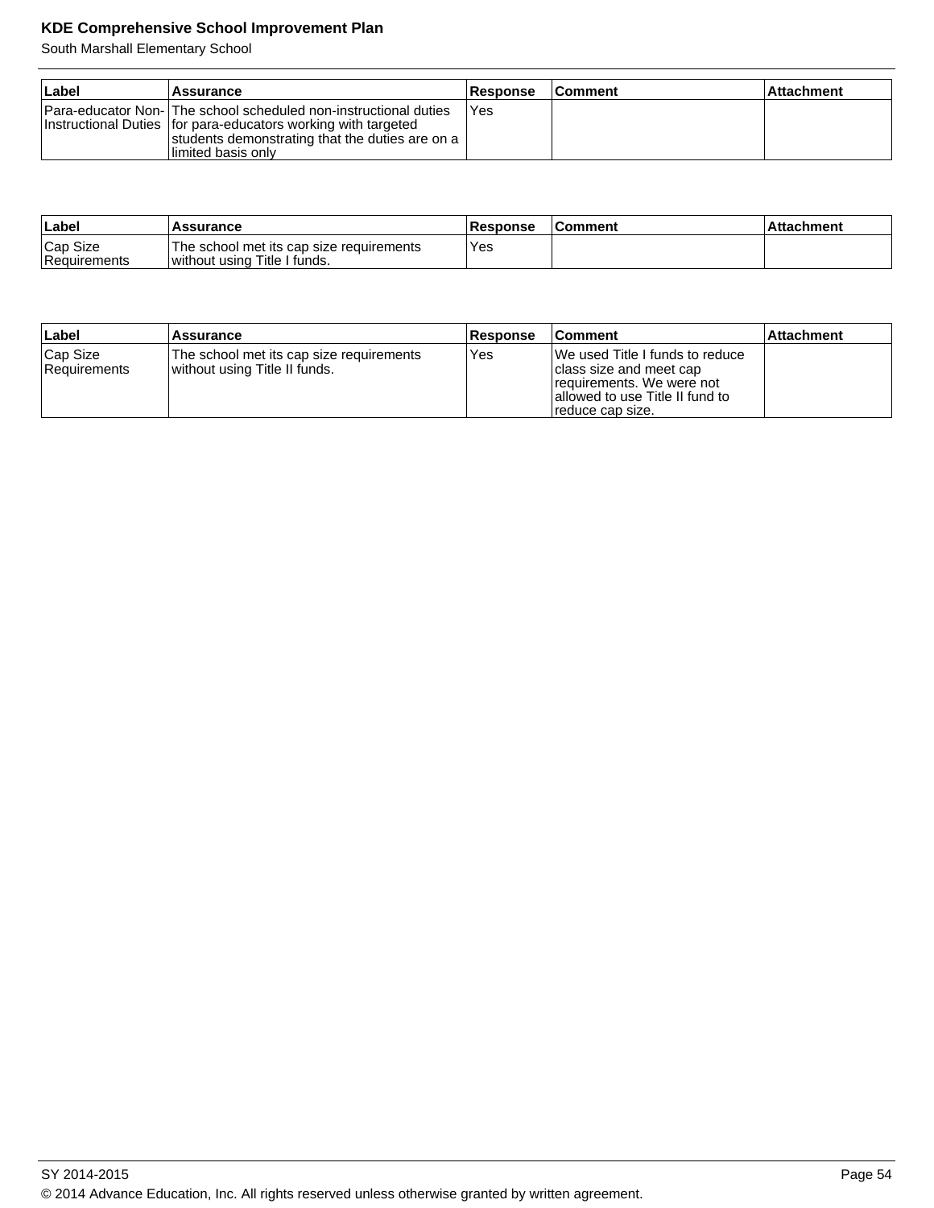| Label | Assurance | Response | Comment | Attachment |
|---|---|---|---|---|
| Para-educator Non-Instructional Duties | The school scheduled non-instructional duties for para-educators working with targeted students demonstrating that the duties are on a limited basis only | Yes | | |

| Label | Assurance | Response | Comment | Attachment |
|---|---|---|---|---|
| Cap Size Requirements | The school met its cap size requirements without using Title I funds. | Yes | | |

| Label | Assurance | Response | Comment | Attachment |
|---|---|---|---|---|
| Cap Size Requirements | The school met its cap size requirements without using Title II funds. | Yes | We used Title I funds to reduce class size and meet cap requirements. We were not allowed to use Title II fund to reduce cap size. | |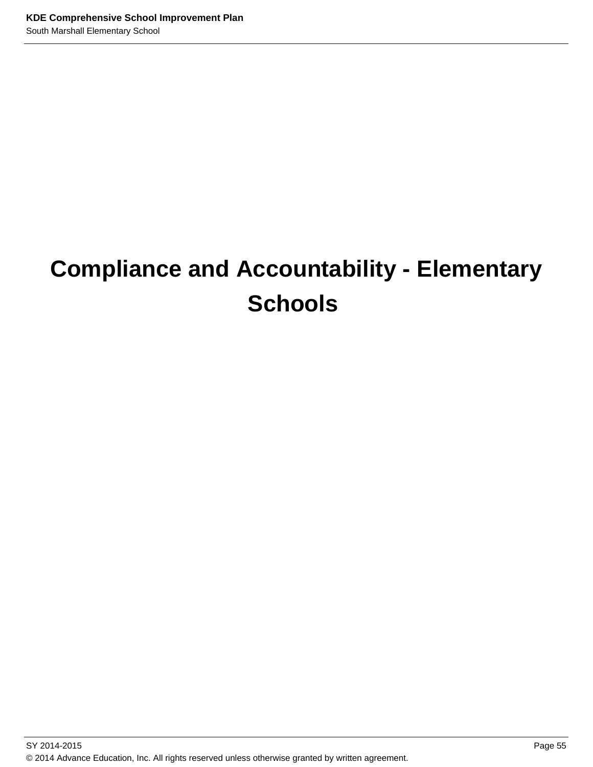# Compliance and Accountability - Elementary Schools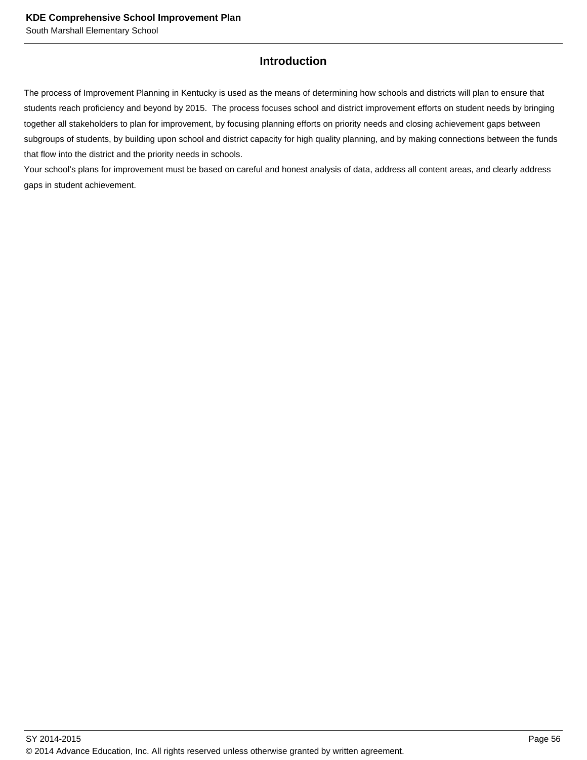## Introduction

The process of Improvement Planning in Kentucky is used as the means of determining how schools and districts will plan to ensure that students reach proficiency and beyond by 2015. The process focuses school and district improvement efforts on student needs by bringing together all stakeholders to plan for improvement, by focusing planning efforts on priority needs and closing achievement gaps between subgroups of students, by building upon school and district capacity for high quality planning, and by making connections between the funds that flow into the district and the priority needs in schools.

Your school's plans for improvement must be based on careful and honest analysis of data, address all content areas, and clearly address gaps in student achievement.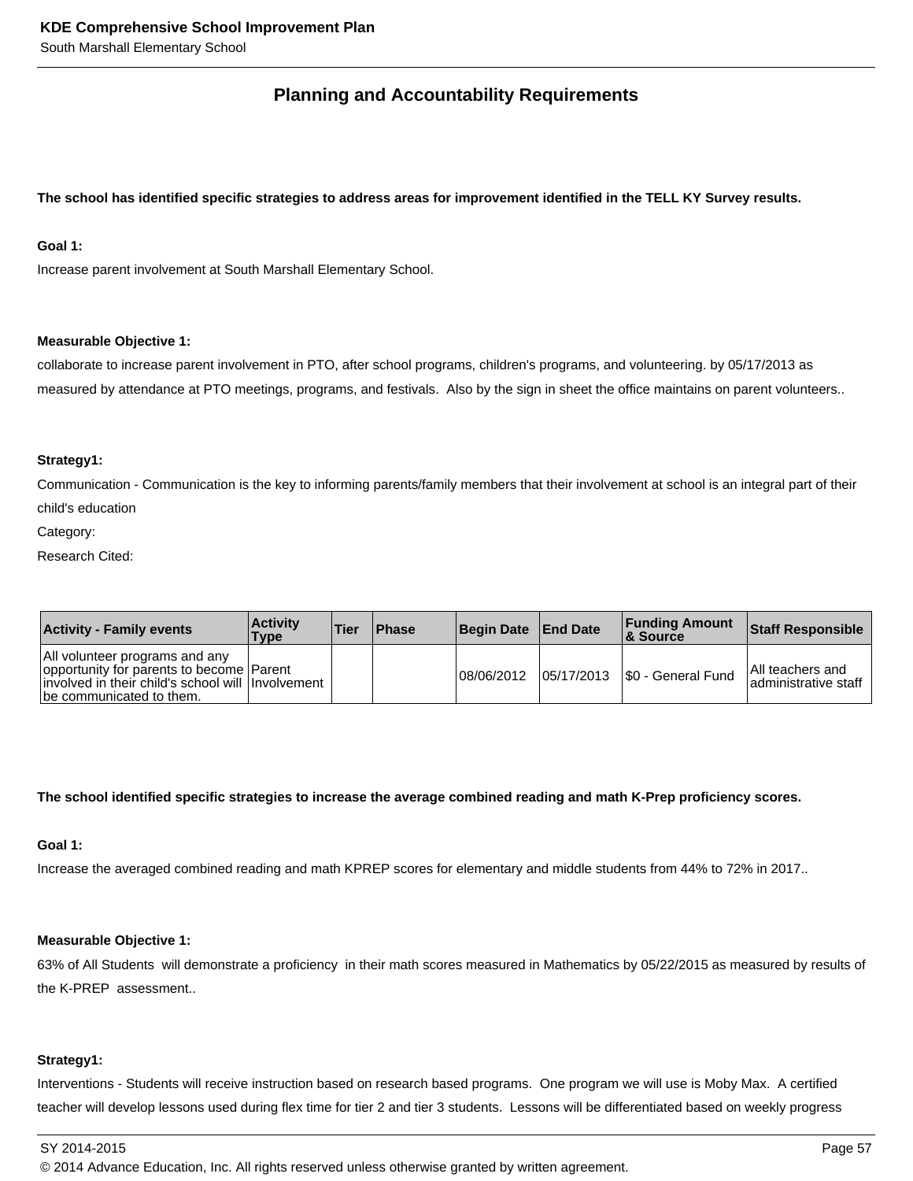## Planning and Accountability Requirements

**The school has identified specific strategies to address areas for improvement identified in the TELL KY Survey results.**

**Goal 1:**

Increase parent involvement at South Marshall Elementary School.

**Measurable Objective 1:**

collaborate to increase parent involvement in PTO, after school programs, children's programs, and volunteering. by 05/17/2013 as measured by attendance at PTO meetings, programs, and festivals. Also by the sign in sheet the office maintains on parent volunteers..

**Strategy1:**

Communication - Communication is the key to informing parents/family members that their involvement at school is an integral part of their child's education

Category:

Research Cited:

| Activity - Family events | Activity Type | Tier | Phase | Begin Date | End Date | Funding Amount & Source | Staff Responsible |
|---|---|---|---|---|---|---|---|
| All volunteer programs and any opportunity for parents to become involved in their child's school will be communicated to them. | Parent Involvement | | | 08/06/2012 | 05/17/2013 | $0 - General Fund | All teachers and administrative staff |

**The school identified specific strategies to increase the average combined reading and math K-Prep proficiency scores.**

**Goal 1:**

Increase the averaged combined reading and math KPREP scores for elementary and middle students from 44% to 72% in 2017..

**Measurable Objective 1:**

63% of All Students will demonstrate a proficiency in their math scores measured in Mathematics by 05/22/2015 as measured by results of the K-PREP assessment..

**Strategy1:**

Interventions - Students will receive instruction based on research based programs. One program we will use is Moby Max. A certified teacher will develop lessons used during flex time for tier 2 and tier 3 students. Lessons will be differentiated based on weekly progress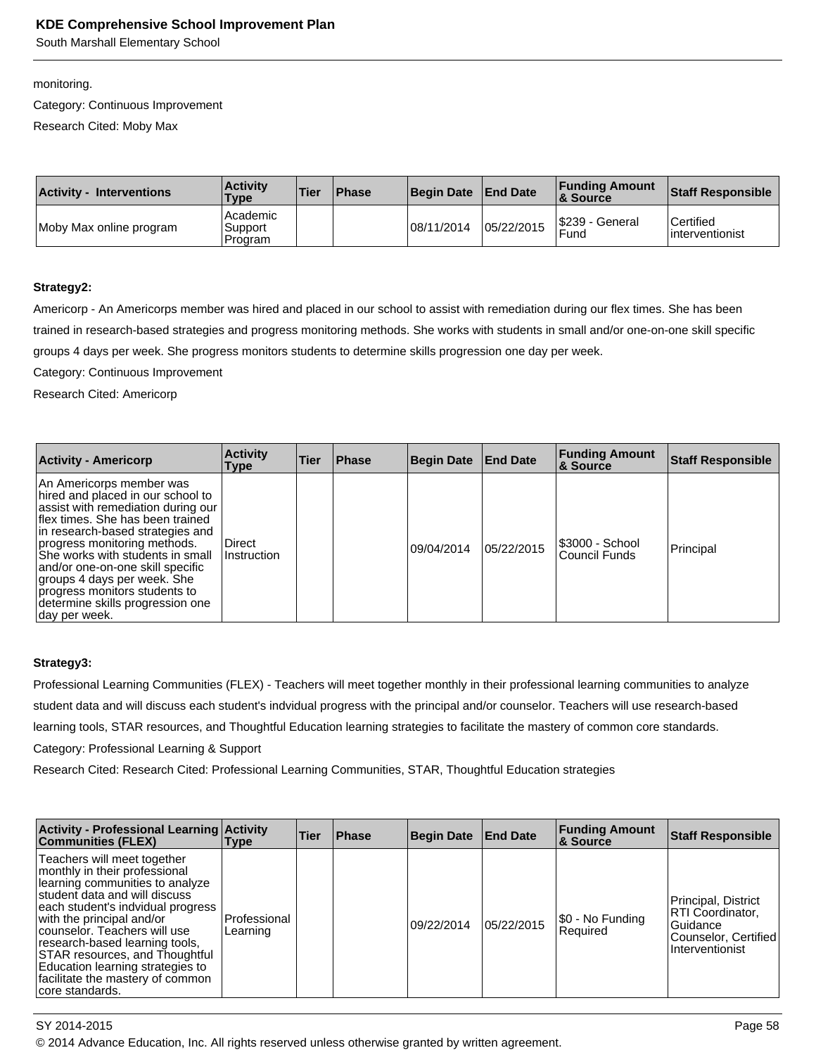monitoring.

Category: Continuous Improvement

Research Cited: Moby Max

| Activity - Interventions | Activity Type | Tier | Phase | Begin Date | End Date | Funding Amount & Source | Staff Responsible |
|---|---|---|---|---|---|---|---|
| Moby Max online program | Academic Support Program | | | 08/11/2014 | 05/22/2015 | $239 - General Fund | Certified interventionist |

**Strategy2:**

Americorp - An Americorps member was hired and placed in our school to assist with remediation during our flex times. She has been trained in research-based strategies and progress monitoring methods. She works with students in small and/or one-on-one skill specific groups 4 days per week. She progress monitors students to determine skills progression one day per week.

Category: Continuous Improvement

Research Cited: Americorp

| Activity - Americorp | Activity Type | Tier | Phase | Begin Date | End Date | Funding Amount & Source | Staff Responsible |
|---|---|---|---|---|---|---|---|
| An Americorps member was hired and placed in our school to assist with remediation during our flex times. She has been trained in research-based strategies and progress monitoring methods. She works with students in small and/or one-on-one skill specific groups 4 days per week. She progress monitors students to determine skills progression one day per week. | Direct Instruction | | | 09/04/2014 | 05/22/2015 | $3000 - School Council Funds | Principal |

**Strategy3:**

Professional Learning Communities (FLEX) - Teachers will meet together monthly in their professional learning communities to analyze student data and will discuss each student's indvidual progress with the principal and/or counselor. Teachers will use research-based learning tools, STAR resources, and Thoughtful Education learning strategies to facilitate the mastery of common core standards.

Category: Professional Learning & Support

Research Cited: Research Cited: Professional Learning Communities, STAR, Thoughtful Education strategies

| Activity - Professional Learning Communities (FLEX) | Activity Type | Tier | Phase | Begin Date | End Date | Funding Amount & Source | Staff Responsible |
|---|---|---|---|---|---|---|---|
| Teachers will meet together monthly in their professional learning communities to analyze student data and will discuss each student's indvidual progress with the principal and/or counselor. Teachers will use research-based learning tools, STAR resources, and Thoughtful Education learning strategies to facilitate the mastery of common core standards. | Professional Learning | | | 09/22/2014 | 05/22/2015 | $0 - No Funding Required | Principal, District RTI Coordinator, Guidance Counselor, Certified Interventionist |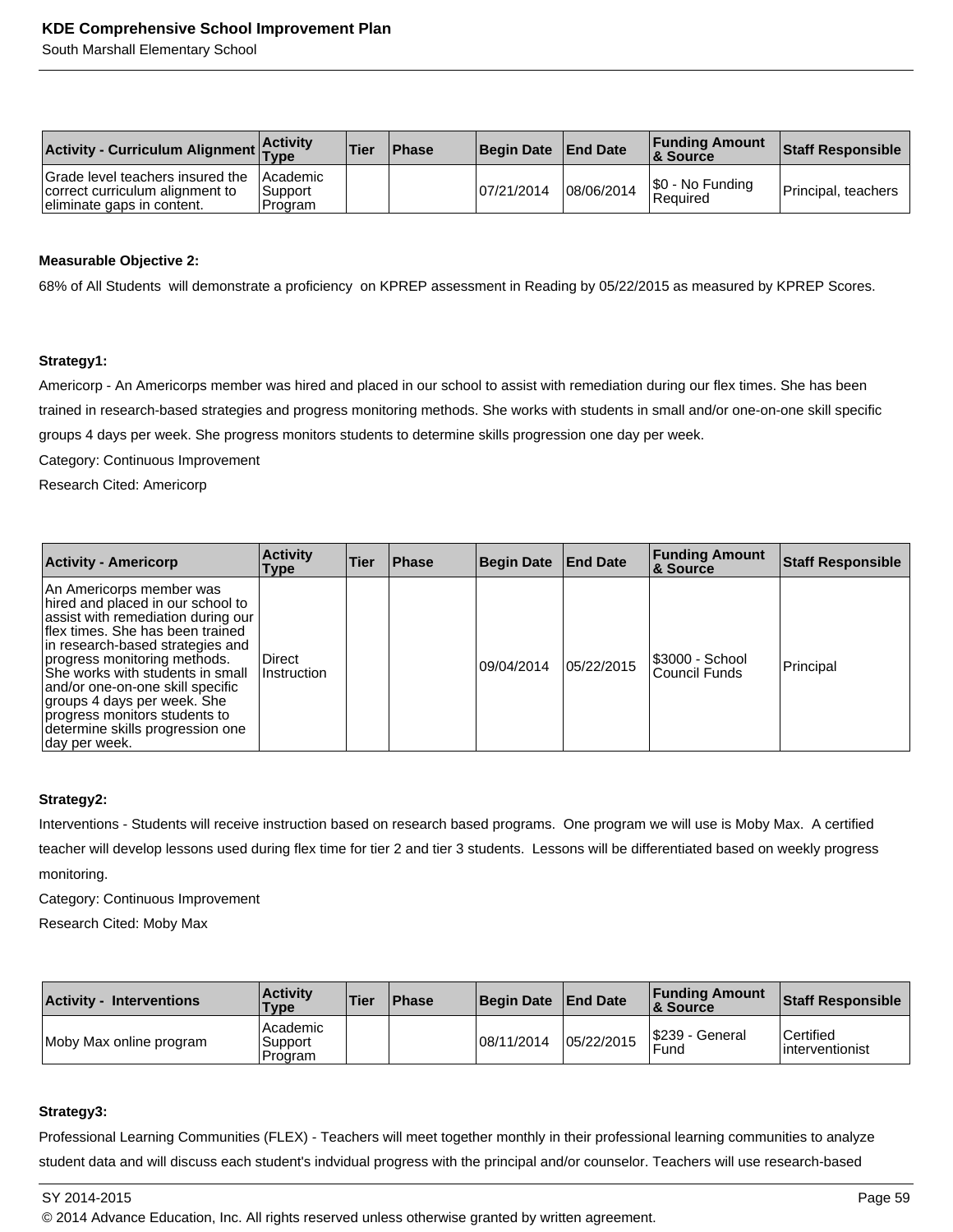| Activity - Curriculum Alignment | Activity Type | Tier | Phase | Begin Date | End Date | Funding Amount & Source | Staff Responsible |
|---|---|---|---|---|---|---|---|
| Grade level teachers insured the correct curriculum alignment to eliminate gaps in content. | Academic Support Program | | | 07/21/2014 | 08/06/2014 | $0 - No Funding Required | Principal, teachers |

**Measurable Objective 2:**

68% of All Students will demonstrate a proficiency on KPREP assessment in Reading by 05/22/2015 as measured by KPREP Scores.

**Strategy1:**

Americorp - An Americorps member was hired and placed in our school to assist with remediation during our flex times. She has been trained in research-based strategies and progress monitoring methods. She works with students in small and/or one-on-one skill specific groups 4 days per week. She progress monitors students to determine skills progression one day per week.

Category: Continuous Improvement

Research Cited: Americorp

| Activity - Americorp | Activity Type | Tier | Phase | Begin Date | End Date | Funding Amount & Source | Staff Responsible |
|---|---|---|---|---|---|---|---|
| An Americorps member was hired and placed in our school to assist with remediation during our flex times. She has been trained in research-based strategies and progress monitoring methods. She works with students in small and/or one-on-one skill specific groups 4 days per week. She progress monitors students to determine skills progression one day per week. | Direct Instruction | | | 09/04/2014 | 05/22/2015 | $3000 - School Council Funds | Principal |

**Strategy2:**

Interventions - Students will receive instruction based on research based programs. One program we will use is Moby Max. A certified teacher will develop lessons used during flex time for tier 2 and tier 3 students. Lessons will be differentiated based on weekly progress monitoring.

Category: Continuous Improvement

Research Cited: Moby Max

| Activity - Interventions | Activity Type | Tier | Phase | Begin Date | End Date | Funding Amount & Source | Staff Responsible |
|---|---|---|---|---|---|---|---|
| Moby Max online program | Academic Support Program | | | 08/11/2014 | 05/22/2015 | $239 - General Fund | Certified interventionist |

**Strategy3:**

Professional Learning Communities (FLEX) - Teachers will meet together monthly in their professional learning communities to analyze student data and will discuss each student's indvidual progress with the principal and/or counselor. Teachers will use research-based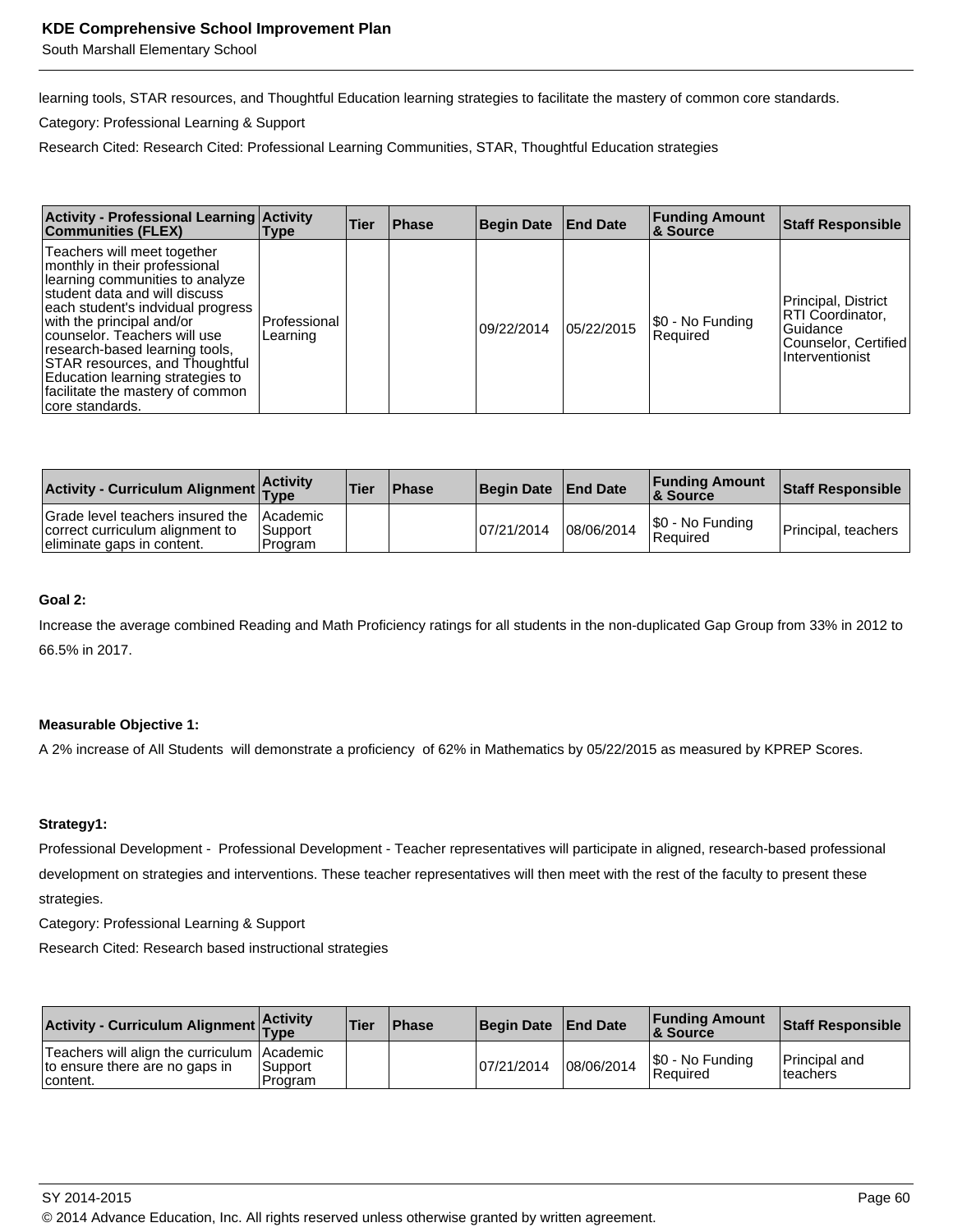learning tools, STAR resources, and Thoughtful Education learning strategies to facilitate the mastery of common core standards.

Category: Professional Learning & Support

Research Cited: Research Cited: Professional Learning Communities, STAR, Thoughtful Education strategies

| Activity - Professional Learning Communities (FLEX) | Activity Type | Tier | Phase | Begin Date | End Date | Funding Amount & Source | Staff Responsible |
|---|---|---|---|---|---|---|---|
| Teachers will meet together monthly in their professional learning communities to analyze student data and will discuss each student's indvidual progress with the principal and/or counselor. Teachers will use research-based learning tools, STAR resources, and Thoughtful Education learning strategies to facilitate the mastery of common core standards. | Professional Learning | | | 09/22/2014 | 05/22/2015 | $0 - No Funding Required | Principal, District RTI Coordinator, Guidance Counselor, Certified Interventionist |

| Activity - Curriculum Alignment | Activity Type | Tier | Phase | Begin Date | End Date | Funding Amount & Source | Staff Responsible |
|---|---|---|---|---|---|---|---|
| Grade level teachers insured the correct curriculum alignment to eliminate gaps in content. | Academic Support Program | | | 07/21/2014 | 08/06/2014 | $0 - No Funding Required | Principal, teachers |

**Goal 2:**

Increase the average combined Reading and Math Proficiency ratings for all students in the non-duplicated Gap Group from 33% in 2012 to 66.5% in 2017.

**Measurable Objective 1:**

A 2% increase of All Students will demonstrate a proficiency of 62% in Mathematics by 05/22/2015 as measured by KPREP Scores.

**Strategy1:**

Professional Development - Professional Development - Teacher representatives will participate in aligned, research-based professional development on strategies and interventions. These teacher representatives will then meet with the rest of the faculty to present these strategies.

Category: Professional Learning & Support

Research Cited: Research based instructional strategies

| Activity - Curriculum Alignment | Activity Type | Tier | Phase | Begin Date | End Date | Funding Amount & Source | Staff Responsible |
|---|---|---|---|---|---|---|---|
| Teachers will align the curriculum to ensure there are no gaps in content. | Academic Support Program | | | 07/21/2014 | 08/06/2014 | $0 - No Funding Required | Principal and teachers |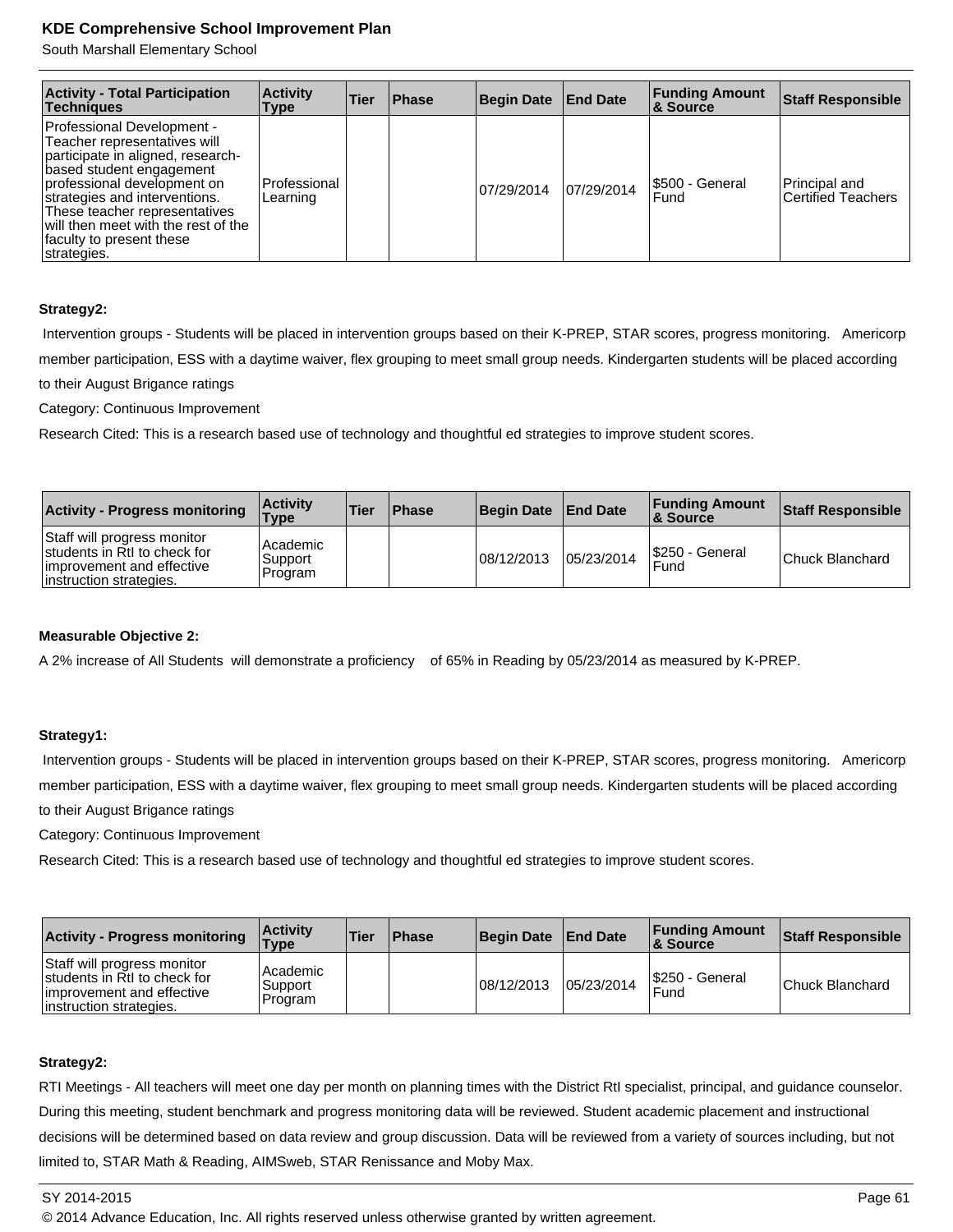| Activity - Total Participation Techniques | Activity Type | Tier | Phase | Begin Date | End Date | Funding Amount & Source | Staff Responsible |
|---|---|---|---|---|---|---|---|
| Professional Development - Teacher representatives will participate in aligned, research-based student engagement professional development on strategies and interventions. These teacher representatives will then meet with the rest of the faculty to present these strategies. | Professional Learning | | | 07/29/2014 | 07/29/2014 | $500 - General Fund | Principal and Certified Teachers |

**Strategy2:**

Intervention groups - Students will be placed in intervention groups based on their K-PREP, STAR scores, progress monitoring. Americorp member participation, ESS with a daytime waiver, flex grouping to meet small group needs. Kindergarten students will be placed according to their August Brigance ratings

Category: Continuous Improvement

Research Cited: This is a research based use of technology and thoughtful ed strategies to improve student scores.

| Activity - Progress monitoring | Activity Type | Tier | Phase | Begin Date | End Date | Funding Amount & Source | Staff Responsible |
|---|---|---|---|---|---|---|---|
| Staff will progress monitor students in RtI to check for improvement and effective instruction strategies. | Academic Support Program | | | 08/12/2013 | 05/23/2014 | $250 - General Fund | Chuck Blanchard |

**Measurable Objective 2:**

A 2% increase of All Students will demonstrate a proficiency of 65% in Reading by 05/23/2014 as measured by K-PREP.

**Strategy1:**

Intervention groups - Students will be placed in intervention groups based on their K-PREP, STAR scores, progress monitoring. Americorp member participation, ESS with a daytime waiver, flex grouping to meet small group needs. Kindergarten students will be placed according to their August Brigance ratings

Category: Continuous Improvement

Research Cited: This is a research based use of technology and thoughtful ed strategies to improve student scores.

| Activity - Progress monitoring | Activity Type | Tier | Phase | Begin Date | End Date | Funding Amount & Source | Staff Responsible |
|---|---|---|---|---|---|---|---|
| Staff will progress monitor students in RtI to check for improvement and effective instruction strategies. | Academic Support Program | | | 08/12/2013 | 05/23/2014 | $250 - General Fund | Chuck Blanchard |

**Strategy2:**

RTI Meetings - All teachers will meet one day per month on planning times with the District RtI specialist, principal, and guidance counselor. During this meeting, student benchmark and progress monitoring data will be reviewed. Student academic placement and instructional decisions will be determined based on data review and group discussion. Data will be reviewed from a variety of sources including, but not limited to, STAR Math & Reading, AIMSweb, STAR Renissance and Moby Max.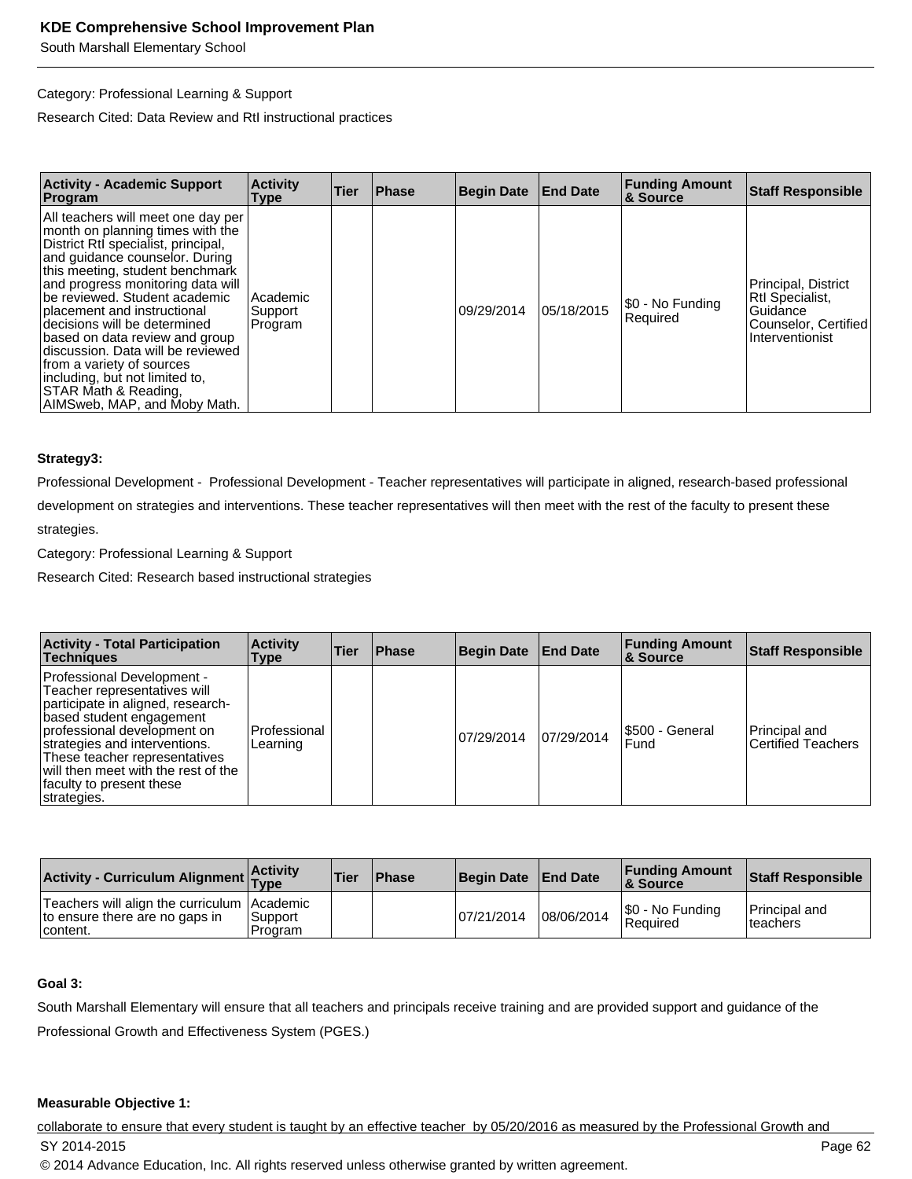Category: Professional Learning & Support

Research Cited: Data Review and RtI instructional practices

| Activity - Academic Support Program | Activity Type | Tier | Phase | Begin Date | End Date | Funding Amount & Source | Staff Responsible |
|---|---|---|---|---|---|---|---|
| All teachers will meet one day per month on planning times with the District RtI specialist, principal, and guidance counselor. During this meeting, student benchmark and progress monitoring data will be reviewed. Student academic placement and instructional decisions will be determined based on data review and group discussion. Data will be reviewed from a variety of sources including, but not limited to, STAR Math & Reading, AIMSweb, MAP, and Moby Math. | Academic Support Program | | | 09/29/2014 | 05/18/2015 | $0 - No Funding Required | Principal, District RtI Specialist, Guidance Counselor, Certified Interventionist |

**Strategy3:**

Professional Development - Professional Development - Teacher representatives will participate in aligned, research-based professional development on strategies and interventions. These teacher representatives will then meet with the rest of the faculty to present these strategies.

Category: Professional Learning & Support

Research Cited: Research based instructional strategies

| Activity - Total Participation Techniques | Activity Type | Tier | Phase | Begin Date | End Date | Funding Amount & Source | Staff Responsible |
|---|---|---|---|---|---|---|---|
| Professional Development - Teacher representatives will participate in aligned, research-based student engagement professional development on strategies and interventions. These teacher representatives will then meet with the rest of the faculty to present these strategies. | Professional Learning | | | 07/29/2014 | 07/29/2014 | $500 - General Fund | Principal and Certified Teachers |

| Activity - Curriculum Alignment | Activity Type | Tier | Phase | Begin Date | End Date | Funding Amount & Source | Staff Responsible |
|---|---|---|---|---|---|---|---|
| Teachers will align the curriculum to ensure there are no gaps in content. | Academic Support Program | | | 07/21/2014 | 08/06/2014 | $0 - No Funding Required | Principal and teachers |

**Goal 3:**

South Marshall Elementary will ensure that all teachers and principals receive training and are provided support and guidance of the Professional Growth and Effectiveness System (PGES.)

**Measurable Objective 1:**

collaborate to ensure that every student is taught by an effective teacher by 05/20/2016 as measured by the Professional Growth and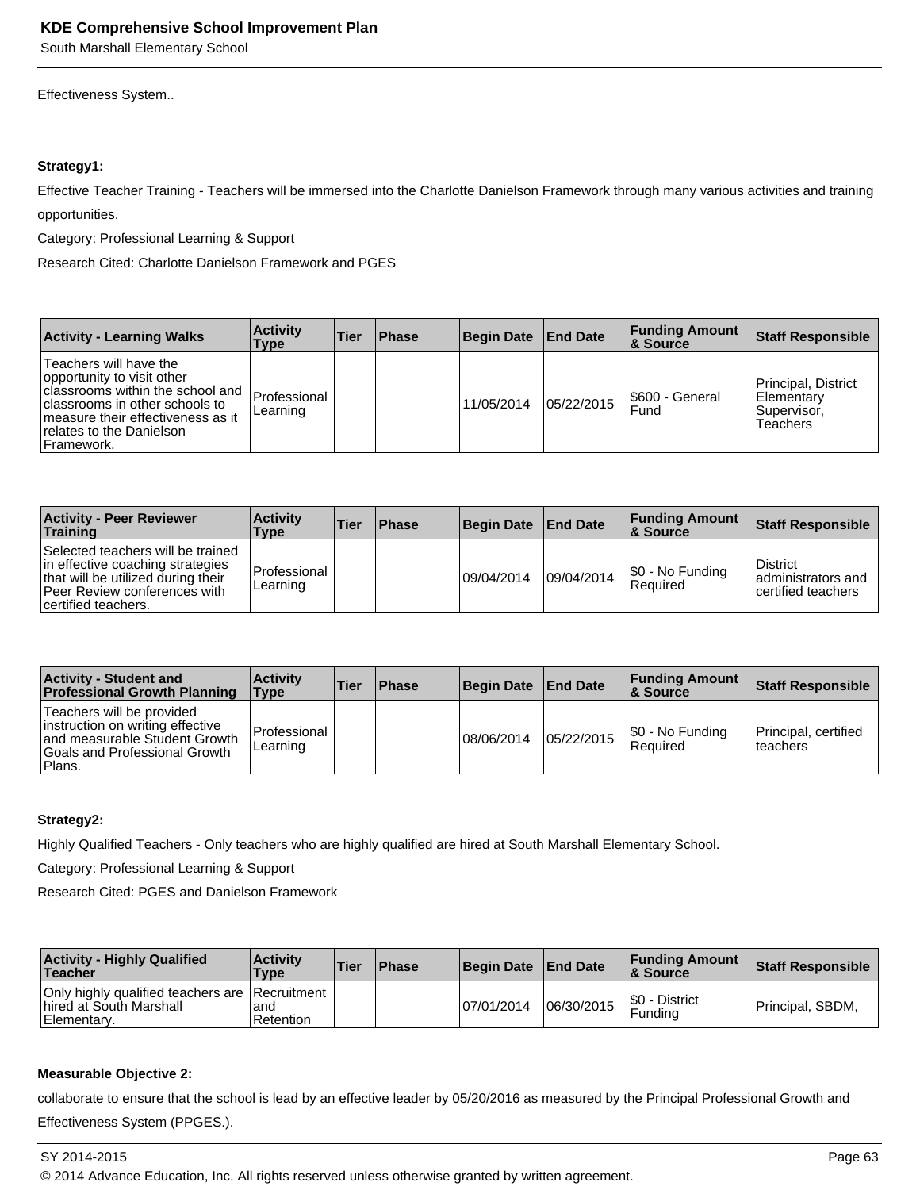Effectiveness System..

**Strategy1:**

Effective Teacher Training - Teachers will be immersed into the Charlotte Danielson Framework through many various activities and training opportunities.

Category: Professional Learning & Support

Research Cited: Charlotte Danielson Framework and PGES

| Activity - Learning Walks | Activity Type | Tier | Phase | Begin Date | End Date | Funding Amount & Source | Staff Responsible |
|---|---|---|---|---|---|---|---|
| Teachers will have the opportunity to visit other classrooms within the school and classrooms in other schools to measure their effectiveness as it relates to the Danielson Framework. | Professional Learning | | | 11/05/2014 | 05/22/2015 | $600 - General Fund | Principal, District Elementary Supervisor, Teachers |

| Activity - Peer Reviewer Training | Activity Type | Tier | Phase | Begin Date | End Date | Funding Amount & Source | Staff Responsible |
|---|---|---|---|---|---|---|---|
| Selected teachers will be trained in effective coaching strategies that will be utilized during their Peer Review conferences with certified teachers. | Professional Learning | | | 09/04/2014 | 09/04/2014 | $0 - No Funding Required | District administrators and certified teachers |

| Activity - Student and Professional Growth Planning | Activity Type | Tier | Phase | Begin Date | End Date | Funding Amount & Source | Staff Responsible |
|---|---|---|---|---|---|---|---|
| Teachers will be provided instruction on writing effective and measurable Student Growth Goals and Professional Growth Plans. | Professional Learning | | | 08/06/2014 | 05/22/2015 | $0 - No Funding Required | Principal, certified teachers |

**Strategy2:**

Highly Qualified Teachers - Only teachers who are highly qualified are hired at South Marshall Elementary School.

Category: Professional Learning & Support

Research Cited: PGES and Danielson Framework

| Activity - Highly Qualified Teacher | Activity Type | Tier | Phase | Begin Date | End Date | Funding Amount & Source | Staff Responsible |
|---|---|---|---|---|---|---|---|
| Only highly qualified teachers are hired at South Marshall Elementary. | Recruitment and Retention | | | 07/01/2014 | 06/30/2015 | $0 - District Funding | Principal, SBDM, |

**Measurable Objective 2:**

collaborate to ensure that the school is lead by an effective leader by 05/20/2016 as measured by the Principal Professional Growth and Effectiveness System (PPGES.).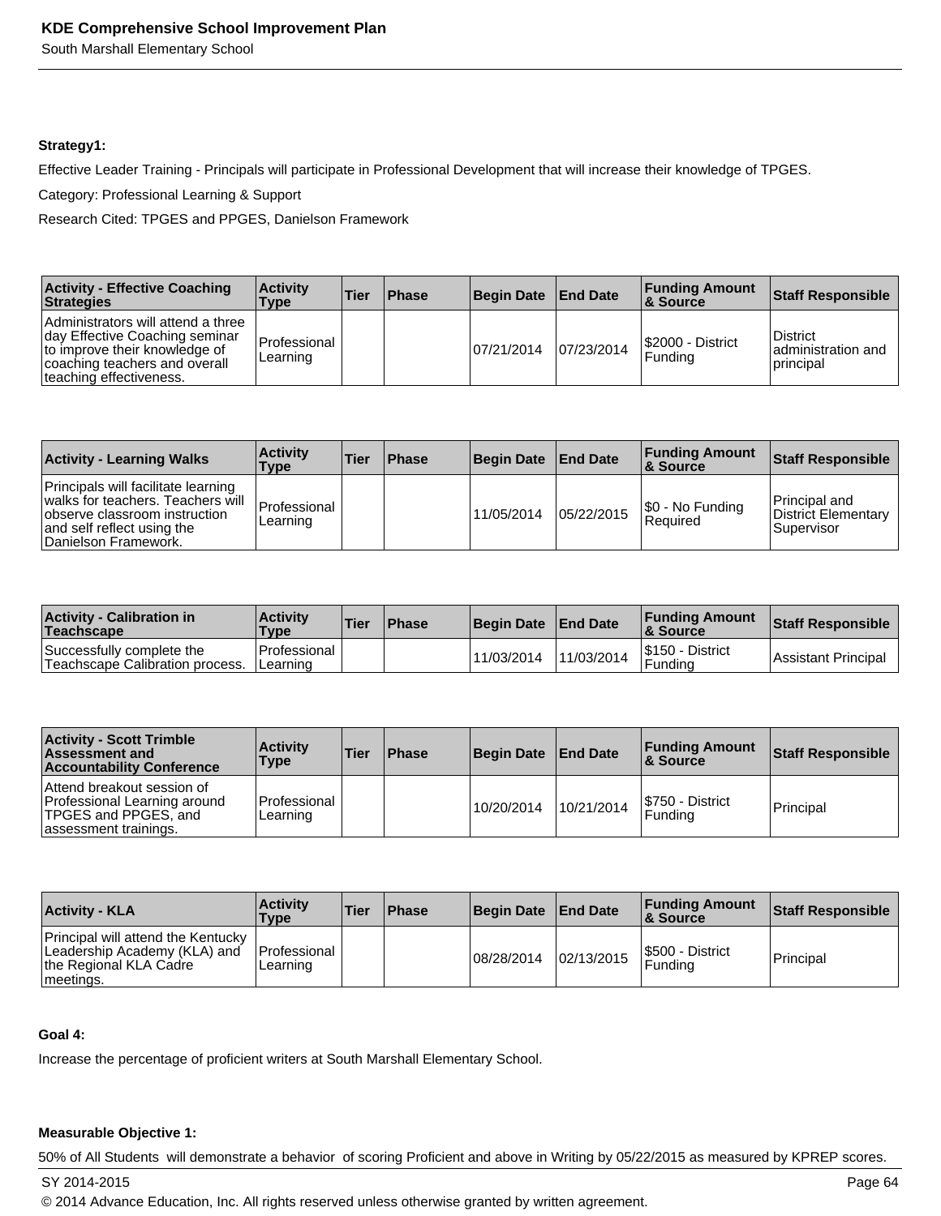**Strategy1:**

Effective Leader Training - Principals will participate in Professional Development that will increase their knowledge of TPGES.

Category: Professional Learning & Support

Research Cited: TPGES and PPGES, Danielson Framework

| Activity - Effective Coaching Strategies | Activity Type | Tier | Phase | Begin Date | End Date | Funding Amount & Source | Staff Responsible |
|---|---|---|---|---|---|---|---|
| Administrators will attend a three day Effective Coaching seminar to improve their knowledge of coaching teachers and overall teaching effectiveness. | Professional Learning | | | 07/21/2014 | 07/23/2014 | $2000 - District Funding | District administration and principal |

| Activity - Learning Walks | Activity Type | Tier | Phase | Begin Date | End Date | Funding Amount & Source | Staff Responsible |
|---|---|---|---|---|---|---|---|
| Principals will facilitate learning walks for teachers. Teachers will observe classroom instruction and self reflect using the Danielson Framework. | Professional Learning | | | 11/05/2014 | 05/22/2015 | $0 - No Funding Required | Principal and District Elementary Supervisor |

| Activity - Calibration in Teachscape | Activity Type | Tier | Phase | Begin Date | End Date | Funding Amount & Source | Staff Responsible |
|---|---|---|---|---|---|---|---|
| Successfully complete the Teachscape Calibration process. | Professional Learning | | | 11/03/2014 | 11/03/2014 | $150 - District Funding | Assistant Principal |

| Activity - Scott Trimble Assessment and Accountability Conference | Activity Type | Tier | Phase | Begin Date | End Date | Funding Amount & Source | Staff Responsible |
|---|---|---|---|---|---|---|---|
| Attend breakout session of Professional Learning around TPGES and PPGES, and assessment trainings. | Professional Learning | | | 10/20/2014 | 10/21/2014 | $750 - District Funding | Principal |

| Activity - KLA | Activity Type | Tier | Phase | Begin Date | End Date | Funding Amount & Source | Staff Responsible |
|---|---|---|---|---|---|---|---|
| Principal will attend the Kentucky Leadership Academy (KLA) and the Regional KLA Cadre meetings. | Professional Learning | | | 08/28/2014 | 02/13/2015 | $500 - District Funding | Principal |

**Goal 4:**

Increase the percentage of proficient writers at South Marshall Elementary School.

**Measurable Objective 1:**

50% of All Students will demonstrate a behavior of scoring Proficient and above in Writing by 05/22/2015 as measured by KPREP scores.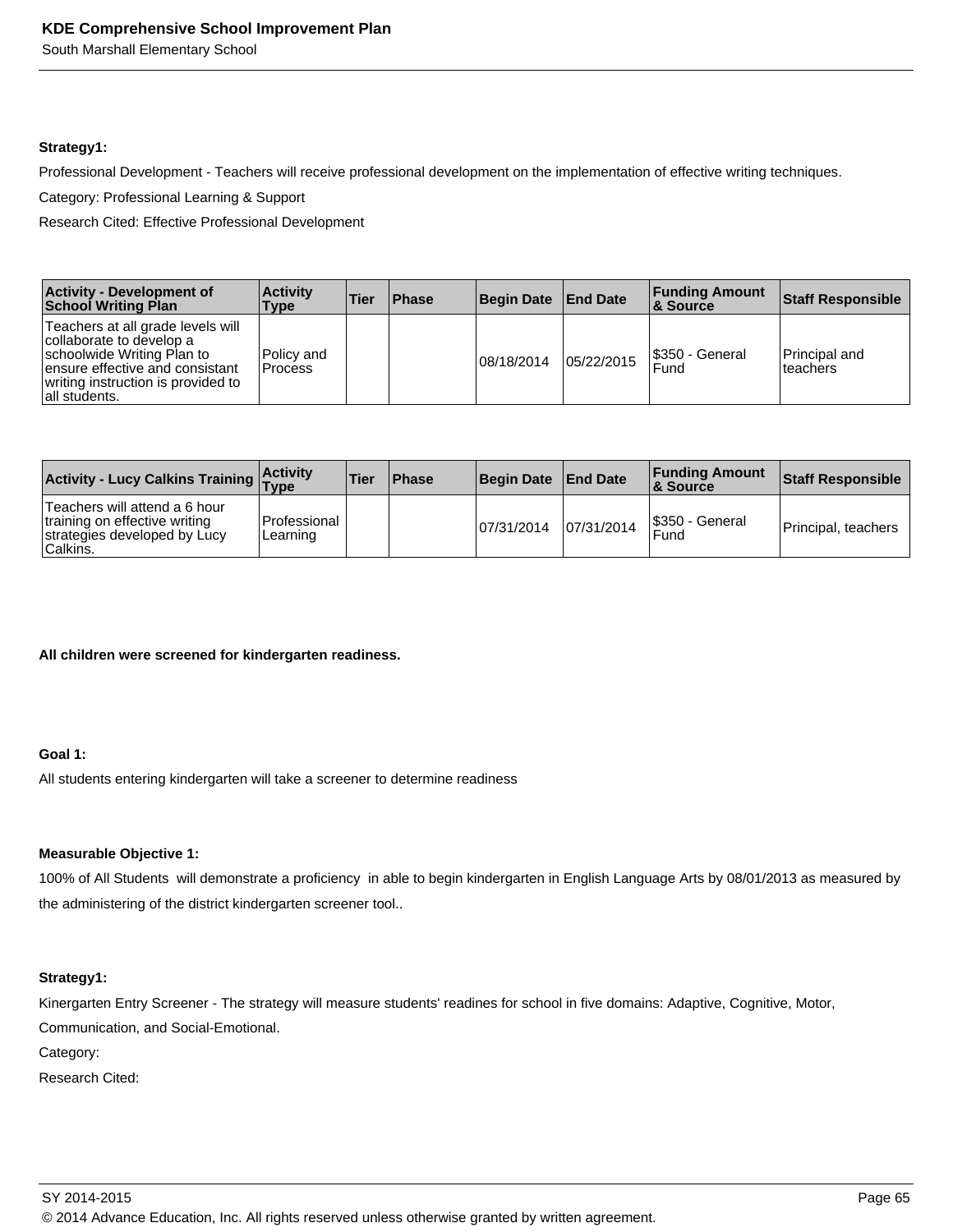**Strategy1:**

Professional Development - Teachers will receive professional development on the implementation of effective writing techniques.

Category: Professional Learning & Support

Research Cited: Effective Professional Development

| Activity - Development of School Writing Plan | Activity Type | Tier | Phase | Begin Date | End Date | Funding Amount & Source | Staff Responsible |
|---|---|---|---|---|---|---|---|
| Teachers at all grade levels will collaborate to develop a schoolwide Writing Plan to ensure effective and consistant writing instruction is provided to all students. | Policy and Process | | | 08/18/2014 | 05/22/2015 | $350 - General Fund | Principal and teachers |

| Activity - Lucy Calkins Training | Activity Type | Tier | Phase | Begin Date | End Date | Funding Amount & Source | Staff Responsible |
|---|---|---|---|---|---|---|---|
| Teachers will attend a 6 hour training on effective writing strategies developed by Lucy Calkins. | Professional Learning | | | 07/31/2014 | 07/31/2014 | $350 - General Fund | Principal, teachers |

**All children were screened for kindergarten readiness.**

**Goal 1:**

All students entering kindergarten will take a screener to determine readiness

**Measurable Objective 1:**

100% of All Students will demonstrate a proficiency in able to begin kindergarten in English Language Arts by 08/01/2013 as measured by the administering of the district kindergarten screener tool..

**Strategy1:**

Kinergarten Entry Screener - The strategy will measure students' readines for school in five domains: Adaptive, Cognitive, Motor, Communication, and Social-Emotional.

Category:

Research Cited: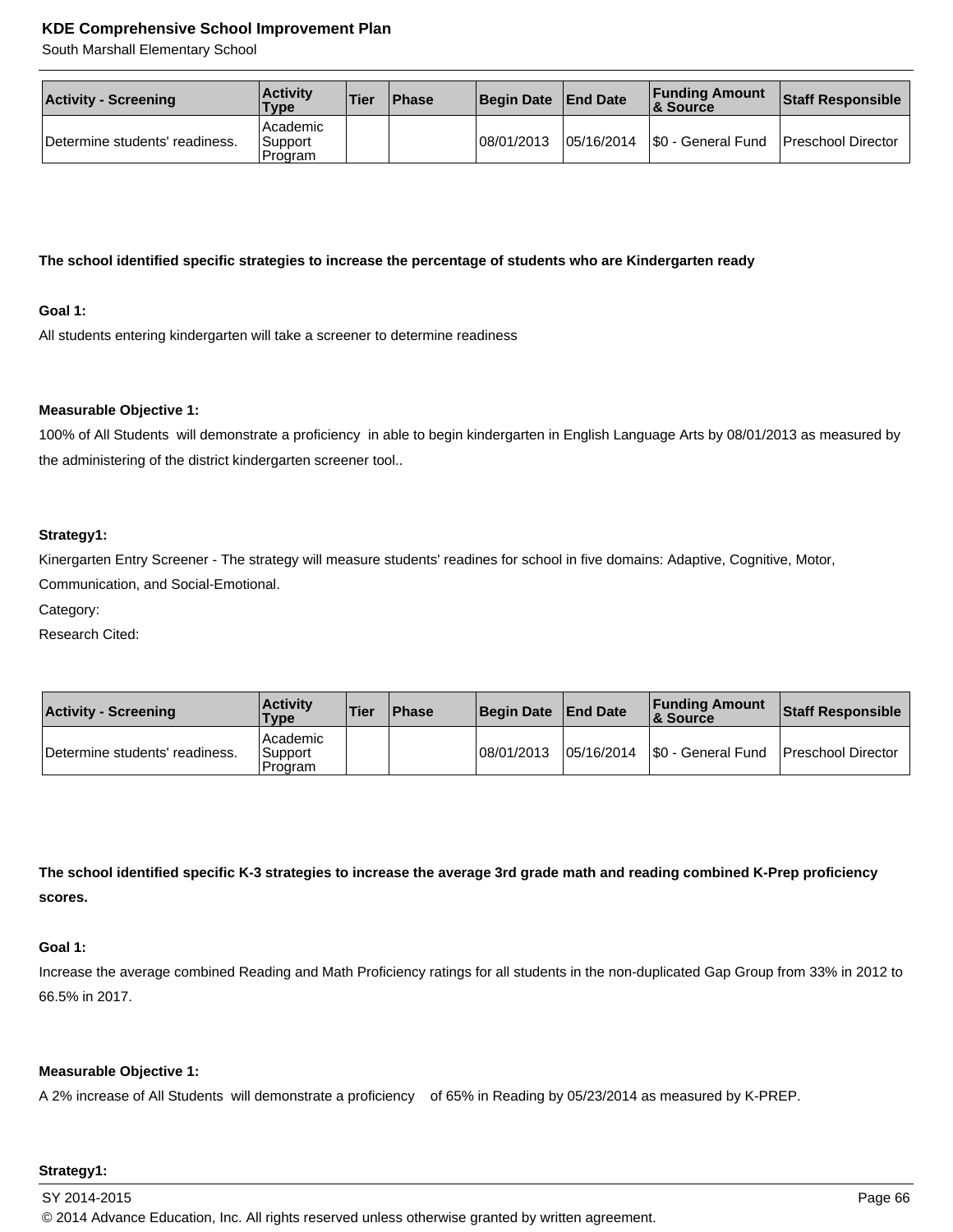| Activity - Screening | Activity Type | Tier | Phase | Begin Date | End Date | Funding Amount & Source | Staff Responsible |
|---|---|---|---|---|---|---|---|
| Determine students' readiness. | Academic Support Program | | | 08/01/2013 | 05/16/2014 | $0 - General Fund | Preschool Director |

**The school identified specific strategies to increase the percentage of students who are Kindergarten ready**

**Goal 1:**

All students entering kindergarten will take a screener to determine readiness

**Measurable Objective 1:**

100% of All Students will demonstrate a proficiency in able to begin kindergarten in English Language Arts by 08/01/2013 as measured by the administering of the district kindergarten screener tool..

**Strategy1:**

Kinergarten Entry Screener - The strategy will measure students' readines for school in five domains: Adaptive, Cognitive, Motor, Communication, and Social-Emotional.

Category:

Research Cited:

| Activity - Screening | Activity Type | Tier | Phase | Begin Date | End Date | Funding Amount & Source | Staff Responsible |
|---|---|---|---|---|---|---|---|
| Determine students' readiness. | Academic Support Program | | | 08/01/2013 | 05/16/2014 | $0 - General Fund | Preschool Director |

**The school identified specific K-3 strategies to increase the average 3rd grade math and reading combined K-Prep proficiency scores.**

**Goal 1:**

Increase the average combined Reading and Math Proficiency ratings for all students in the non-duplicated Gap Group from 33% in 2012 to 66.5% in 2017.

**Measurable Objective 1:**

A 2% increase of All Students will demonstrate a proficiency of 65% in Reading by 05/23/2014 as measured by K-PREP.

**Strategy1:**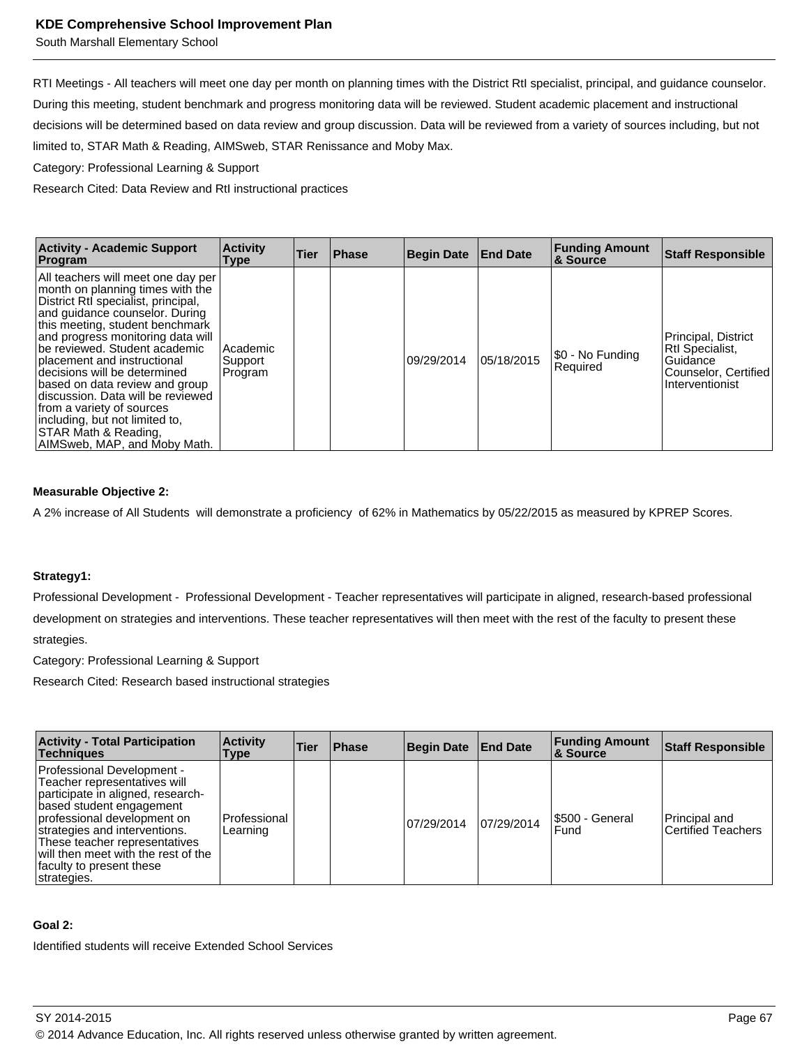RTI Meetings - All teachers will meet one day per month on planning times with the District RtI specialist, principal, and guidance counselor. During this meeting, student benchmark and progress monitoring data will be reviewed. Student academic placement and instructional decisions will be determined based on data review and group discussion. Data will be reviewed from a variety of sources including, but not limited to, STAR Math & Reading, AIMSweb, STAR Renissance and Moby Max.

Category: Professional Learning & Support

Research Cited: Data Review and RtI instructional practices

| Activity - Academic Support Program | Activity Type | Tier | Phase | Begin Date | End Date | Funding Amount & Source | Staff Responsible |
|---|---|---|---|---|---|---|---|
| All teachers will meet one day per month on planning times with the District RtI specialist, principal, and guidance counselor. During this meeting, student benchmark and progress monitoring data will be reviewed. Student academic placement and instructional decisions will be determined based on data review and group discussion. Data will be reviewed from a variety of sources including, but not limited to, STAR Math & Reading, AIMSweb, MAP, and Moby Math. | Academic Support Program | | | 09/29/2014 | 05/18/2015 | $0 - No Funding Required | Principal, District RtI Specialist, Guidance Counselor, Certified Interventionist |

**Measurable Objective 2:**

A 2% increase of All Students will demonstrate a proficiency of 62% in Mathematics by 05/22/2015 as measured by KPREP Scores.

**Strategy1:**

Professional Development - Professional Development - Teacher representatives will participate in aligned, research-based professional development on strategies and interventions. These teacher representatives will then meet with the rest of the faculty to present these strategies.

Category: Professional Learning & Support

Research Cited: Research based instructional strategies

| Activity - Total Participation Techniques | Activity Type | Tier | Phase | Begin Date | End Date | Funding Amount & Source | Staff Responsible |
|---|---|---|---|---|---|---|---|
| Professional Development - Teacher representatives will participate in aligned, research-based student engagement professional development on strategies and interventions. These teacher representatives will then meet with the rest of the faculty to present these strategies. | Professional Learning | | | 07/29/2014 | 07/29/2014 | $500 - General Fund | Principal and Certified Teachers |

**Goal 2:**

Identified students will receive Extended School Services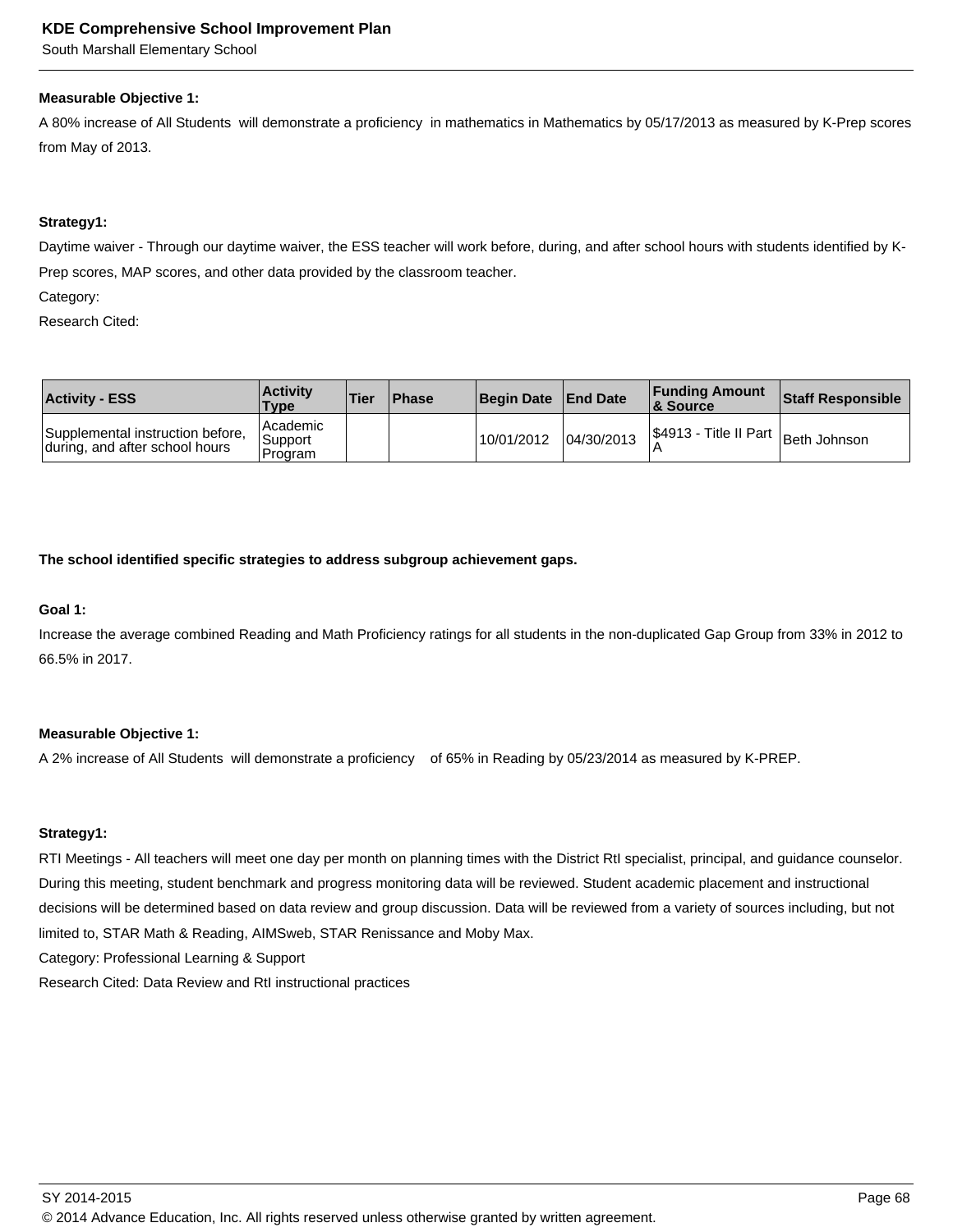**Measurable Objective 1:**

A 80% increase of All Students will demonstrate a proficiency in mathematics in Mathematics by 05/17/2013 as measured by K-Prep scores from May of 2013.

**Strategy1:**

Daytime waiver - Through our daytime waiver, the ESS teacher will work before, during, and after school hours with students identified by K-Prep scores, MAP scores, and other data provided by the classroom teacher.

Category:

Research Cited:

| Activity - ESS | Activity Type | Tier | Phase | Begin Date | End Date | Funding Amount & Source | Staff Responsible |
|---|---|---|---|---|---|---|---|
| Supplemental instruction before, during, and after school hours | Academic Support Program | | | 10/01/2012 | 04/30/2013 | $4913 - Title II Part A | Beth Johnson |

**The school identified specific strategies to address subgroup achievement gaps.**

**Goal 1:**

Increase the average combined Reading and Math Proficiency ratings for all students in the non-duplicated Gap Group from 33% in 2012 to 66.5% in 2017.

**Measurable Objective 1:**

A 2% increase of All Students will demonstrate a proficiency of 65% in Reading by 05/23/2014 as measured by K-PREP.

**Strategy1:**

RTI Meetings - All teachers will meet one day per month on planning times with the District RtI specialist, principal, and guidance counselor. During this meeting, student benchmark and progress monitoring data will be reviewed. Student academic placement and instructional decisions will be determined based on data review and group discussion. Data will be reviewed from a variety of sources including, but not limited to, STAR Math & Reading, AIMSweb, STAR Renissance and Moby Max.

Category: Professional Learning & Support

Research Cited: Data Review and RtI instructional practices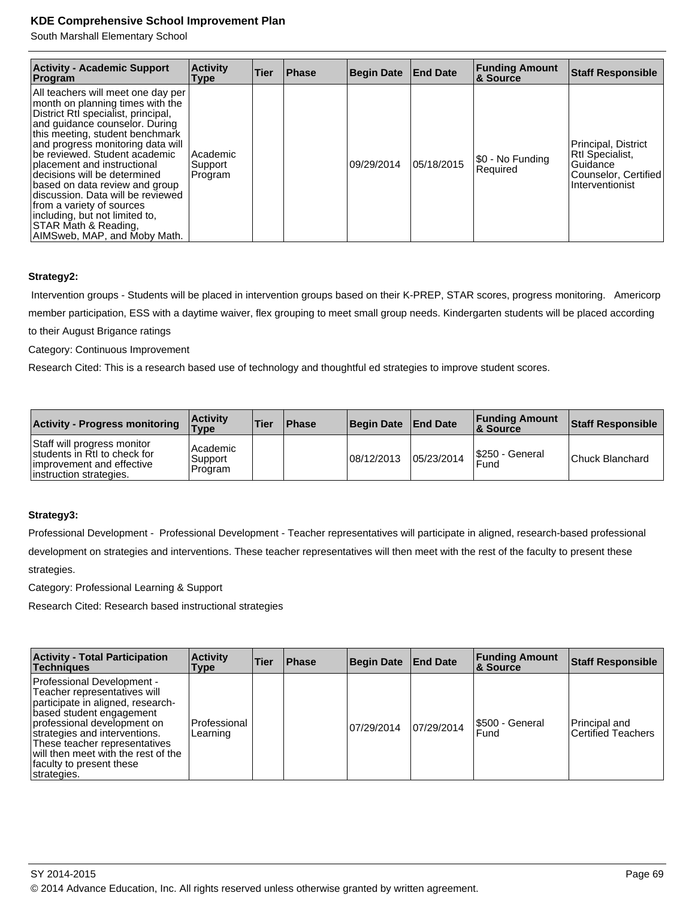| Activity - Academic Support Program | Activity Type | Tier | Phase | Begin Date | End Date | Funding Amount & Source | Staff Responsible |
|---|---|---|---|---|---|---|---|
| All teachers will meet one day per month on planning times with the District RtI specialist, principal, and guidance counselor. During this meeting, student benchmark and progress monitoring data will be reviewed. Student academic placement and instructional decisions will be determined based on data review and group discussion. Data will be reviewed from a variety of sources including, but not limited to, STAR Math & Reading, AIMSweb, MAP, and Moby Math. | Academic Support Program | | | 09/29/2014 | 05/18/2015 | $0 - No Funding Required | Principal, District RtI Specialist, Guidance Counselor, Certified Interventionist |

**Strategy2:**

Intervention groups - Students will be placed in intervention groups based on their K-PREP, STAR scores, progress monitoring. Americorp member participation, ESS with a daytime waiver, flex grouping to meet small group needs. Kindergarten students will be placed according to their August Brigance ratings

Category: Continuous Improvement

Research Cited: This is a research based use of technology and thoughtful ed strategies to improve student scores.

| Activity - Progress monitoring | Activity Type | Tier | Phase | Begin Date | End Date | Funding Amount & Source | Staff Responsible |
|---|---|---|---|---|---|---|---|
| Staff will progress monitor students in RtI to check for improvement and effective instruction strategies. | Academic Support Program | | | 08/12/2013 | 05/23/2014 | $250 - General Fund | Chuck Blanchard |

**Strategy3:**

Professional Development - Professional Development - Teacher representatives will participate in aligned, research-based professional development on strategies and interventions. These teacher representatives will then meet with the rest of the faculty to present these strategies.

Category: Professional Learning & Support

Research Cited: Research based instructional strategies

| Activity - Total Participation Techniques | Activity Type | Tier | Phase | Begin Date | End Date | Funding Amount & Source | Staff Responsible |
|---|---|---|---|---|---|---|---|
| Professional Development - Teacher representatives will participate in aligned, research-based student engagement professional development on strategies and interventions. These teacher representatives will then meet with the rest of the faculty to present these strategies. | Professional Learning | | | 07/29/2014 | 07/29/2014 | $500 - General Fund | Principal and Certified Teachers |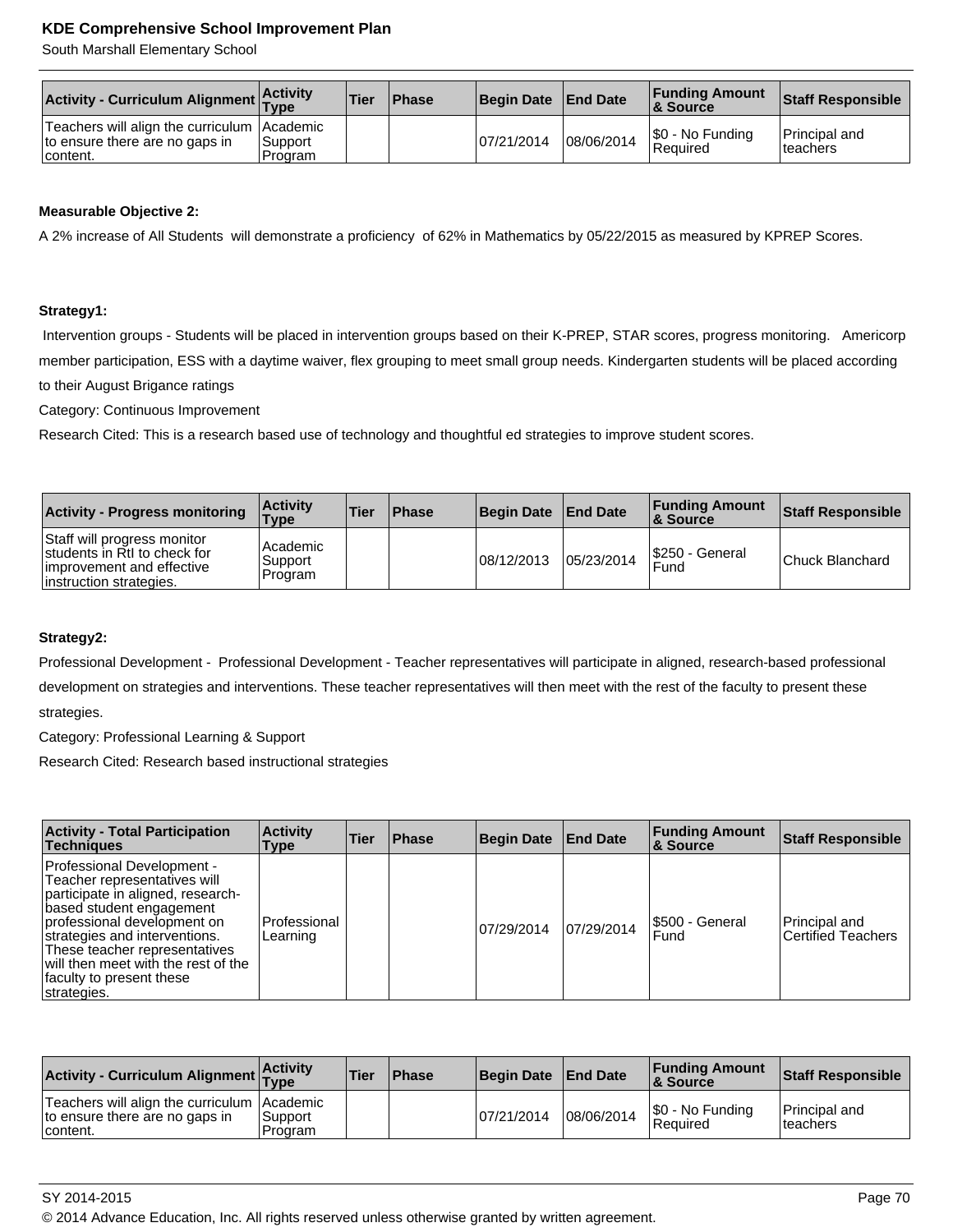| Activity - Curriculum Alignment | Activity Type | Tier | Phase | Begin Date | End Date | Funding Amount & Source | Staff Responsible |
|---|---|---|---|---|---|---|---|
| Teachers will align the curriculum to ensure there are no gaps in content. | Academic Support Program | | | 07/21/2014 | 08/06/2014 | $0 - No Funding Required | Principal and teachers |

**Measurable Objective 2:**

A 2% increase of All Students will demonstrate a proficiency of 62% in Mathematics by 05/22/2015 as measured by KPREP Scores.

**Strategy1:**

Intervention groups - Students will be placed in intervention groups based on their K-PREP, STAR scores, progress monitoring. Americorp member participation, ESS with a daytime waiver, flex grouping to meet small group needs. Kindergarten students will be placed according to their August Brigance ratings

Category: Continuous Improvement

Research Cited: This is a research based use of technology and thoughtful ed strategies to improve student scores.

| Activity - Progress monitoring | Activity Type | Tier | Phase | Begin Date | End Date | Funding Amount & Source | Staff Responsible |
|---|---|---|---|---|---|---|---|
| Staff will progress monitor students in RtI to check for improvement and effective instruction strategies. | Academic Support Program | | | 08/12/2013 | 05/23/2014 | $250 - General Fund | Chuck Blanchard |

**Strategy2:**

Professional Development - Professional Development - Teacher representatives will participate in aligned, research-based professional development on strategies and interventions. These teacher representatives will then meet with the rest of the faculty to present these strategies.

Category: Professional Learning & Support

Research Cited: Research based instructional strategies

| Activity - Total Participation Techniques | Activity Type | Tier | Phase | Begin Date | End Date | Funding Amount & Source | Staff Responsible |
|---|---|---|---|---|---|---|---|
| Professional Development - Teacher representatives will participate in aligned, research-based student engagement professional development on strategies and interventions. These teacher representatives will then meet with the rest of the faculty to present these strategies. | Professional Learning | | | 07/29/2014 | 07/29/2014 | $500 - General Fund | Principal and Certified Teachers |

| Activity - Curriculum Alignment | Activity Type | Tier | Phase | Begin Date | End Date | Funding Amount & Source | Staff Responsible |
|---|---|---|---|---|---|---|---|
| Teachers will align the curriculum to ensure there are no gaps in content. | Academic Support Program | | | 07/21/2014 | 08/06/2014 | $0 - No Funding Required | Principal and teachers |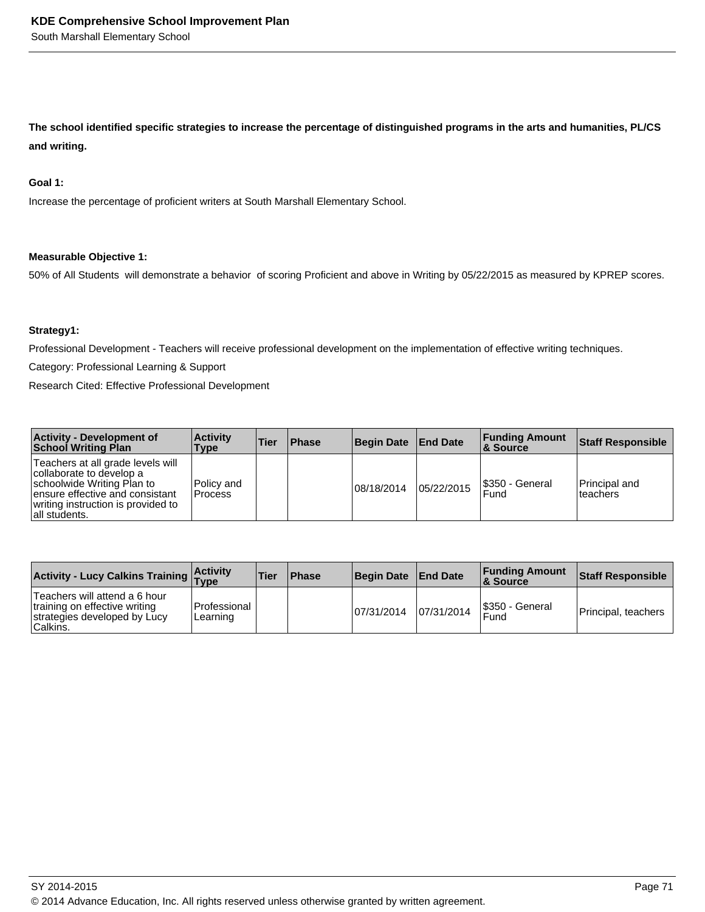**The school identified specific strategies to increase the percentage of distinguished programs in the arts and humanities, PL/CS and writing.**

**Goal 1:**

Increase the percentage of proficient writers at South Marshall Elementary School.

**Measurable Objective 1:**

50% of All Students will demonstrate a behavior of scoring Proficient and above in Writing by 05/22/2015 as measured by KPREP scores.

**Strategy1:**

Professional Development - Teachers will receive professional development on the implementation of effective writing techniques.

Category: Professional Learning & Support

Research Cited: Effective Professional Development

| Activity - Development of School Writing Plan | Activity Type | Tier | Phase | Begin Date | End Date | Funding Amount & Source | Staff Responsible |
|---|---|---|---|---|---|---|---|
| Teachers at all grade levels will collaborate to develop a schoolwide Writing Plan to ensure effective and consistant writing instruction is provided to all students. | Policy and Process | | | 08/18/2014 | 05/22/2015 | $350 - General Fund | Principal and teachers |

| Activity - Lucy Calkins Training | Activity Type | Tier | Phase | Begin Date | End Date | Funding Amount & Source | Staff Responsible |
|---|---|---|---|---|---|---|---|
| Teachers will attend a 6 hour training on effective writing strategies developed by Lucy Calkins. | Professional Learning | | | 07/31/2014 | 07/31/2014 | $350 - General Fund | Principal, teachers |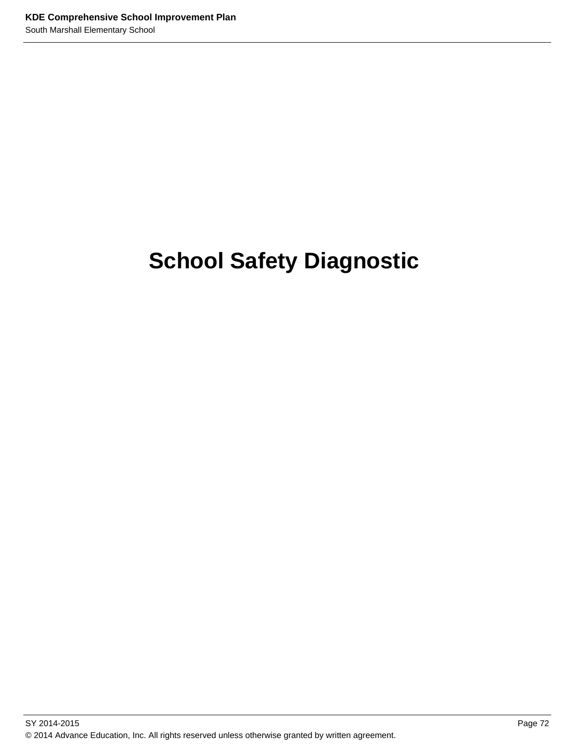# School Safety Diagnostic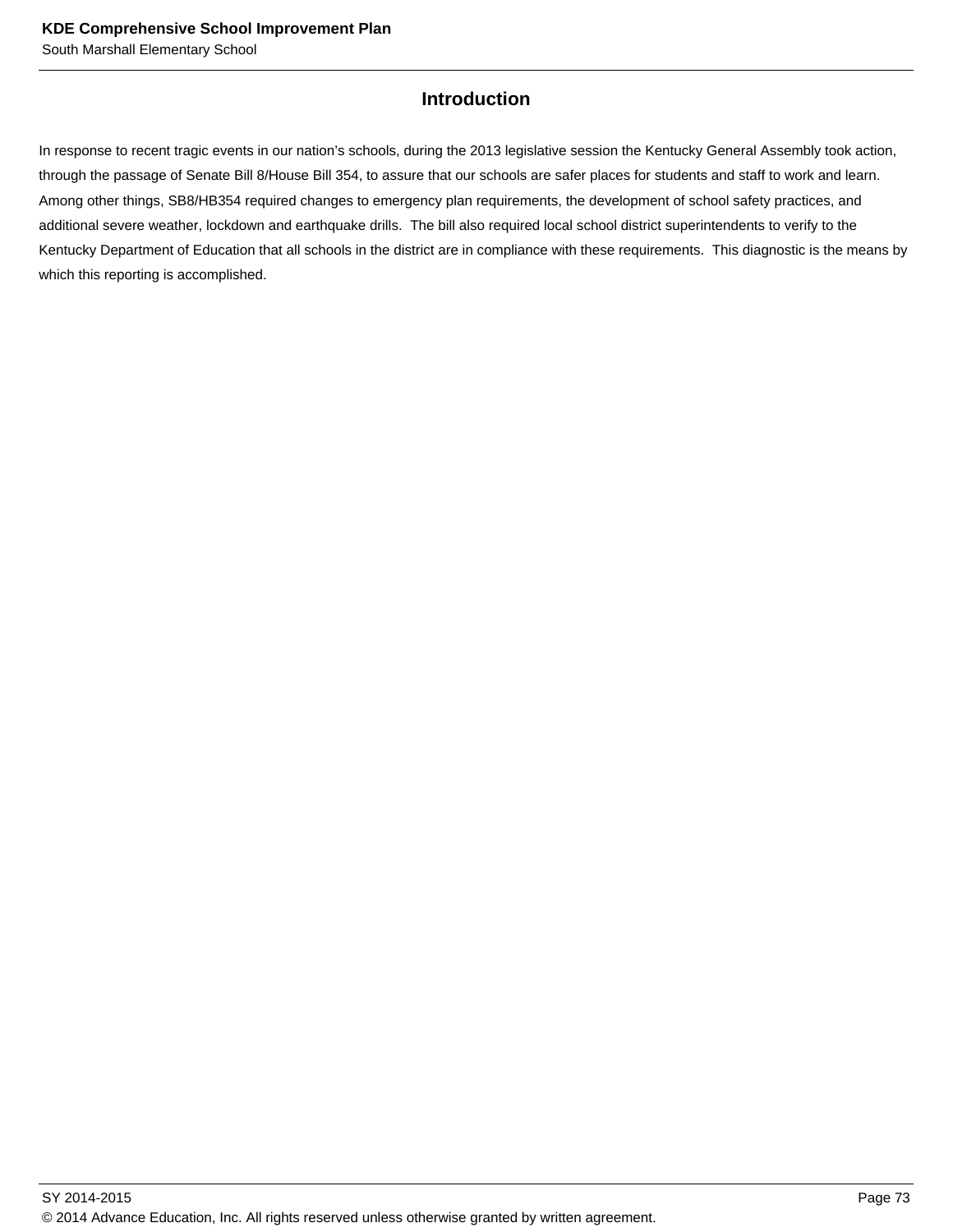## Introduction

In response to recent tragic events in our nation’s schools, during the 2013 legislative session the Kentucky General Assembly took action, through the passage of Senate Bill 8/House Bill 354, to assure that our schools are safer places for students and staff to work and learn. Among other things, SB8/HB354 required changes to emergency plan requirements, the development of school safety practices, and additional severe weather, lockdown and earthquake drills. The bill also required local school district superintendents to verify to the Kentucky Department of Education that all schools in the district are in compliance with these requirements. This diagnostic is the means by which this reporting is accomplished.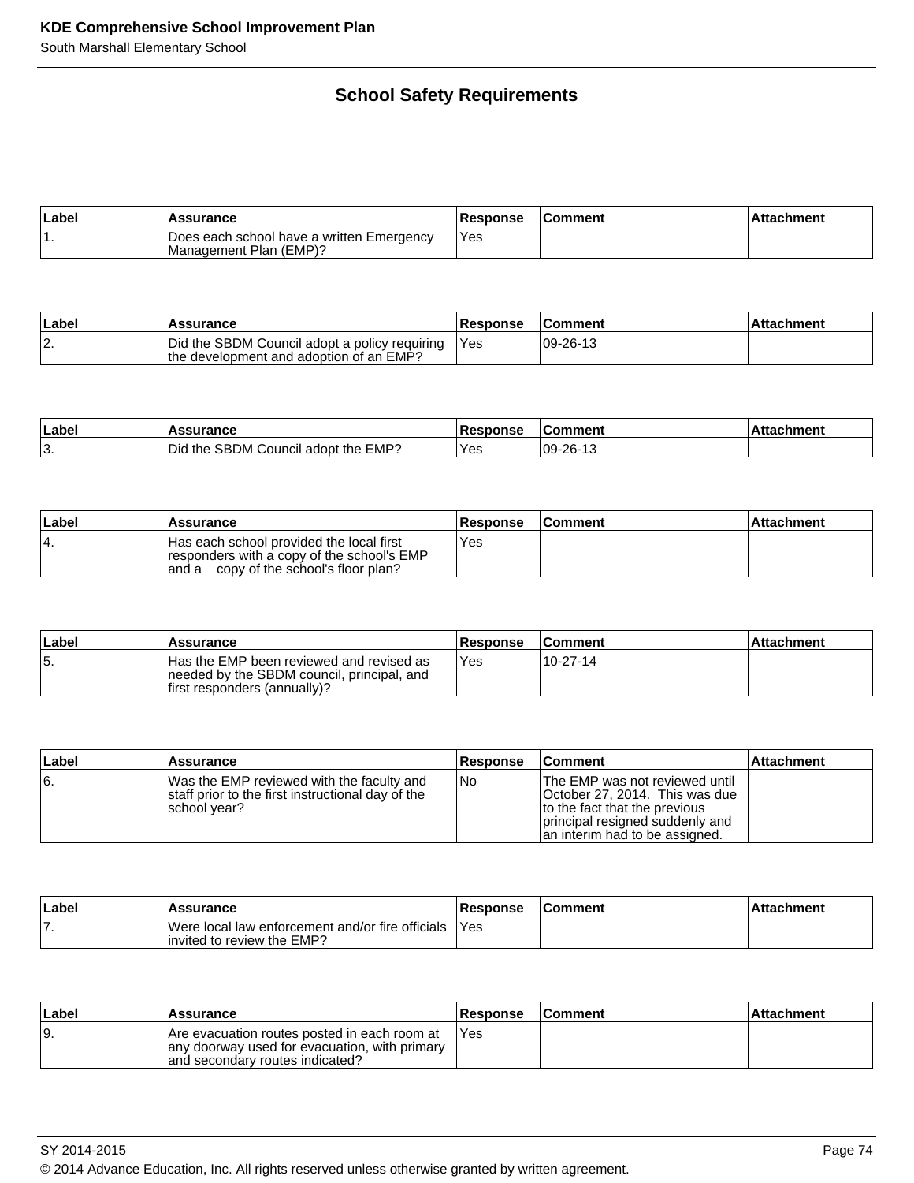## School Safety Requirements

| Label | Assurance | Response | Comment | Attachment |
|---|---|---|---|---|
| 1. | Does each school have a written Emergency Management Plan (EMP)? | Yes | | |

| Label | Assurance | Response | Comment | Attachment |
|---|---|---|---|---|
| 2. | Did the SBDM Council adopt a policy requiring the development and adoption of an EMP? | Yes | 09-26-13 | |

| Label | Assurance | Response | Comment | Attachment |
|---|---|---|---|---|
| 3. | Did the SBDM Council adopt the EMP? | Yes | 09-26-13 | |

| Label | Assurance | Response | Comment | Attachment |
|---|---|---|---|---|
| 4. | Has each school provided the local first responders with a copy of the school's EMP and a copy of the school's floor plan? | Yes | | |

| Label | Assurance | Response | Comment | Attachment |
|---|---|---|---|---|
| 5. | Has the EMP been reviewed and revised as needed by the SBDM council, principal, and first responders (annually)? | Yes | 10-27-14 | |

| Label | Assurance | Response | Comment | Attachment |
|---|---|---|---|---|
| 6. | Was the EMP reviewed with the faculty and staff prior to the first instructional day of the school year? | No | The EMP was not reviewed until October 27, 2014. This was due to the fact that the previous principal resigned suddenly and an interim had to be assigned. | |

| Label | Assurance | Response | Comment | Attachment |
|---|---|---|---|---|
| 7. | Were local law enforcement and/or fire officials invited to review the EMP? | Yes | | |

| Label | Assurance | Response | Comment | Attachment |
|---|---|---|---|---|
| 9. | Are evacuation routes posted in each room at any doorway used for evacuation, with primary and secondary routes indicated? | Yes | | |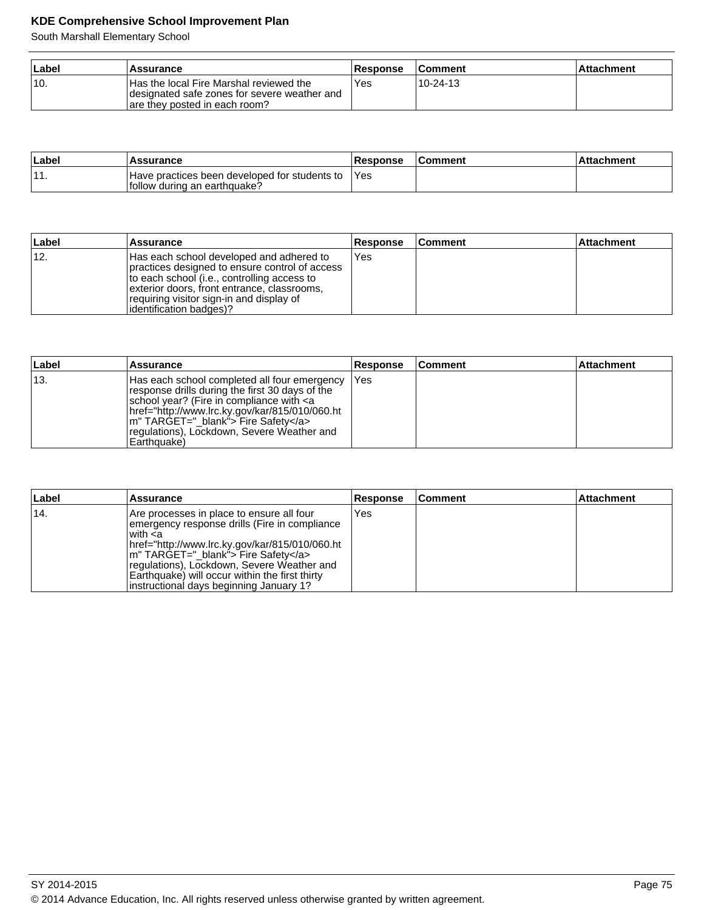| Label | Assurance | Response | Comment | Attachment |
|---|---|---|---|---|
| 10. | Has the local Fire Marshal reviewed the designated safe zones for severe weather and are they posted in each room? | Yes | 10-24-13 | |

| Label | Assurance | Response | Comment | Attachment |
|---|---|---|---|---|
| 11. | Have practices been developed for students to follow during an earthquake? | Yes | | |

| Label | Assurance | Response | Comment | Attachment |
|---|---|---|---|---|
| 12. | Has each school developed and adhered to practices designed to ensure control of access to each school (i.e., controlling access to exterior doors, front entrance, classrooms, requiring visitor sign-in and display of identification badges)? | Yes | | |

| Label | Assurance | Response | Comment | Attachment |
|---|---|---|---|---|
| 13. | Has each school completed all four emergency response drills during the first 30 days of the school year? (Fire in compliance with <a href="http://www.lrc.ky.gov/kar/815/010/060.htm" TARGET="_blank"> Fire Safety</a> regulations), Lockdown, Severe Weather and Earthquake) | Yes | | |

| Label | Assurance | Response | Comment | Attachment |
|---|---|---|---|---|
| 14. | Are processes in place to ensure all four emergency response drills (Fire in compliance with <a href="http://www.lrc.ky.gov/kar/815/010/060.htm" TARGET="_blank"> Fire Safety</a> regulations), Lockdown, Severe Weather and Earthquake) will occur within the first thirty instructional days beginning January 1? | Yes | | |